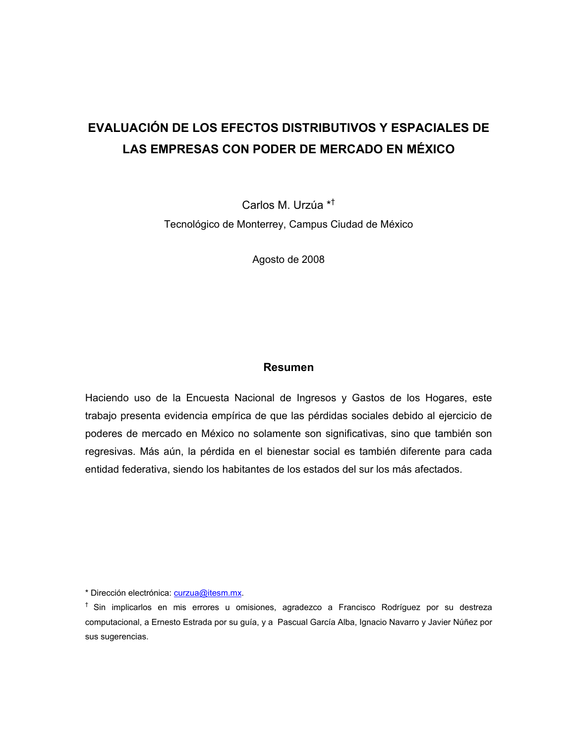# EVALUACIÓN DE LOS EFECTOS DISTRIBUTIVOS Y ESPACIALES DE LAS EMPRESAS CON PODER DE MERCADO EN MÉXICO

Carlos M. Urzúa [*,†]

Tecnológico de Monterrey, Campus Ciudad de México

Agosto de 2008

## Resumen

Haciendo uso de la Encuesta Nacional de Ingresos y Gastos de los Hogares, este trabajo presenta evidencia empírica de que las pérdidas sociales debido al ejercicio de poderes de mercado en México no solamente son significativas, sino que también son regresivas. Más aún, la pérdida en el bienestar social es también diferente para cada entidad federativa, siendo los habitantes de los estados del sur los más afectados.

---

[*] Dirección electrónica: curzua@itesm.mx.

[†] Sin implicarlos en mis errores u omisiones, agradezco a Francisco Rodríguez por su destreza computacional, a Ernesto Estrada por su guía, y a Pascual García Alba, Ignacio Navarro y Javier Núñez por sus sugerencias.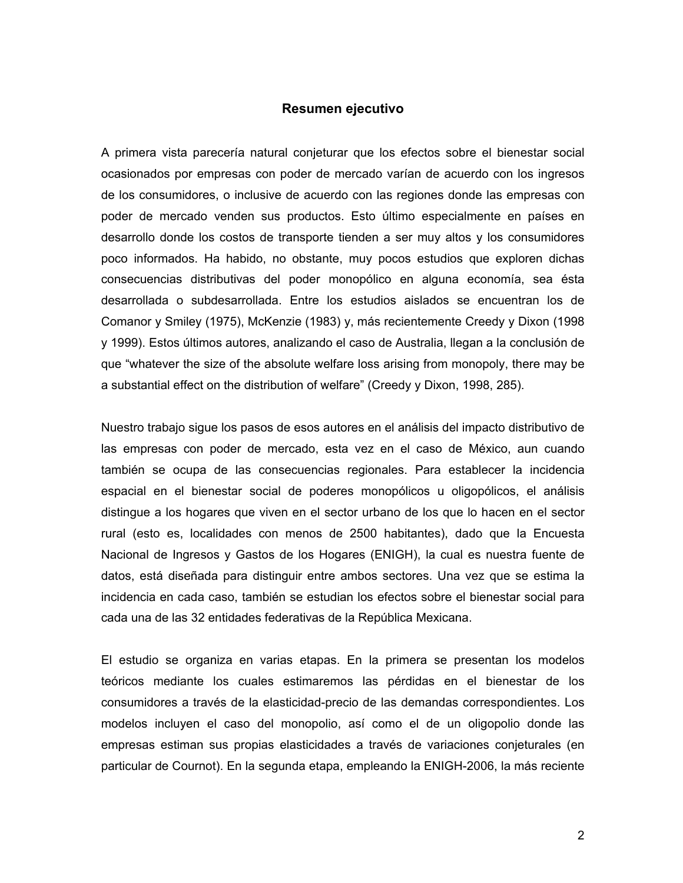## Resumen ejecutivo

A primera vista parecería natural conjeturar que los efectos sobre el bienestar social ocasionados por empresas con poder de mercado varían de acuerdo con los ingresos de los consumidores, o inclusive de acuerdo con las regiones donde las empresas con poder de mercado venden sus productos. Esto último especialmente en países en desarrollo donde los costos de transporte tienden a ser muy altos y los consumidores poco informados. Ha habido, no obstante, muy pocos estudios que exploren dichas consecuencias distributivas del poder monopólico en alguna economía, sea ésta desarrollada o subdesarrollada. Entre los estudios aislados se encuentran los de Comanor y Smiley (1975), McKenzie (1983) y, más recientemente Creedy y Dixon (1998 y 1999). Estos últimos autores, analizando el caso de Australia, llegan a la conclusión de que "whatever the size of the absolute welfare loss arising from monopoly, there may be a substantial effect on the distribution of welfare" (Creedy y Dixon, 1998, 285).

Nuestro trabajo sigue los pasos de esos autores en el análisis del impacto distributivo de las empresas con poder de mercado, esta vez en el caso de México, aun cuando también se ocupa de las consecuencias regionales. Para establecer la incidencia espacial en el bienestar social de poderes monopólicos u oligopólicos, el análisis distingue a los hogares que viven en el sector urbano de los que lo hacen en el sector rural (esto es, localidades con menos de 2500 habitantes), dado que la Encuesta Nacional de Ingresos y Gastos de los Hogares (ENIGH), la cual es nuestra fuente de datos, está diseñada para distinguir entre ambos sectores. Una vez que se estima la incidencia en cada caso, también se estudian los efectos sobre el bienestar social para cada una de las 32 entidades federativas de la República Mexicana.

El estudio se organiza en varias etapas. En la primera se presentan los modelos teóricos mediante los cuales estimaremos las pérdidas en el bienestar de los consumidores a través de la elasticidad-precio de las demandas correspondientes. Los modelos incluyen el caso del monopolio, así como el de un oligopolio donde las empresas estiman sus propias elasticidades a través de variaciones conjeturales (en particular de Cournot). En la segunda etapa, empleando la ENIGH-2006, la más reciente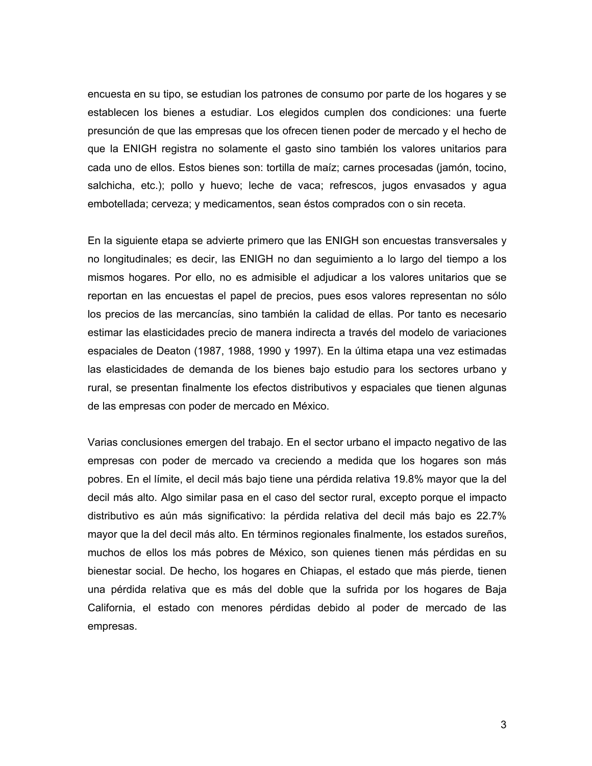encuesta en su tipo, se estudian los patrones de consumo por parte de los hogares y se establecen los bienes a estudiar. Los elegidos cumplen dos condiciones: una fuerte presunción de que las empresas que los ofrecen tienen poder de mercado y el hecho de que la ENIGH registra no solamente el gasto sino también los valores unitarios para cada uno de ellos. Estos bienes son: tortilla de maíz; carnes procesadas (jamón, tocino, salchicha, etc.); pollo y huevo; leche de vaca; refrescos, jugos envasados y agua embotellada; cerveza; y medicamentos, sean éstos comprados con o sin receta.

En la siguiente etapa se advierte primero que las ENIGH son encuestas transversales y no longitudinales; es decir, las ENIGH no dan seguimiento a lo largo del tiempo a los mismos hogares. Por ello, no es admisible el adjudicar a los valores unitarios que se reportan en las encuestas el papel de precios, pues esos valores representan no sólo los precios de las mercancías, sino también la calidad de ellas. Por tanto es necesario estimar las elasticidades precio de manera indirecta a través del modelo de variaciones espaciales de Deaton (1987, 1988, 1990 y 1997). En la última etapa una vez estimadas las elasticidades de demanda de los bienes bajo estudio para los sectores urbano y rural, se presentan finalmente los efectos distributivos y espaciales que tienen algunas de las empresas con poder de mercado en México.

Varias conclusiones emergen del trabajo. En el sector urbano el impacto negativo de las empresas con poder de mercado va creciendo a medida que los hogares son más pobres. En el límite, el decil más bajo tiene una pérdida relativa 19.8% mayor que la del decil más alto. Algo similar pasa en el caso del sector rural, excepto porque el impacto distributivo es aún más significativo: la pérdida relativa del decil más bajo es 22.7% mayor que la del decil más alto. En términos regionales finalmente, los estados sureños, muchos de ellos los más pobres de México, son quienes tienen más pérdidas en su bienestar social. De hecho, los hogares en Chiapas, el estado que más pierde, tienen una pérdida relativa que es más del doble que la sufrida por los hogares de Baja California, el estado con menores pérdidas debido al poder de mercado de las empresas.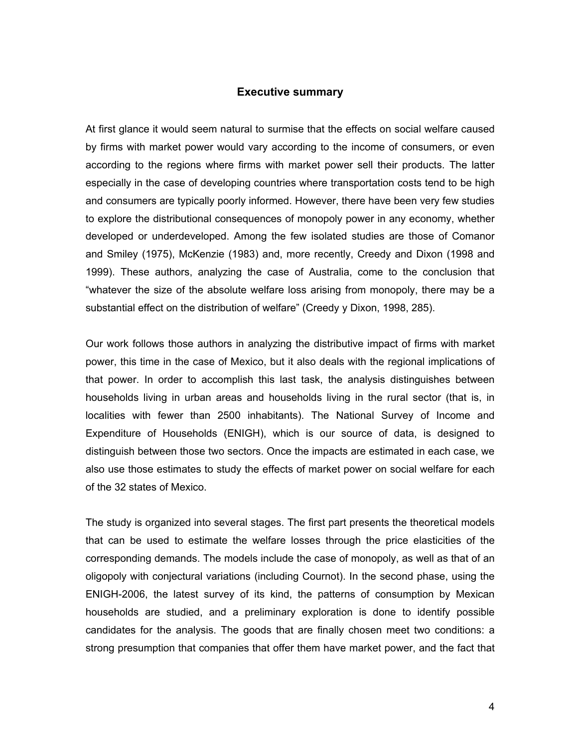## Executive summary

At first glance it would seem natural to surmise that the effects on social welfare caused by firms with market power would vary according to the income of consumers, or even according to the regions where firms with market power sell their products. The latter especially in the case of developing countries where transportation costs tend to be high and consumers are typically poorly informed. However, there have been very few studies to explore the distributional consequences of monopoly power in any economy, whether developed or underdeveloped. Among the few isolated studies are those of Comanor and Smiley (1975), McKenzie (1983) and, more recently, Creedy and Dixon (1998 and 1999). These authors, analyzing the case of Australia, come to the conclusion that "whatever the size of the absolute welfare loss arising from monopoly, there may be a substantial effect on the distribution of welfare" (Creedy y Dixon, 1998, 285).

Our work follows those authors in analyzing the distributive impact of firms with market power, this time in the case of Mexico, but it also deals with the regional implications of that power. In order to accomplish this last task, the analysis distinguishes between households living in urban areas and households living in the rural sector (that is, in localities with fewer than 2500 inhabitants). The National Survey of Income and Expenditure of Households (ENIGH), which is our source of data, is designed to distinguish between those two sectors. Once the impacts are estimated in each case, we also use those estimates to study the effects of market power on social welfare for each of the 32 states of Mexico.

The study is organized into several stages. The first part presents the theoretical models that can be used to estimate the welfare losses through the price elasticities of the corresponding demands. The models include the case of monopoly, as well as that of an oligopoly with conjectural variations (including Cournot). In the second phase, using the ENIGH-2006, the latest survey of its kind, the patterns of consumption by Mexican households are studied, and a preliminary exploration is done to identify possible candidates for the analysis. The goods that are finally chosen meet two conditions: a strong presumption that companies that offer them have market power, and the fact that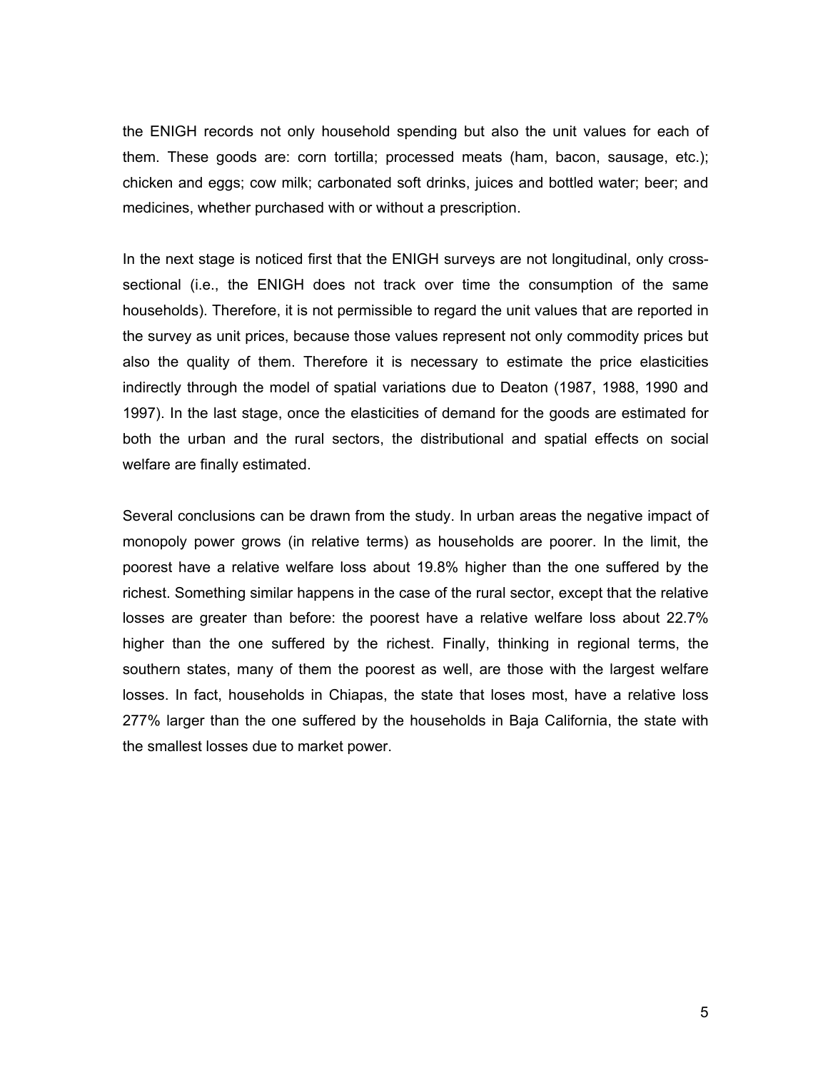the ENIGH records not only household spending but also the unit values for each of them. These goods are: corn tortilla; processed meats (ham, bacon, sausage, etc.); chicken and eggs; cow milk; carbonated soft drinks, juices and bottled water; beer; and medicines, whether purchased with or without a prescription.

In the next stage is noticed first that the ENIGH surveys are not longitudinal, only cross-sectional (i.e., the ENIGH does not track over time the consumption of the same households). Therefore, it is not permissible to regard the unit values that are reported in the survey as unit prices, because those values represent not only commodity prices but also the quality of them. Therefore it is necessary to estimate the price elasticities indirectly through the model of spatial variations due to Deaton (1987, 1988, 1990 and 1997). In the last stage, once the elasticities of demand for the goods are estimated for both the urban and the rural sectors, the distributional and spatial effects on social welfare are finally estimated.

Several conclusions can be drawn from the study. In urban areas the negative impact of monopoly power grows (in relative terms) as households are poorer. In the limit, the poorest have a relative welfare loss about 19.8% higher than the one suffered by the richest. Something similar happens in the case of the rural sector, except that the relative losses are greater than before: the poorest have a relative welfare loss about 22.7% higher than the one suffered by the richest. Finally, thinking in regional terms, the southern states, many of them the poorest as well, are those with the largest welfare losses. In fact, households in Chiapas, the state that loses most, have a relative loss 277% larger than the one suffered by the households in Baja California, the state with the smallest losses due to market power.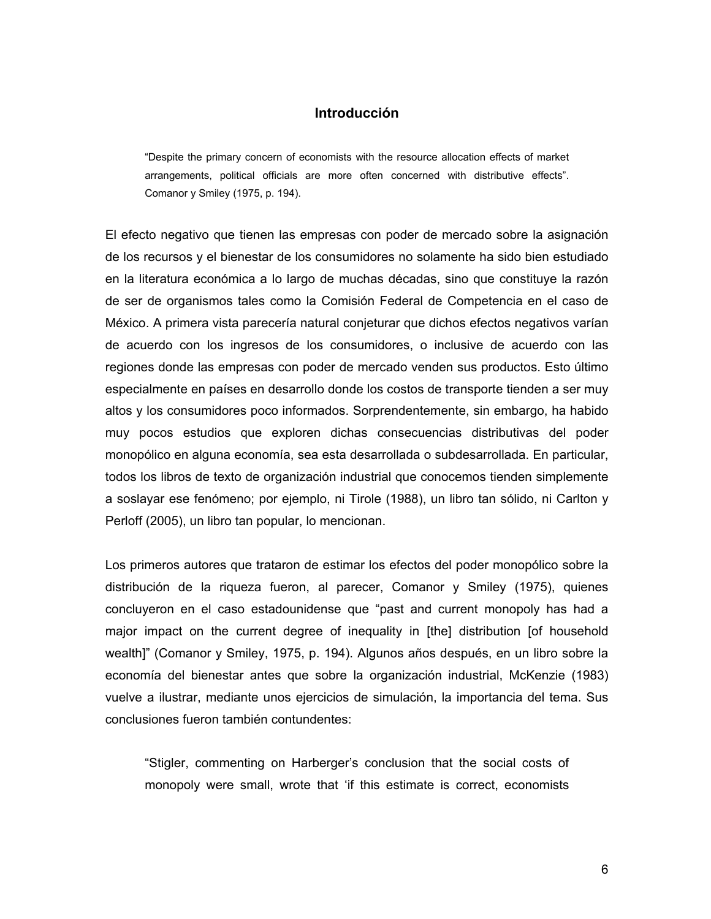## Introducción

> "Despite the primary concern of economists with the resource allocation effects of market arrangements, political officials are more often concerned with distributive effects". Comanor y Smiley (1975, p. 194).

El efecto negativo que tienen las empresas con poder de mercado sobre la asignación de los recursos y el bienestar de los consumidores no solamente ha sido bien estudiado en la literatura económica a lo largo de muchas décadas, sino que constituye la razón de ser de organismos tales como la Comisión Federal de Competencia en el caso de México. A primera vista parecería natural conjeturar que dichos efectos negativos varían de acuerdo con los ingresos de los consumidores, o inclusive de acuerdo con las regiones donde las empresas con poder de mercado venden sus productos. Esto último especialmente en países en desarrollo donde los costos de transporte tienden a ser muy altos y los consumidores poco informados. Sorprendentemente, sin embargo, ha habido muy pocos estudios que exploren dichas consecuencias distributivas del poder monopólico en alguna economía, sea esta desarrollada o subdesarrollada. En particular, todos los libros de texto de organización industrial que conocemos tienden simplemente a soslayar ese fenómeno; por ejemplo, ni Tirole (1988), un libro tan sólido, ni Carlton y Perloff (2005), un libro tan popular, lo mencionan.

Los primeros autores que trataron de estimar los efectos del poder monopólico sobre la distribución de la riqueza fueron, al parecer, Comanor y Smiley (1975), quienes concluyeron en el caso estadounidense que "past and current monopoly has had a major impact on the current degree of inequality in [the] distribution [of household wealth]" (Comanor y Smiley, 1975, p. 194). Algunos años después, en un libro sobre la economía del bienestar antes que sobre la organización industrial, McKenzie (1983) vuelve a ilustrar, mediante unos ejercicios de simulación, la importancia del tema. Sus conclusiones fueron también contundentes:

> "Stigler, commenting on Harberger's conclusion that the social costs of monopoly were small, wrote that 'if this estimate is correct, economists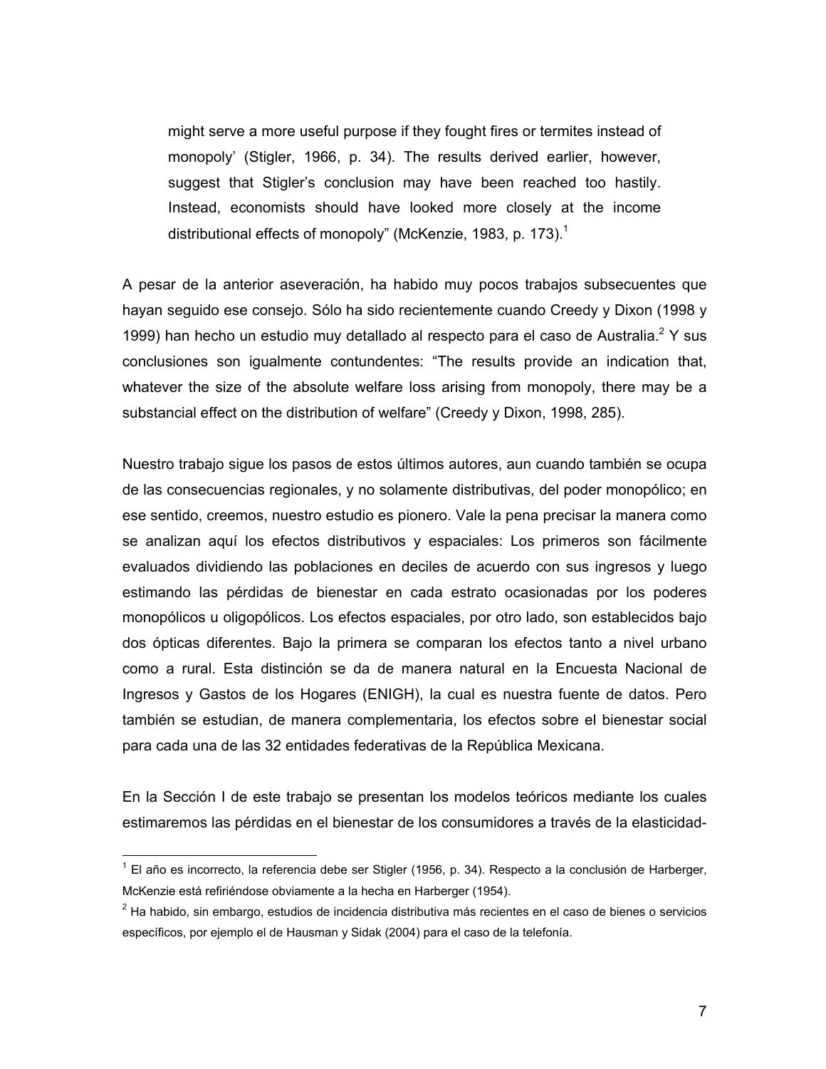> might serve a more useful purpose if they fought fires or termites instead of monopoly' (Stigler, 1966, p. 34). The results derived earlier, however, suggest that Stigler's conclusion may have been reached too hastily. Instead, economists should have looked more closely at the income distributional effects of monopoly" (McKenzie, 1983, p. 173).[1]

A pesar de la anterior aseveración, ha habido muy pocos trabajos subsecuentes que hayan seguido ese consejo. Sólo ha sido recientemente cuando Creedy y Dixon (1998 y 1999) han hecho un estudio muy detallado al respecto para el caso de Australia.[2] Y sus conclusiones son igualmente contundentes: "The results provide an indication that, whatever the size of the absolute welfare loss arising from monopoly, there may be a substancial effect on the distribution of welfare" (Creedy y Dixon, 1998, 285).

Nuestro trabajo sigue los pasos de estos últimos autores, aun cuando también se ocupa de las consecuencias regionales, y no solamente distributivas, del poder monopólico; en ese sentido, creemos, nuestro estudio es pionero. Vale la pena precisar la manera como se analizan aquí los efectos distributivos y espaciales: Los primeros son fácilmente evaluados dividiendo las poblaciones en deciles de acuerdo con sus ingresos y luego estimando las pérdidas de bienestar en cada estrato ocasionadas por los poderes monopólicos u oligopólicos. Los efectos espaciales, por otro lado, son establecidos bajo dos ópticas diferentes. Bajo la primera se comparan los efectos tanto a nivel urbano como a rural. Esta distinción se da de manera natural en la Encuesta Nacional de Ingresos y Gastos de los Hogares (ENIGH), la cual es nuestra fuente de datos. Pero también se estudian, de manera complementaria, los efectos sobre el bienestar social para cada una de las 32 entidades federativas de la República Mexicana.

En la Sección I de este trabajo se presentan los modelos teóricos mediante los cuales estimaremos las pérdidas en el bienestar de los consumidores a través de la elasticidad-

---

[1] El año es incorrecto, la referencia debe ser Stigler (1956, p. 34). Respecto a la conclusión de Harberger, McKenzie está refiriéndose obviamente a la hecha en Harberger (1954).

[2] Ha habido, sin embargo, estudios de incidencia distributiva más recientes en el caso de bienes o servicios específicos, por ejemplo el de Hausman y Sidak (2004) para el caso de la telefonía.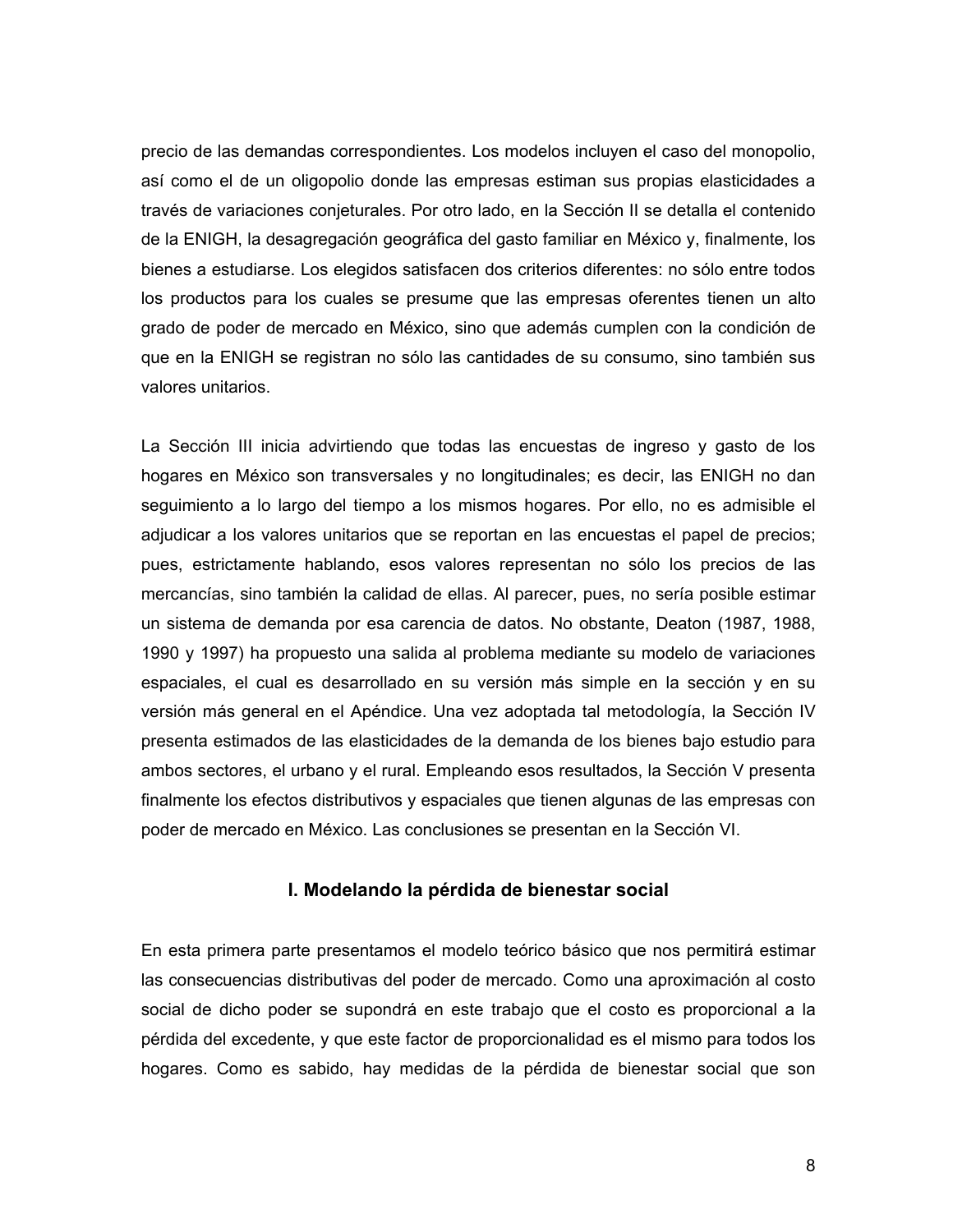precio de las demandas correspondientes. Los modelos incluyen el caso del monopolio, así como el de un oligopolio donde las empresas estiman sus propias elasticidades a través de variaciones conjeturales. Por otro lado, en la Sección II se detalla el contenido de la ENIGH, la desagregación geográfica del gasto familiar en México y, finalmente, los bienes a estudiarse. Los elegidos satisfacen dos criterios diferentes: no sólo entre todos los productos para los cuales se presume que las empresas oferentes tienen un alto grado de poder de mercado en México, sino que además cumplen con la condición de que en la ENIGH se registran no sólo las cantidades de su consumo, sino también sus valores unitarios.

La Sección III inicia advirtiendo que todas las encuestas de ingreso y gasto de los hogares en México son transversales y no longitudinales; es decir, las ENIGH no dan seguimiento a lo largo del tiempo a los mismos hogares. Por ello, no es admisible el adjudicar a los valores unitarios que se reportan en las encuestas el papel de precios; pues, estrictamente hablando, esos valores representan no sólo los precios de las mercancías, sino también la calidad de ellas. Al parecer, pues, no sería posible estimar un sistema de demanda por esa carencia de datos. No obstante, Deaton (1987, 1988, 1990 y 1997) ha propuesto una salida al problema mediante su modelo de variaciones espaciales, el cual es desarrollado en su versión más simple en la sección y en su versión más general en el Apéndice. Una vez adoptada tal metodología, la Sección IV presenta estimados de las elasticidades de la demanda de los bienes bajo estudio para ambos sectores, el urbano y el rural. Empleando esos resultados, la Sección V presenta finalmente los efectos distributivos y espaciales que tienen algunas de las empresas con poder de mercado en México. Las conclusiones se presentan en la Sección VI.

## I. Modelando la pérdida de bienestar social

En esta primera parte presentamos el modelo teórico básico que nos permitirá estimar las consecuencias distributivas del poder de mercado. Como una aproximación al costo social de dicho poder se supondrá en este trabajo que el costo es proporcional a la pérdida del excedente, y que este factor de proporcionalidad es el mismo para todos los hogares. Como es sabido, hay medidas de la pérdida de bienestar social que son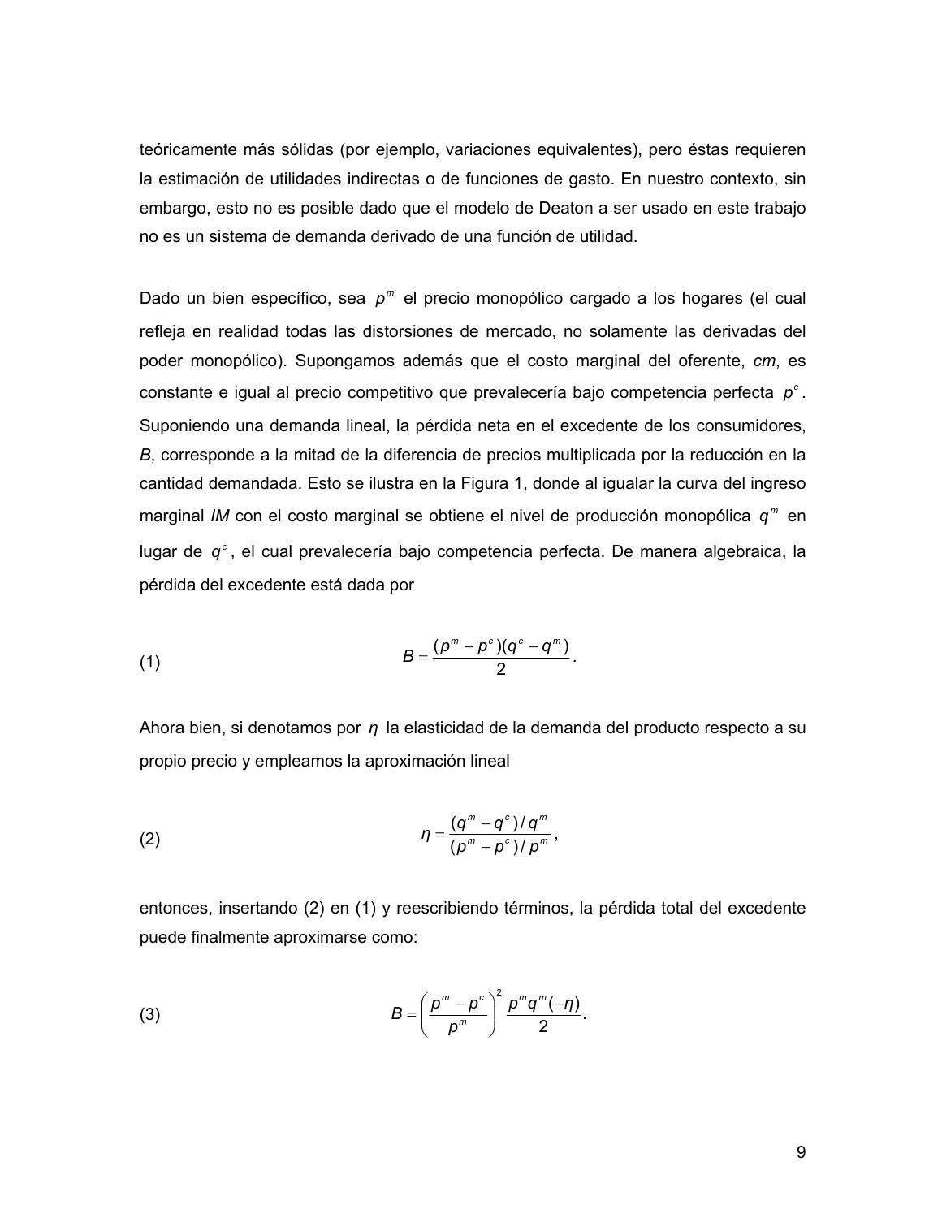teóricamente más sólidas (por ejemplo, variaciones equivalentes), pero éstas requieren la estimación de utilidades indirectas o de funciones de gasto. En nuestro contexto, sin embargo, esto no es posible dado que el modelo de Deaton a ser usado en este trabajo no es un sistema de demanda derivado de una función de utilidad.

Dado un bien específico, sea $p^m$ el precio monopólico cargado a los hogares (el cual refleja en realidad todas las distorsiones de mercado, no solamente las derivadas del poder monopólico). Supongamos además que el costo marginal del oferente, *cm*, es constante e igual al precio competitivo que prevalecería bajo competencia perfecta $p^c$. Suponiendo una demanda lineal, la pérdida neta en el excedente de los consumidores, *B*, corresponde a la mitad de la diferencia de precios multiplicada por la reducción en la cantidad demandada. Esto se ilustra en la Figura 1, donde al igualar la curva del ingreso marginal *IM* con el costo marginal se obtiene el nivel de producción monopólica $q^m$ en lugar de $q^c$, el cual prevalecería bajo competencia perfecta. De manera algebraica, la pérdida del excedente está dada por

$$B = \frac{(p^m - p^c)(q^c - q^m)}{2}. \tag{1}$$

Ahora bien, si denotamos por $\eta$ la elasticidad de la demanda del producto respecto a su propio precio y empleamos la aproximación lineal

$$\eta = \frac{(q^m - q^c)/q^m}{(p^m - p^c)/p^m}, \tag{2}$$

entonces, insertando (2) en (1) y reescribiendo términos, la pérdida total del excedente puede finalmente aproximarse como:

$$B = \left(\frac{p^m - p^c}{p^m}\right)^2 \frac{p^m q^m (-\eta)}{2}. \tag{3}$$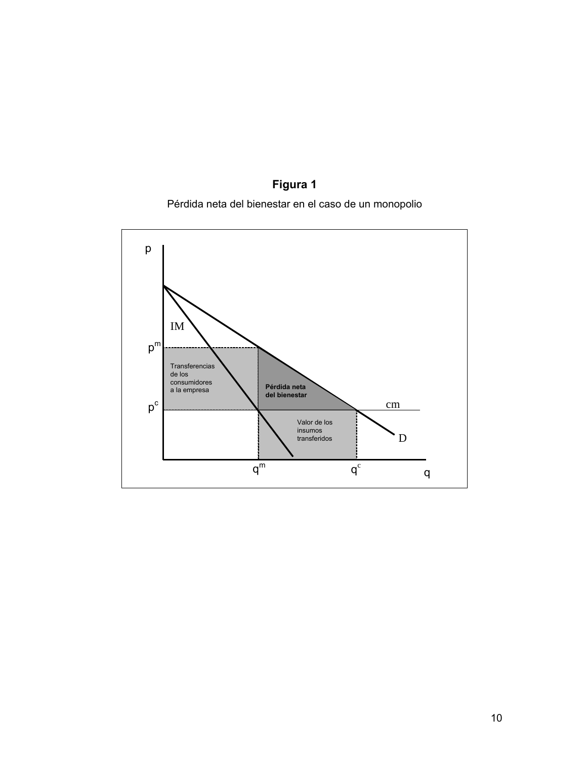**Figura 1**

Pérdida neta del bienestar en el caso de un monopolio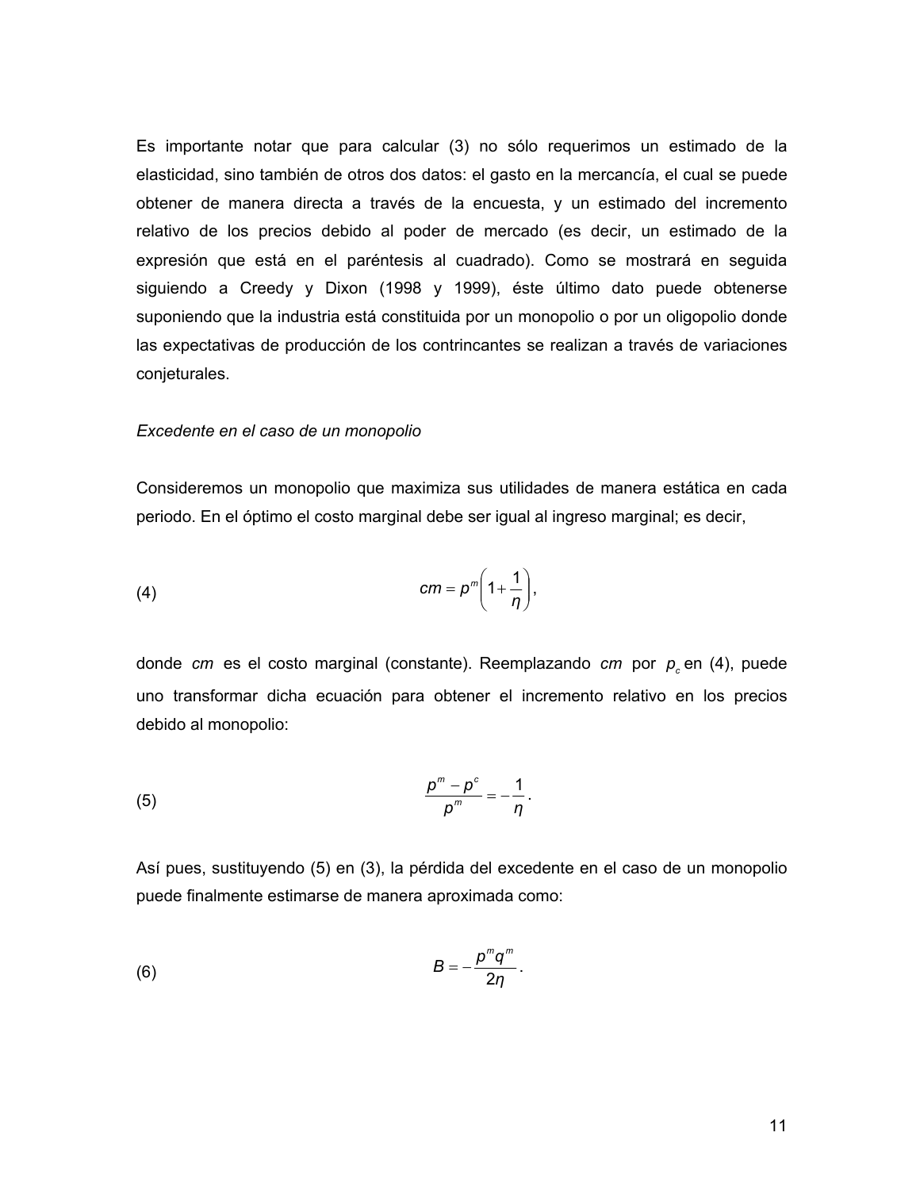Es importante notar que para calcular (3) no sólo requerimos un estimado de la elasticidad, sino también de otros dos datos: el gasto en la mercancía, el cual se puede obtener de manera directa a través de la encuesta, y un estimado del incremento relativo de los precios debido al poder de mercado (es decir, un estimado de la expresión que está en el paréntesis al cuadrado). Como se mostrará en seguida siguiendo a Creedy y Dixon (1998 y 1999), éste último dato puede obtenerse suponiendo que la industria está constituida por un monopolio o por un oligopolio donde las expectativas de producción de los contrincantes se realizan a través de variaciones conjeturales.

*Excedente en el caso de un monopolio*

Consideremos un monopolio que maximiza sus utilidades de manera estática en cada periodo. En el óptimo el costo marginal debe ser igual al ingreso marginal; es decir,

$$cm = p^m \left(1 + \frac{1}{\eta}\right), \tag{4}$$

donde *cm* es el costo marginal (constante). Reemplazando *cm* por $p_c$ en (4), puede uno transformar dicha ecuación para obtener el incremento relativo en los precios debido al monopolio:

$$\frac{p^m - p^c}{p^m} = -\frac{1}{\eta}. \tag{5}$$

Así pues, sustituyendo (5) en (3), la pérdida del excedente en el caso de un monopolio puede finalmente estimarse de manera aproximada como:

$$B = -\frac{p^m q^m}{2\eta}. \tag{6}$$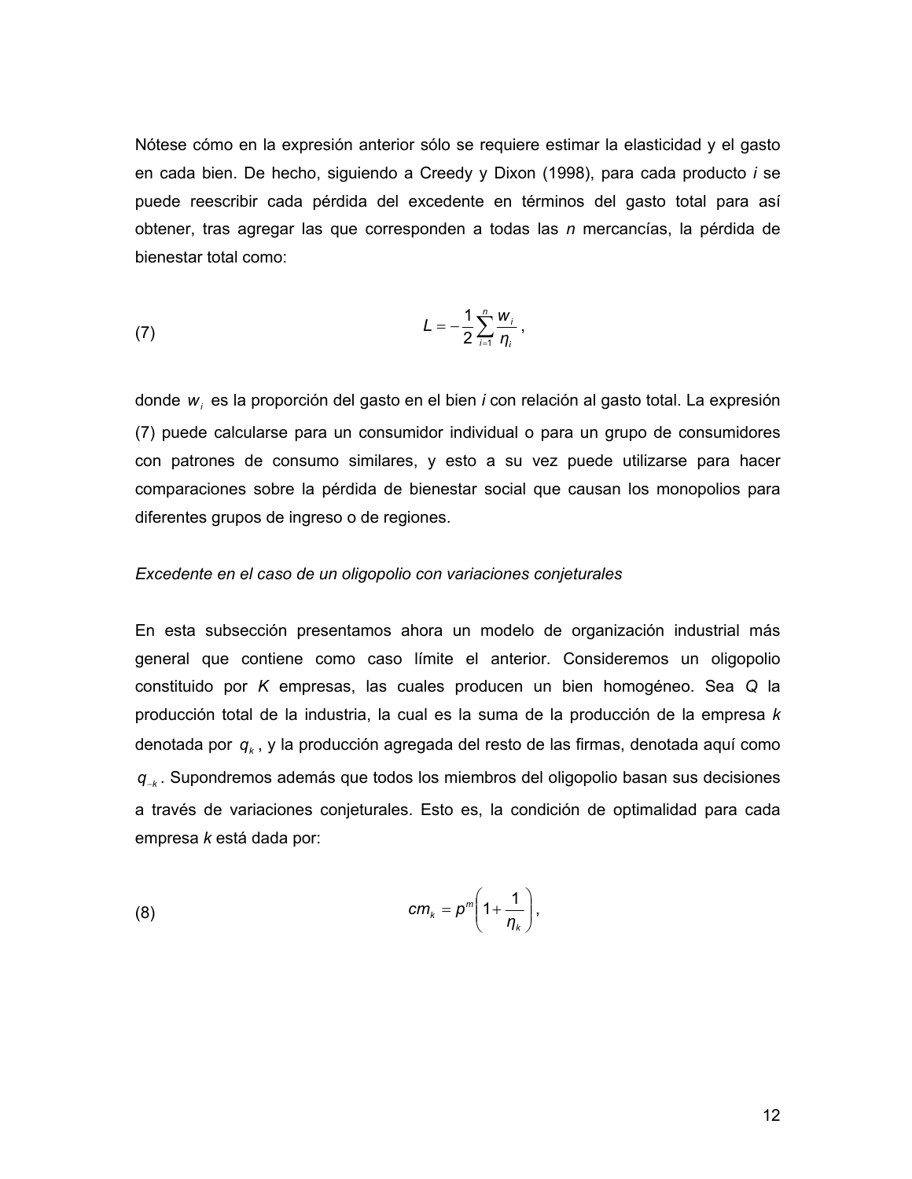Nótese cómo en la expresión anterior sólo se requiere estimar la elasticidad y el gasto en cada bien. De hecho, siguiendo a Creedy y Dixon (1998), para cada producto *i* se puede reescribir cada pérdida del excedente en términos del gasto total para así obtener, tras agregar las que corresponden a todas las *n* mercancías, la pérdida de bienestar total como:

$$L = -\frac{1}{2}\sum_{i=1}^{n}\frac{w_i}{\eta_i}, \tag{7}$$

donde $w_i$ es la proporción del gasto en el bien *i* con relación al gasto total. La expresión (7) puede calcularse para un consumidor individual o para un grupo de consumidores con patrones de consumo similares, y esto a su vez puede utilizarse para hacer comparaciones sobre la pérdida de bienestar social que causan los monopolios para diferentes grupos de ingreso o de regiones.

*Excedente en el caso de un oligopolio con variaciones conjeturales*

En esta subsección presentamos ahora un modelo de organización industrial más general que contiene como caso límite el anterior. Consideremos un oligopolio constituido por *K* empresas, las cuales producen un bien homogéneo. Sea *Q* la producción total de la industria, la cual es la suma de la producción de la empresa *k* denotada por $q_k$, y la producción agregada del resto de las firmas, denotada aquí como $q_{-k}$. Supondremos además que todos los miembros del oligopolio basan sus decisiones a través de variaciones conjeturales. Esto es, la condición de optimalidad para cada empresa *k* está dada por:

$$cm_k = p^m\left(1 + \frac{1}{\eta_k}\right), \tag{8}$$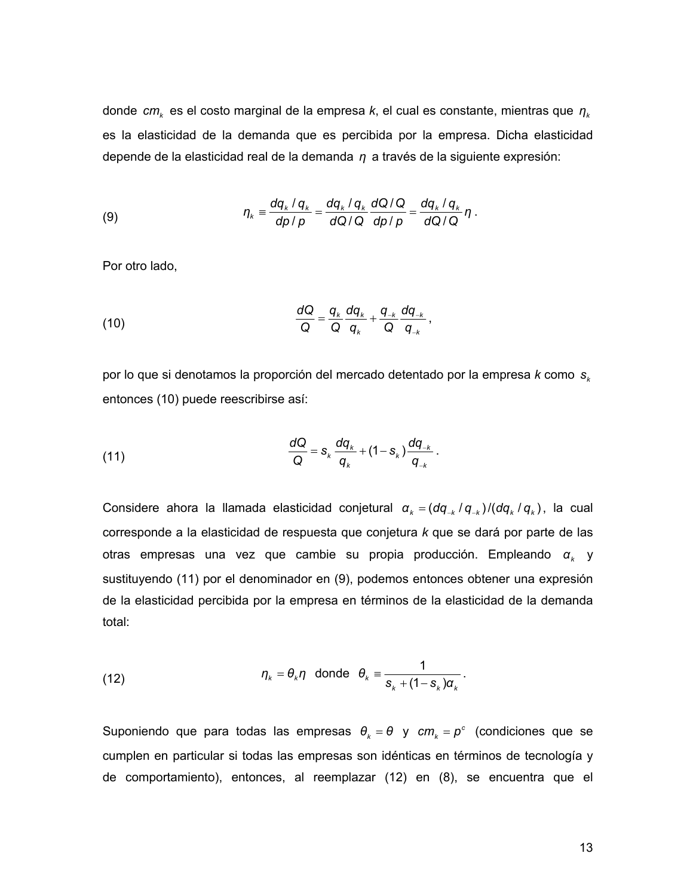donde $cm_k$ es el costo marginal de la empresa *k*, el cual es constante, mientras que $\eta_k$ es la elasticidad de la demanda que es percibida por la empresa. Dicha elasticidad depende de la elasticidad real de la demanda $\eta$ a través de la siguiente expresión:

$$\eta_k \equiv \frac{dq_k / q_k}{dp / p} = \frac{dq_k / q_k}{dQ / Q}\frac{dQ / Q}{dp / p} = \frac{dq_k / q_k}{dQ / Q}\eta \,. \tag{9}$$

Por otro lado,

$$\frac{dQ}{Q} = \frac{q_k}{Q}\frac{dq_k}{q_k} + \frac{q_{-k}}{Q}\frac{dq_{-k}}{q_{-k}}\,, \tag{10}$$

por lo que si denotamos la proporción del mercado detentado por la empresa *k* como $s_k$ entonces (10) puede reescribirse así:

$$\frac{dQ}{Q} = s_k\frac{dq_k}{q_k} + (1 - s_k)\frac{dq_{-k}}{q_{-k}}\,. \tag{11}$$

Considere ahora la llamada elasticidad conjetural $\alpha_k = (dq_{-k} / q_{-k})/(dq_k / q_k)$, la cual corresponde a la elasticidad de respuesta que conjetura *k* que se dará por parte de las otras empresas una vez que cambie su propia producción. Empleando $\alpha_k$ y sustituyendo (11) por el denominador en (9), podemos entonces obtener una expresión de la elasticidad percibida por la empresa en términos de la elasticidad de la demanda total:

$$\eta_k = \theta_k\eta \quad \text{donde} \quad \theta_k \equiv \frac{1}{s_k + (1 - s_k)\alpha_k}\,. \tag{12}$$

Suponiendo que para todas las empresas $\theta_k = \theta$ y $cm_k = p^c$ (condiciones que se cumplen en particular si todas las empresas son idénticas en términos de tecnología y de comportamiento), entonces, al reemplazar (12) en (8), se encuentra que el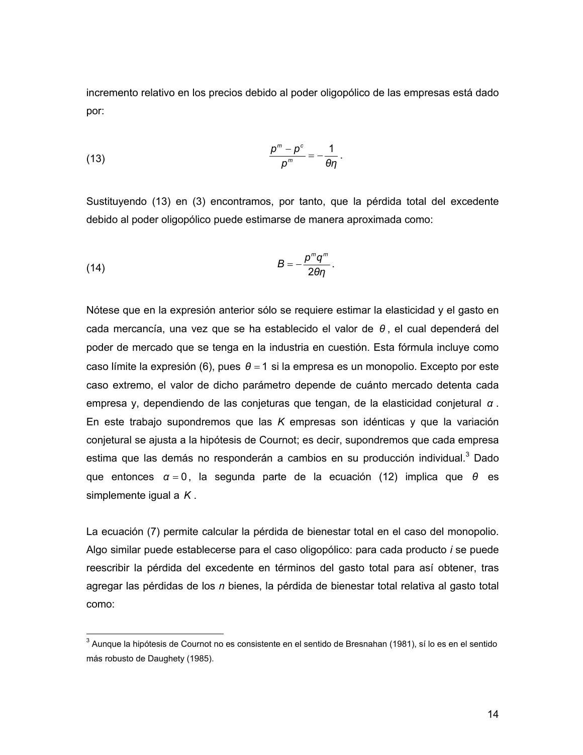incremento relativo en los precios debido al poder oligopólico de las empresas está dado por:

$$\text{(13)} \qquad \frac{p^m - p^c}{p^m} = -\frac{1}{\theta\eta}.$$

Sustituyendo (13) en (3) encontramos, por tanto, que la pérdida total del excedente debido al poder oligopólico puede estimarse de manera aproximada como:

$$\text{(14)} \qquad B = -\frac{p^m q^m}{2\theta\eta}.$$

Nótese que en la expresión anterior sólo se requiere estimar la elasticidad y el gasto en cada mercancía, una vez que se ha establecido el valor de $\theta$, el cual dependerá del poder de mercado que se tenga en la industria en cuestión. Esta fórmula incluye como caso límite la expresión (6), pues $\theta = 1$ si la empresa es un monopolio. Excepto por este caso extremo, el valor de dicho parámetro depende de cuánto mercado detenta cada empresa y, dependiendo de las conjeturas que tengan, de la elasticidad conjetural $\alpha$. En este trabajo supondremos que las $K$ empresas son idénticas y que la variación conjetural se ajusta a la hipótesis de Cournot; es decir, supondremos que cada empresa estima que las demás no responderán a cambios en su producción individual.[3] Dado que entonces $\alpha = 0$, la segunda parte de la ecuación (12) implica que $\theta$ es simplemente igual a $K$.

La ecuación (7) permite calcular la pérdida de bienestar total en el caso del monopolio. Algo similar puede establecerse para el caso oligopólico: para cada producto *i* se puede reescribir la pérdida del excedente en términos del gasto total para así obtener, tras agregar las pérdidas de los *n* bienes, la pérdida de bienestar total relativa al gasto total como:

---

[3] Aunque la hipótesis de Cournot no es consistente en el sentido de Bresnahan (1981), sí lo es en el sentido más robusto de Daughety (1985).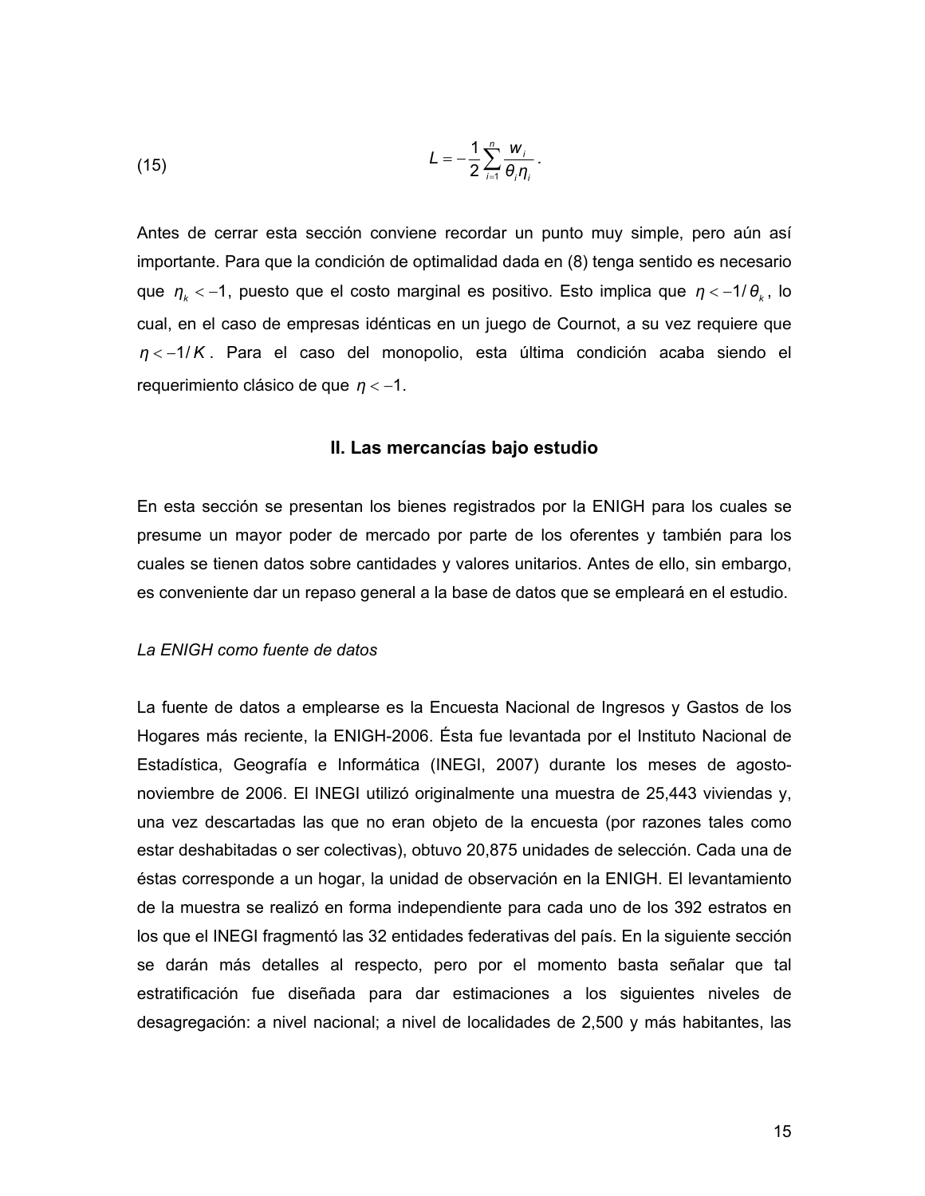$$L = -\frac{1}{2}\sum_{i=1}^{n}\frac{w_i}{\theta_i \eta_i}. \tag{15}$$

Antes de cerrar esta sección conviene recordar un punto muy simple, pero aún así importante. Para que la condición de optimalidad dada en (8) tenga sentido es necesario que $\eta_k < -1$, puesto que el costo marginal es positivo. Esto implica que $\eta < -1/\theta_k$, lo cual, en el caso de empresas idénticas en un juego de Cournot, a su vez requiere que $\eta < -1/K$. Para el caso del monopolio, esta última condición acaba siendo el requerimiento clásico de que $\eta < -1$.

## II. Las mercancías bajo estudio

En esta sección se presentan los bienes registrados por la ENIGH para los cuales se presume un mayor poder de mercado por parte de los oferentes y también para los cuales se tienen datos sobre cantidades y valores unitarios. Antes de ello, sin embargo, es conveniente dar un repaso general a la base de datos que se empleará en el estudio.

*La ENIGH como fuente de datos*

La fuente de datos a emplearse es la Encuesta Nacional de Ingresos y Gastos de los Hogares más reciente, la ENIGH-2006. Ésta fue levantada por el Instituto Nacional de Estadística, Geografía e Informática (INEGI, 2007) durante los meses de agosto-noviembre de 2006. El INEGI utilizó originalmente una muestra de 25,443 viviendas y, una vez descartadas las que no eran objeto de la encuesta (por razones tales como estar deshabitadas o ser colectivas), obtuvo 20,875 unidades de selección. Cada una de éstas corresponde a un hogar, la unidad de observación en la ENIGH. El levantamiento de la muestra se realizó en forma independiente para cada uno de los 392 estratos en los que el INEGI fragmentó las 32 entidades federativas del país. En la siguiente sección se darán más detalles al respecto, pero por el momento basta señalar que tal estratificación fue diseñada para dar estimaciones a los siguientes niveles de desagregación: a nivel nacional; a nivel de localidades de 2,500 y más habitantes, las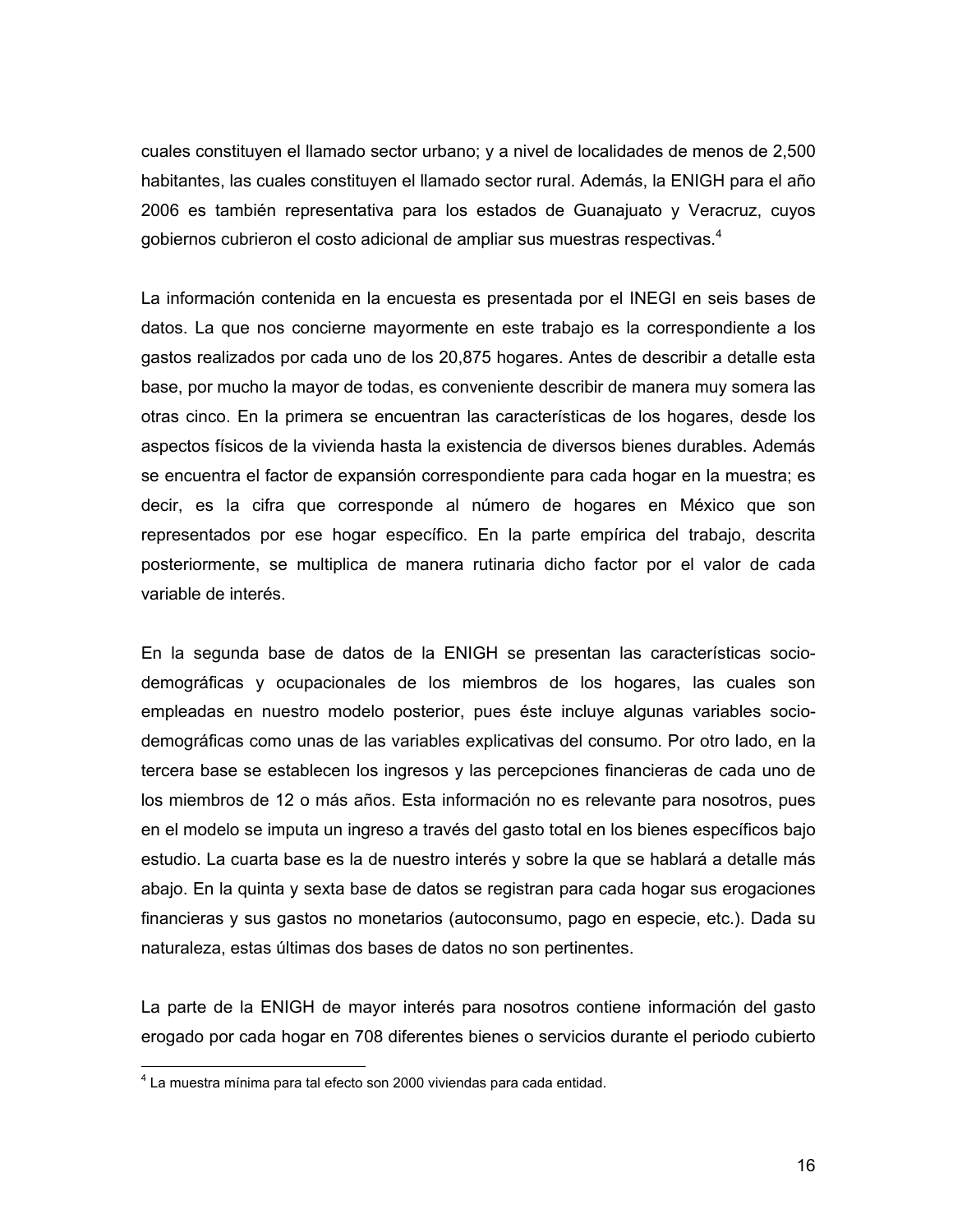cuales constituyen el llamado sector urbano; y a nivel de localidades de menos de 2,500 habitantes, las cuales constituyen el llamado sector rural. Además, la ENIGH para el año 2006 es también representativa para los estados de Guanajuato y Veracruz, cuyos gobiernos cubrieron el costo adicional de ampliar sus muestras respectivas.[4]

La información contenida en la encuesta es presentada por el INEGI en seis bases de datos. La que nos concierne mayormente en este trabajo es la correspondiente a los gastos realizados por cada uno de los 20,875 hogares. Antes de describir a detalle esta base, por mucho la mayor de todas, es conveniente describir de manera muy somera las otras cinco. En la primera se encuentran las características de los hogares, desde los aspectos físicos de la vivienda hasta la existencia de diversos bienes durables. Además se encuentra el factor de expansión correspondiente para cada hogar en la muestra; es decir, es la cifra que corresponde al número de hogares en México que son representados por ese hogar específico. En la parte empírica del trabajo, descrita posteriormente, se multiplica de manera rutinaria dicho factor por el valor de cada variable de interés.

En la segunda base de datos de la ENIGH se presentan las características socio-demográficas y ocupacionales de los miembros de los hogares, las cuales son empleadas en nuestro modelo posterior, pues éste incluye algunas variables socio-demográficas como unas de las variables explicativas del consumo. Por otro lado, en la tercera base se establecen los ingresos y las percepciones financieras de cada uno de los miembros de 12 o más años. Esta información no es relevante para nosotros, pues en el modelo se imputa un ingreso a través del gasto total en los bienes específicos bajo estudio. La cuarta base es la de nuestro interés y sobre la que se hablará a detalle más abajo. En la quinta y sexta base de datos se registran para cada hogar sus erogaciones financieras y sus gastos no monetarios (autoconsumo, pago en especie, etc.). Dada su naturaleza, estas últimas dos bases de datos no son pertinentes.

La parte de la ENIGH de mayor interés para nosotros contiene información del gasto erogado por cada hogar en 708 diferentes bienes o servicios durante el periodo cubierto

---

[4] La muestra mínima para tal efecto son 2000 viviendas para cada entidad.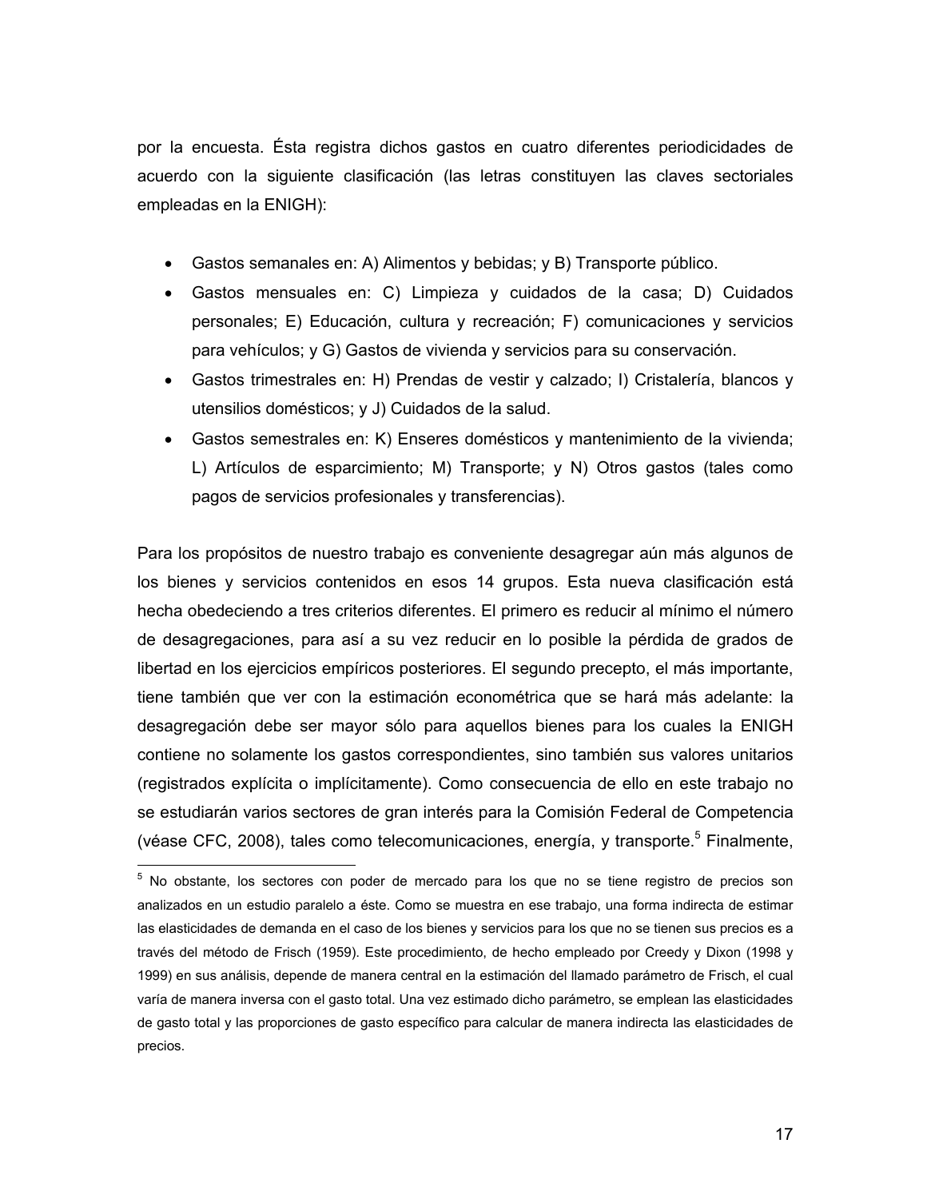por la encuesta. Ésta registra dichos gastos en cuatro diferentes periodicidades de acuerdo con la siguiente clasificación (las letras constituyen las claves sectoriales empleadas en la ENIGH):

- Gastos semanales en: A) Alimentos y bebidas; y B) Transporte público.
- Gastos mensuales en: C) Limpieza y cuidados de la casa; D) Cuidados personales; E) Educación, cultura y recreación; F) comunicaciones y servicios para vehículos; y G) Gastos de vivienda y servicios para su conservación.
- Gastos trimestrales en: H) Prendas de vestir y calzado; I) Cristalería, blancos y utensilios domésticos; y J) Cuidados de la salud.
- Gastos semestrales en: K) Enseres domésticos y mantenimiento de la vivienda; L) Artículos de esparcimiento; M) Transporte; y N) Otros gastos (tales como pagos de servicios profesionales y transferencias).

Para los propósitos de nuestro trabajo es conveniente desagregar aún más algunos de los bienes y servicios contenidos en esos 14 grupos. Esta nueva clasificación está hecha obedeciendo a tres criterios diferentes. El primero es reducir al mínimo el número de desagregaciones, para así a su vez reducir en lo posible la pérdida de grados de libertad en los ejercicios empíricos posteriores. El segundo precepto, el más importante, tiene también que ver con la estimación econométrica que se hará más adelante: la desagregación debe ser mayor sólo para aquellos bienes para los cuales la ENIGH contiene no solamente los gastos correspondientes, sino también sus valores unitarios (registrados explícita o implícitamente). Como consecuencia de ello en este trabajo no se estudiarán varios sectores de gran interés para la Comisión Federal de Competencia (véase CFC, 2008), tales como telecomunicaciones, energía, y transporte.[5] Finalmente,

[5] No obstante, los sectores con poder de mercado para los que no se tiene registro de precios son analizados en un estudio paralelo a éste. Como se muestra en ese trabajo, una forma indirecta de estimar las elasticidades de demanda en el caso de los bienes y servicios para los que no se tienen sus precios es a través del método de Frisch (1959). Este procedimiento, de hecho empleado por Creedy y Dixon (1998 y 1999) en sus análisis, depende de manera central en la estimación del llamado parámetro de Frisch, el cual varía de manera inversa con el gasto total. Una vez estimado dicho parámetro, se emplean las elasticidades de gasto total y las proporciones de gasto específico para calcular de manera indirecta las elasticidades de precios.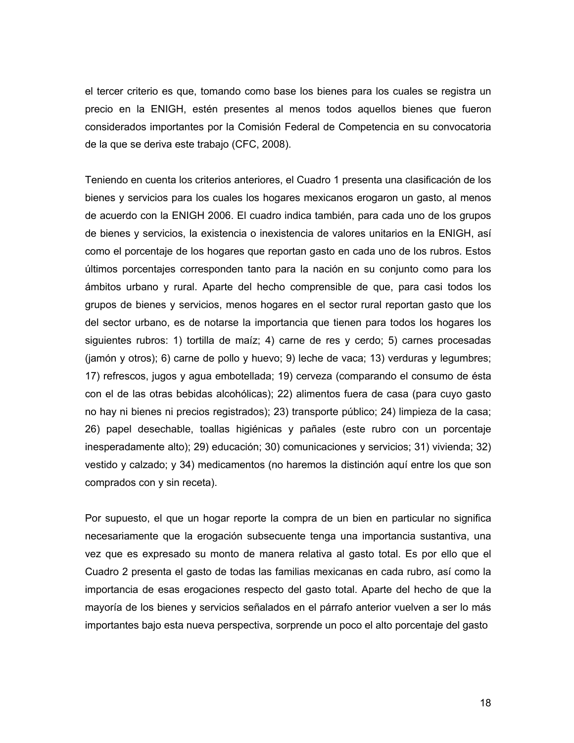el tercer criterio es que, tomando como base los bienes para los cuales se registra un precio en la ENIGH, estén presentes al menos todos aquellos bienes que fueron considerados importantes por la Comisión Federal de Competencia en su convocatoria de la que se deriva este trabajo (CFC, 2008).

Teniendo en cuenta los criterios anteriores, el Cuadro 1 presenta una clasificación de los bienes y servicios para los cuales los hogares mexicanos erogaron un gasto, al menos de acuerdo con la ENIGH 2006. El cuadro indica también, para cada uno de los grupos de bienes y servicios, la existencia o inexistencia de valores unitarios en la ENIGH, así como el porcentaje de los hogares que reportan gasto en cada uno de los rubros. Estos últimos porcentajes corresponden tanto para la nación en su conjunto como para los ámbitos urbano y rural. Aparte del hecho comprensible de que, para casi todos los grupos de bienes y servicios, menos hogares en el sector rural reportan gasto que los del sector urbano, es de notarse la importancia que tienen para todos los hogares los siguientes rubros: 1) tortilla de maíz; 4) carne de res y cerdo; 5) carnes procesadas (jamón y otros); 6) carne de pollo y huevo; 9) leche de vaca; 13) verduras y legumbres; 17) refrescos, jugos y agua embotellada; 19) cerveza (comparando el consumo de ésta con el de las otras bebidas alcohólicas); 22) alimentos fuera de casa (para cuyo gasto no hay ni bienes ni precios registrados); 23) transporte público; 24) limpieza de la casa; 26) papel desechable, toallas higiénicas y pañales (este rubro con un porcentaje inesperadamente alto); 29) educación; 30) comunicaciones y servicios; 31) vivienda; 32) vestido y calzado; y 34) medicamentos (no haremos la distinción aquí entre los que son comprados con y sin receta).

Por supuesto, el que un hogar reporte la compra de un bien en particular no significa necesariamente que la erogación subsecuente tenga una importancia sustantiva, una vez que es expresado su monto de manera relativa al gasto total. Es por ello que el Cuadro 2 presenta el gasto de todas las familias mexicanas en cada rubro, así como la importancia de esas erogaciones respecto del gasto total. Aparte del hecho de que la mayoría de los bienes y servicios señalados en el párrafo anterior vuelven a ser lo más importantes bajo esta nueva perspectiva, sorprende un poco el alto porcentaje del gasto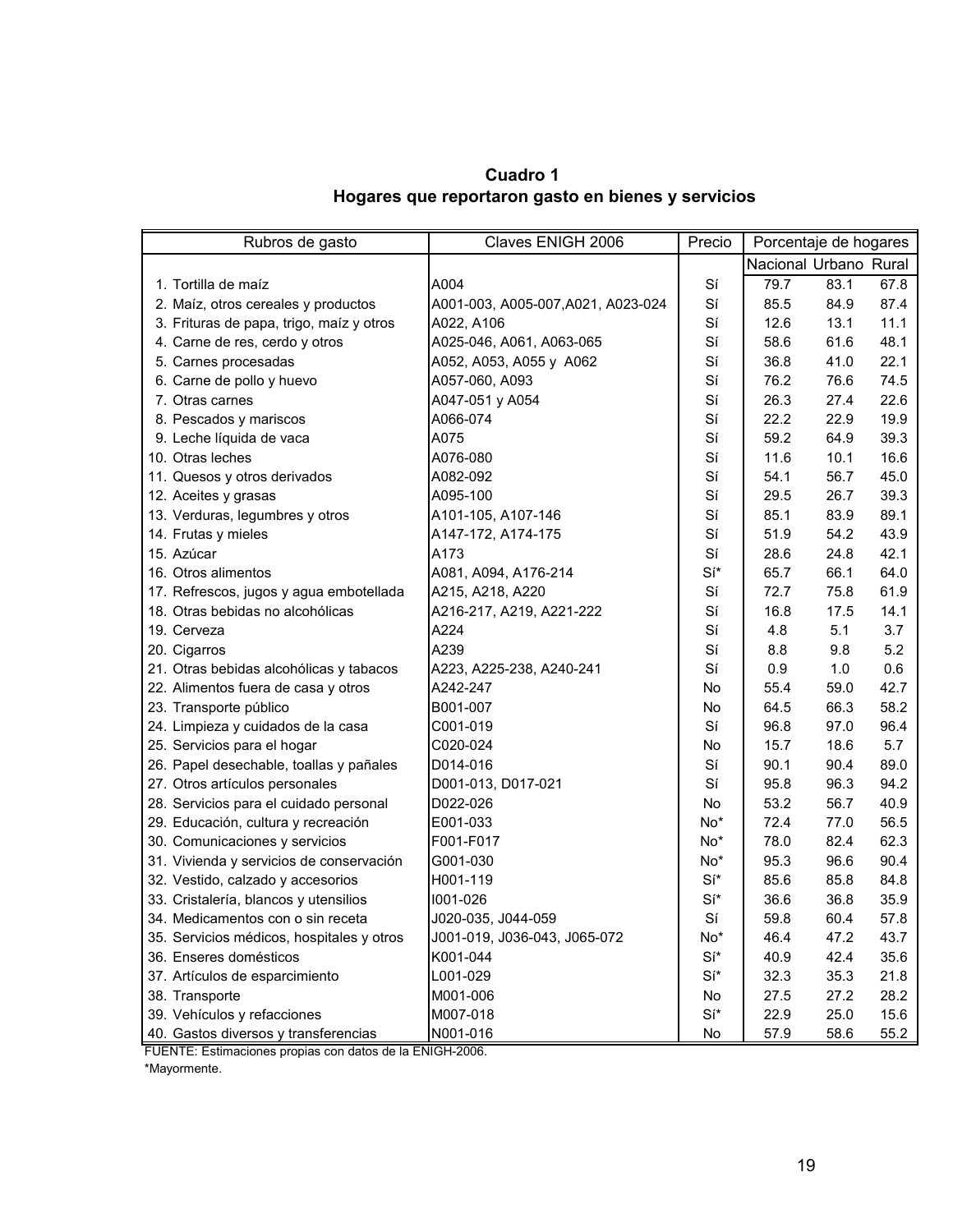**Cuadro 1**

**Hogares que reportaron gasto en bienes y servicios**

| Rubros de gasto | Claves ENIGH 2006 | Precio | Porcentaje de hogares | | |
|---|---|---|---|---|---|
| | | | Nacional | Urbano | Rural |
| 1. Tortilla de maíz | A004 | Sí | 79.7 | 83.1 | 67.8 |
| 2. Maíz, otros cereales y productos | A001-003, A005-007,A021, A023-024 | Sí | 85.5 | 84.9 | 87.4 |
| 3. Frituras de papa, trigo, maíz y otros | A022, A106 | Sí | 12.6 | 13.1 | 11.1 |
| 4. Carne de res, cerdo y otros | A025-046, A061, A063-065 | Sí | 58.6 | 61.6 | 48.1 |
| 5. Carnes procesadas | A052, A053, A055 y A062 | Sí | 36.8 | 41.0 | 22.1 |
| 6. Carne de pollo y huevo | A057-060, A093 | Sí | 76.2 | 76.6 | 74.5 |
| 7. Otras carnes | A047-051 y A054 | Sí | 26.3 | 27.4 | 22.6 |
| 8. Pescados y mariscos | A066-074 | Sí | 22.2 | 22.9 | 19.9 |
| 9. Leche líquida de vaca | A075 | Sí | 59.2 | 64.9 | 39.3 |
| 10. Otras leches | A076-080 | Sí | 11.6 | 10.1 | 16.6 |
| 11. Quesos y otros derivados | A082-092 | Sí | 54.1 | 56.7 | 45.0 |
| 12. Aceites y grasas | A095-100 | Sí | 29.5 | 26.7 | 39.3 |
| 13. Verduras, legumbres y otros | A101-105, A107-146 | Sí | 85.1 | 83.9 | 89.1 |
| 14. Frutas y mieles | A147-172, A174-175 | Sí | 51.9 | 54.2 | 43.9 |
| 15. Azúcar | A173 | Sí | 28.6 | 24.8 | 42.1 |
| 16. Otros alimentos | A081, A094, A176-214 | Sí* | 65.7 | 66.1 | 64.0 |
| 17. Refrescos, jugos y agua embotellada | A215, A218, A220 | Sí | 72.7 | 75.8 | 61.9 |
| 18. Otras bebidas no alcohólicas | A216-217, A219, A221-222 | Sí | 16.8 | 17.5 | 14.1 |
| 19. Cerveza | A224 | Sí | 4.8 | 5.1 | 3.7 |
| 20. Cigarros | A239 | Sí | 8.8 | 9.8 | 5.2 |
| 21. Otras bebidas alcohólicas y tabacos | A223, A225-238, A240-241 | Sí | 0.9 | 1.0 | 0.6 |
| 22. Alimentos fuera de casa y otros | A242-247 | No | 55.4 | 59.0 | 42.7 |
| 23. Transporte público | B001-007 | No | 64.5 | 66.3 | 58.2 |
| 24. Limpieza y cuidados de la casa | C001-019 | Sí | 96.8 | 97.0 | 96.4 |
| 25. Servicios para el hogar | C020-024 | No | 15.7 | 18.6 | 5.7 |
| 26. Papel desechable, toallas y pañales | D014-016 | Sí | 90.1 | 90.4 | 89.0 |
| 27. Otros artículos personales | D001-013, D017-021 | Sí | 95.8 | 96.3 | 94.2 |
| 28. Servicios para el cuidado personal | D022-026 | No | 53.2 | 56.7 | 40.9 |
| 29. Educación, cultura y recreación | E001-033 | No* | 72.4 | 77.0 | 56.5 |
| 30. Comunicaciones y servicios | F001-F017 | No* | 78.0 | 82.4 | 62.3 |
| 31. Vivienda y servicios de conservación | G001-030 | No* | 95.3 | 96.6 | 90.4 |
| 32. Vestido, calzado y accesorios | H001-119 | Sí* | 85.6 | 85.8 | 84.8 |
| 33. Cristalería, blancos y utensilios | I001-026 | Sí* | 36.6 | 36.8 | 35.9 |
| 34. Medicamentos con o sin receta | J020-035, J044-059 | Sí | 59.8 | 60.4 | 57.8 |
| 35. Servicios médicos, hospitales y otros | J001-019, J036-043, J065-072 | No* | 46.4 | 47.2 | 43.7 |
| 36. Enseres domésticos | K001-044 | Sí* | 40.9 | 42.4 | 35.6 |
| 37. Artículos de esparcimiento | L001-029 | Sí* | 32.3 | 35.3 | 21.8 |
| 38. Transporte | M001-006 | No | 27.5 | 27.2 | 28.2 |
| 39. Vehículos y refacciones | M007-018 | Sí* | 22.9 | 25.0 | 15.6 |
| 40. Gastos diversos y transferencias | N001-016 | No | 57.9 | 58.6 | 55.2 |

FUENTE: Estimaciones propias con datos de la ENIGH-2006.

*Mayormente.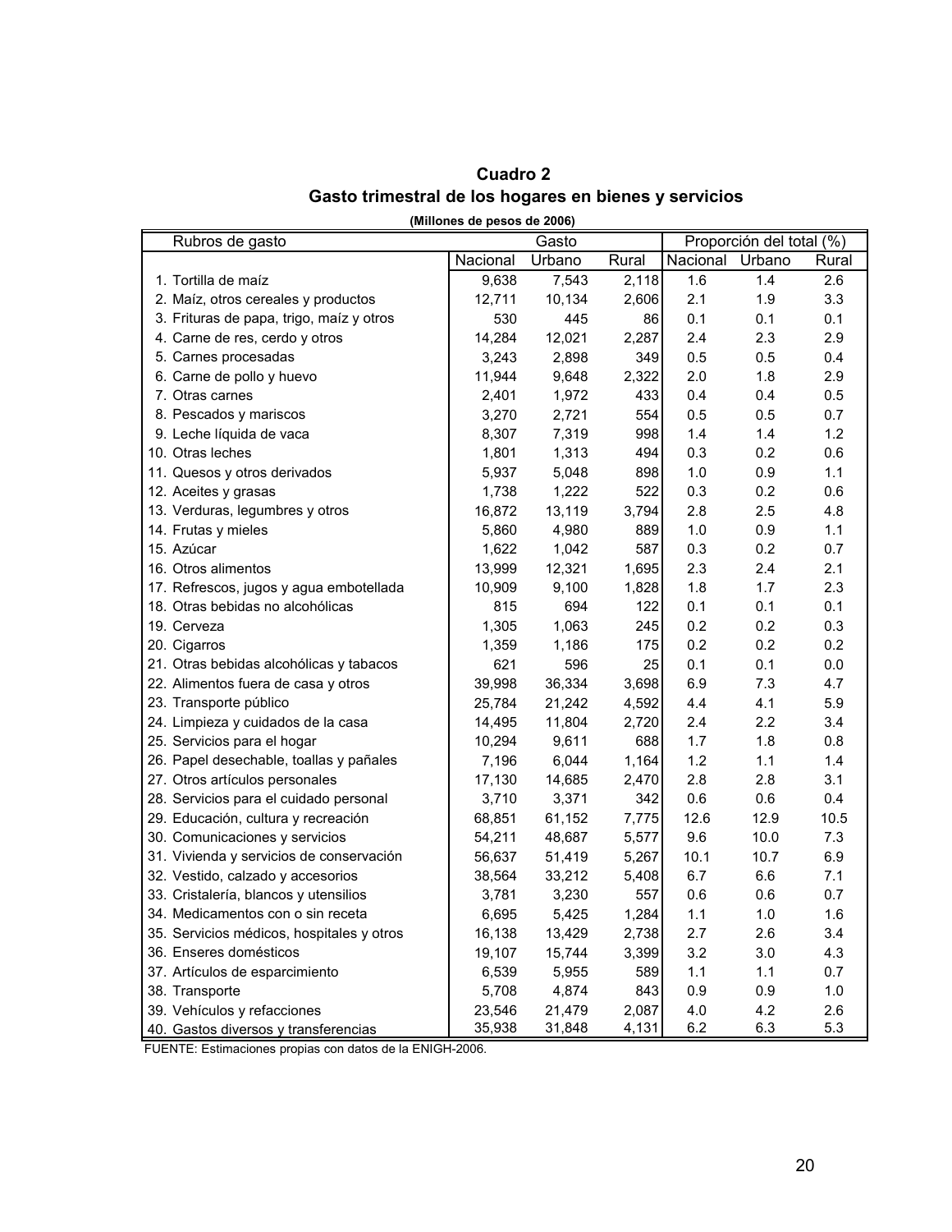**Cuadro 2**

**Gasto trimestral de los hogares en bienes y servicios**

**(Millones de pesos de 2006)**

| Rubros de gasto | Gasto | | | Proporción del total (%) | | |
|---|---|---|---|---|---|---|
| | Nacional | Urbano | Rural | Nacional | Urbano | Rural |
| 1. Tortilla de maíz | 9,638 | 7,543 | 2,118 | 1.6 | 1.4 | 2.6 |
| 2. Maíz, otros cereales y productos | 12,711 | 10,134 | 2,606 | 2.1 | 1.9 | 3.3 |
| 3. Frituras de papa, trigo, maíz y otros | 530 | 445 | 86 | 0.1 | 0.1 | 0.1 |
| 4. Carne de res, cerdo y otros | 14,284 | 12,021 | 2,287 | 2.4 | 2.3 | 2.9 |
| 5. Carnes procesadas | 3,243 | 2,898 | 349 | 0.5 | 0.5 | 0.4 |
| 6. Carne de pollo y huevo | 11,944 | 9,648 | 2,322 | 2.0 | 1.8 | 2.9 |
| 7. Otras carnes | 2,401 | 1,972 | 433 | 0.4 | 0.4 | 0.5 |
| 8. Pescados y mariscos | 3,270 | 2,721 | 554 | 0.5 | 0.5 | 0.7 |
| 9. Leche líquida de vaca | 8,307 | 7,319 | 998 | 1.4 | 1.4 | 1.2 |
| 10. Otras leches | 1,801 | 1,313 | 494 | 0.3 | 0.2 | 0.6 |
| 11. Quesos y otros derivados | 5,937 | 5,048 | 898 | 1.0 | 0.9 | 1.1 |
| 12. Aceites y grasas | 1,738 | 1,222 | 522 | 0.3 | 0.2 | 0.6 |
| 13. Verduras, legumbres y otros | 16,872 | 13,119 | 3,794 | 2.8 | 2.5 | 4.8 |
| 14. Frutas y mieles | 5,860 | 4,980 | 889 | 1.0 | 0.9 | 1.1 |
| 15. Azúcar | 1,622 | 1,042 | 587 | 0.3 | 0.2 | 0.7 |
| 16. Otros alimentos | 13,999 | 12,321 | 1,695 | 2.3 | 2.4 | 2.1 |
| 17. Refrescos, jugos y agua embotellada | 10,909 | 9,100 | 1,828 | 1.8 | 1.7 | 2.3 |
| 18. Otras bebidas no alcohólicas | 815 | 694 | 122 | 0.1 | 0.1 | 0.1 |
| 19. Cerveza | 1,305 | 1,063 | 245 | 0.2 | 0.2 | 0.3 |
| 20. Cigarros | 1,359 | 1,186 | 175 | 0.2 | 0.2 | 0.2 |
| 21. Otras bebidas alcohólicas y tabacos | 621 | 596 | 25 | 0.1 | 0.1 | 0.0 |
| 22. Alimentos fuera de casa y otros | 39,998 | 36,334 | 3,698 | 6.9 | 7.3 | 4.7 |
| 23. Transporte público | 25,784 | 21,242 | 4,592 | 4.4 | 4.1 | 5.9 |
| 24. Limpieza y cuidados de la casa | 14,495 | 11,804 | 2,720 | 2.4 | 2.2 | 3.4 |
| 25. Servicios para el hogar | 10,294 | 9,611 | 688 | 1.7 | 1.8 | 0.8 |
| 26. Papel desechable, toallas y pañales | 7,196 | 6,044 | 1,164 | 1.2 | 1.1 | 1.4 |
| 27. Otros artículos personales | 17,130 | 14,685 | 2,470 | 2.8 | 2.8 | 3.1 |
| 28. Servicios para el cuidado personal | 3,710 | 3,371 | 342 | 0.6 | 0.6 | 0.4 |
| 29. Educación, cultura y recreación | 68,851 | 61,152 | 7,775 | 12.6 | 12.9 | 10.5 |
| 30. Comunicaciones y servicios | 54,211 | 48,687 | 5,577 | 9.6 | 10.0 | 7.3 |
| 31. Vivienda y servicios de conservación | 56,637 | 51,419 | 5,267 | 10.1 | 10.7 | 6.9 |
| 32. Vestido, calzado y accesorios | 38,564 | 33,212 | 5,408 | 6.7 | 6.6 | 7.1 |
| 33. Cristalería, blancos y utensilios | 3,781 | 3,230 | 557 | 0.6 | 0.6 | 0.7 |
| 34. Medicamentos con o sin receta | 6,695 | 5,425 | 1,284 | 1.1 | 1.0 | 1.6 |
| 35. Servicios médicos, hospitales y otros | 16,138 | 13,429 | 2,738 | 2.7 | 2.6 | 3.4 |
| 36. Enseres domésticos | 19,107 | 15,744 | 3,399 | 3.2 | 3.0 | 4.3 |
| 37. Artículos de esparcimiento | 6,539 | 5,955 | 589 | 1.1 | 1.1 | 0.7 |
| 38. Transporte | 5,708 | 4,874 | 843 | 0.9 | 0.9 | 1.0 |
| 39. Vehículos y refacciones | 23,546 | 21,479 | 2,087 | 4.0 | 4.2 | 2.6 |
| 40. Gastos diversos y transferencias | 35,938 | 31,848 | 4,131 | 6.2 | 6.3 | 5.3 |

FUENTE: Estimaciones propias con datos de la ENIGH-2006.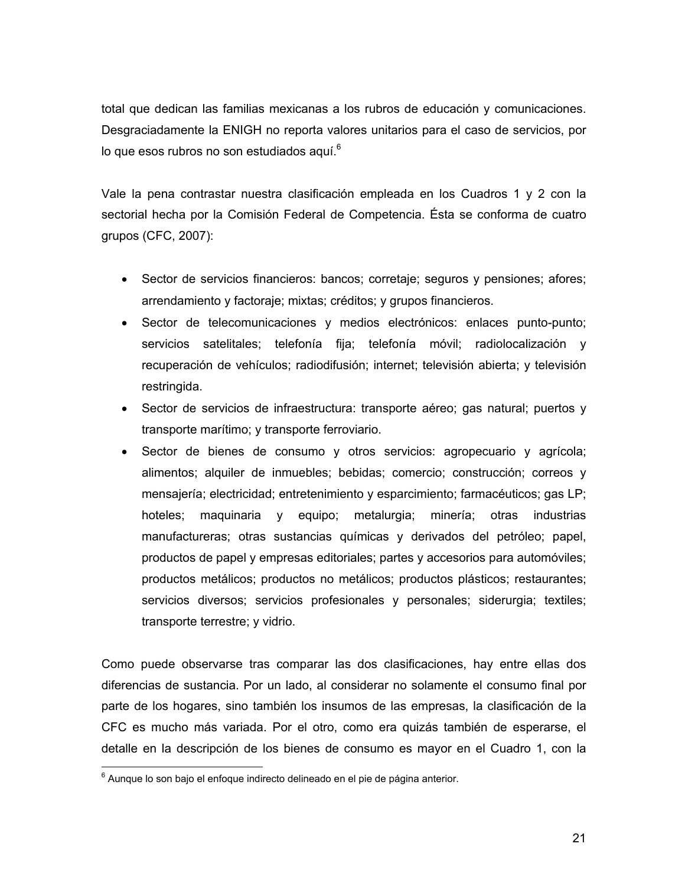total que dedican las familias mexicanas a los rubros de educación y comunicaciones. Desgraciadamente la ENIGH no reporta valores unitarios para el caso de servicios, por lo que esos rubros no son estudiados aquí.[6]

Vale la pena contrastar nuestra clasificación empleada en los Cuadros 1 y 2 con la sectorial hecha por la Comisión Federal de Competencia. Ésta se conforma de cuatro grupos (CFC, 2007):

- Sector de servicios financieros: bancos; corretaje; seguros y pensiones; afores; arrendamiento y factoraje; mixtas; créditos; y grupos financieros.
- Sector de telecomunicaciones y medios electrónicos: enlaces punto-punto; servicios satelitales; telefonía fija; telefonía móvil; radiolocalización y recuperación de vehículos; radiodifusión; internet; televisión abierta; y televisión restringida.
- Sector de servicios de infraestructura: transporte aéreo; gas natural; puertos y transporte marítimo; y transporte ferroviario.
- Sector de bienes de consumo y otros servicios: agropecuario y agrícola; alimentos; alquiler de inmuebles; bebidas; comercio; construcción; correos y mensajería; electricidad; entretenimiento y esparcimiento; farmacéuticos; gas LP; hoteles; maquinaria y equipo; metalurgia; minería; otras industrias manufactureras; otras sustancias químicas y derivados del petróleo; papel, productos de papel y empresas editoriales; partes y accesorios para automóviles; productos metálicos; productos no metálicos; productos plásticos; restaurantes; servicios diversos; servicios profesionales y personales; siderurgia; textiles; transporte terrestre; y vidrio.

Como puede observarse tras comparar las dos clasificaciones, hay entre ellas dos diferencias de sustancia. Por un lado, al considerar no solamente el consumo final por parte de los hogares, sino también los insumos de las empresas, la clasificación de la CFC es mucho más variada. Por el otro, como era quizás también de esperarse, el detalle en la descripción de los bienes de consumo es mayor en el Cuadro 1, con la

[6] Aunque lo son bajo el enfoque indirecto delineado en el pie de página anterior.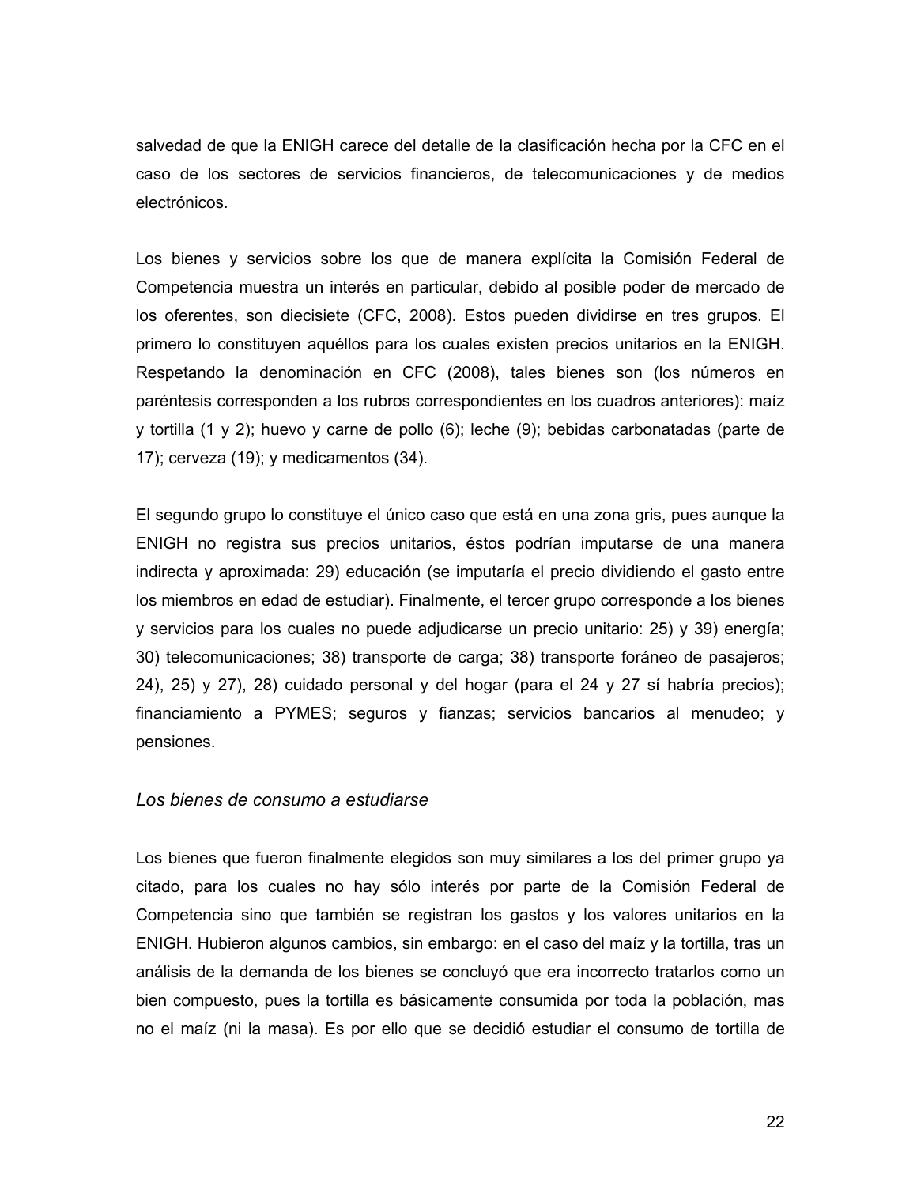salvedad de que la ENIGH carece del detalle de la clasificación hecha por la CFC en el caso de los sectores de servicios financieros, de telecomunicaciones y de medios electrónicos.

Los bienes y servicios sobre los que de manera explícita la Comisión Federal de Competencia muestra un interés en particular, debido al posible poder de mercado de los oferentes, son diecisiete (CFC, 2008). Estos pueden dividirse en tres grupos. El primero lo constituyen aquéllos para los cuales existen precios unitarios en la ENIGH. Respetando la denominación en CFC (2008), tales bienes son (los números en paréntesis corresponden a los rubros correspondientes en los cuadros anteriores): maíz y tortilla (1 y 2); huevo y carne de pollo (6); leche (9); bebidas carbonatadas (parte de 17); cerveza (19); y medicamentos (34).

El segundo grupo lo constituye el único caso que está en una zona gris, pues aunque la ENIGH no registra sus precios unitarios, éstos podrían imputarse de una manera indirecta y aproximada: 29) educación (se imputaría el precio dividiendo el gasto entre los miembros en edad de estudiar). Finalmente, el tercer grupo corresponde a los bienes y servicios para los cuales no puede adjudicarse un precio unitario: 25) y 39) energía; 30) telecomunicaciones; 38) transporte de carga; 38) transporte foráneo de pasajeros; 24), 25) y 27), 28) cuidado personal y del hogar (para el 24 y 27 sí habría precios); financiamiento a PYMES; seguros y fianzas; servicios bancarios al menudeo; y pensiones.

### *Los bienes de consumo a estudiarse*

Los bienes que fueron finalmente elegidos son muy similares a los del primer grupo ya citado, para los cuales no hay sólo interés por parte de la Comisión Federal de Competencia sino que también se registran los gastos y los valores unitarios en la ENIGH. Hubieron algunos cambios, sin embargo: en el caso del maíz y la tortilla, tras un análisis de la demanda de los bienes se concluyó que era incorrecto tratarlos como un bien compuesto, pues la tortilla es básicamente consumida por toda la población, mas no el maíz (ni la masa). Es por ello que se decidió estudiar el consumo de tortilla de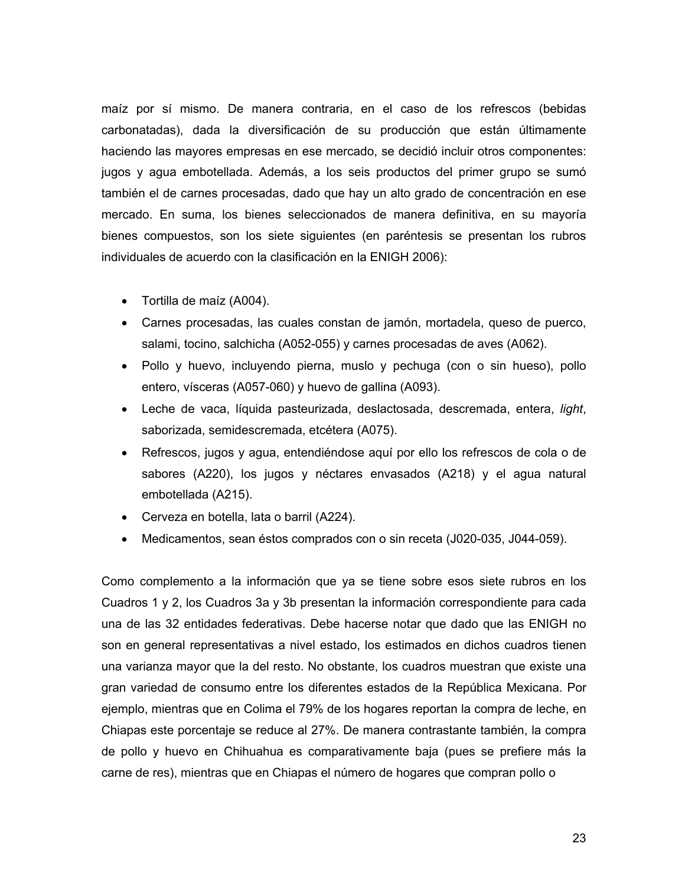maíz por sí mismo. De manera contraria, en el caso de los refrescos (bebidas carbonatadas), dada la diversificación de su producción que están últimamente haciendo las mayores empresas en ese mercado, se decidió incluir otros componentes: jugos y agua embotellada. Además, a los seis productos del primer grupo se sumó también el de carnes procesadas, dado que hay un alto grado de concentración en ese mercado. En suma, los bienes seleccionados de manera definitiva, en su mayoría bienes compuestos, son los siete siguientes (en paréntesis se presentan los rubros individuales de acuerdo con la clasificación en la ENIGH 2006):

- Tortilla de maíz (A004).
- Carnes procesadas, las cuales constan de jamón, mortadela, queso de puerco, salami, tocino, salchicha (A052-055) y carnes procesadas de aves (A062).
- Pollo y huevo, incluyendo pierna, muslo y pechuga (con o sin hueso), pollo entero, vísceras (A057-060) y huevo de gallina (A093).
- Leche de vaca, líquida pasteurizada, deslactosada, descremada, entera, *light*, saborizada, semidescremada, etcétera (A075).
- Refrescos, jugos y agua, entendiéndose aquí por ello los refrescos de cola o de sabores (A220), los jugos y néctares envasados (A218) y el agua natural embotellada (A215).
- Cerveza en botella, lata o barril (A224).
- Medicamentos, sean éstos comprados con o sin receta (J020-035, J044-059).

Como complemento a la información que ya se tiene sobre esos siete rubros en los Cuadros 1 y 2, los Cuadros 3a y 3b presentan la información correspondiente para cada una de las 32 entidades federativas. Debe hacerse notar que dado que las ENIGH no son en general representativas a nivel estado, los estimados en dichos cuadros tienen una varianza mayor que la del resto. No obstante, los cuadros muestran que existe una gran variedad de consumo entre los diferentes estados de la República Mexicana. Por ejemplo, mientras que en Colima el 79% de los hogares reportan la compra de leche, en Chiapas este porcentaje se reduce al 27%. De manera contrastante también, la compra de pollo y huevo en Chihuahua es comparativamente baja (pues se prefiere más la carne de res), mientras que en Chiapas el número de hogares que compran pollo o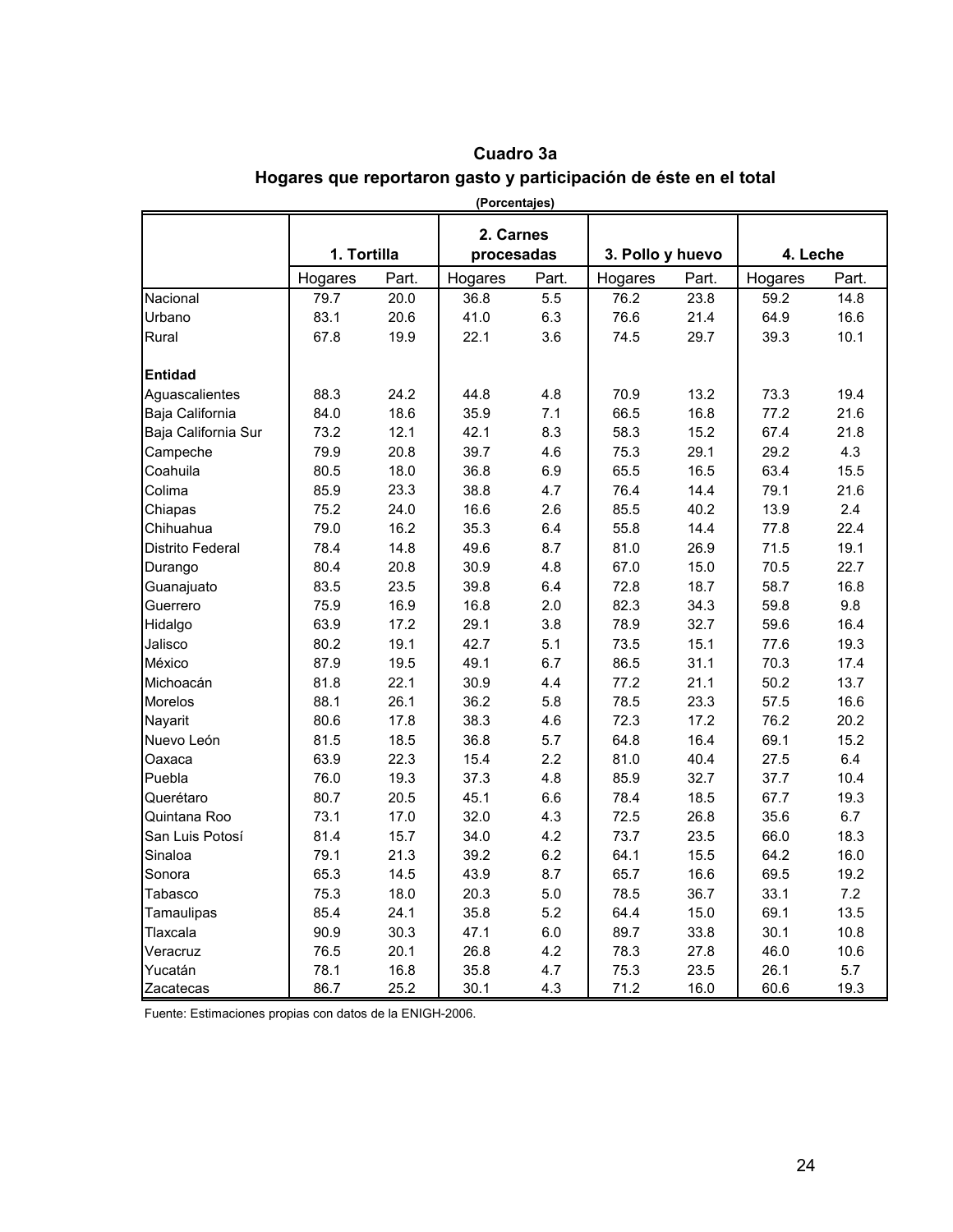## Cuadro 3a

### Hogares que reportaron gasto y participación de éste en el total

(Porcentajes)

| | 1. Tortilla | | 2. Carnes procesadas | | 3. Pollo y huevo | | 4. Leche | |
|---|---|---|---|---|---|---|---|---|
| | Hogares | Part. | Hogares | Part. | Hogares | Part. | Hogares | Part. |
| Nacional | 79.7 | 20.0 | 36.8 | 5.5 | 76.2 | 23.8 | 59.2 | 14.8 |
| Urbano | 83.1 | 20.6 | 41.0 | 6.3 | 76.6 | 21.4 | 64.9 | 16.6 |
| Rural | 67.8 | 19.9 | 22.1 | 3.6 | 74.5 | 29.7 | 39.3 | 10.1 |
| **Entidad** | | | | | | | | |
| Aguascalientes | 88.3 | 24.2 | 44.8 | 4.8 | 70.9 | 13.2 | 73.3 | 19.4 |
| Baja California | 84.0 | 18.6 | 35.9 | 7.1 | 66.5 | 16.8 | 77.2 | 21.6 |
| Baja California Sur | 73.2 | 12.1 | 42.1 | 8.3 | 58.3 | 15.2 | 67.4 | 21.8 |
| Campeche | 79.9 | 20.8 | 39.7 | 4.6 | 75.3 | 29.1 | 29.2 | 4.3 |
| Coahuila | 80.5 | 18.0 | 36.8 | 6.9 | 65.5 | 16.5 | 63.4 | 15.5 |
| Colima | 85.9 | 23.3 | 38.8 | 4.7 | 76.4 | 14.4 | 79.1 | 21.6 |
| Chiapas | 75.2 | 24.0 | 16.6 | 2.6 | 85.5 | 40.2 | 13.9 | 2.4 |
| Chihuahua | 79.0 | 16.2 | 35.3 | 6.4 | 55.8 | 14.4 | 77.8 | 22.4 |
| Distrito Federal | 78.4 | 14.8 | 49.6 | 8.7 | 81.0 | 26.9 | 71.5 | 19.1 |
| Durango | 80.4 | 20.8 | 30.9 | 4.8 | 67.0 | 15.0 | 70.5 | 22.7 |
| Guanajuato | 83.5 | 23.5 | 39.8 | 6.4 | 72.8 | 18.7 | 58.7 | 16.8 |
| Guerrero | 75.9 | 16.9 | 16.8 | 2.0 | 82.3 | 34.3 | 59.8 | 9.8 |
| Hidalgo | 63.9 | 17.2 | 29.1 | 3.8 | 78.9 | 32.7 | 59.6 | 16.4 |
| Jalisco | 80.2 | 19.1 | 42.7 | 5.1 | 73.5 | 15.1 | 77.6 | 19.3 |
| México | 87.9 | 19.5 | 49.1 | 6.7 | 86.5 | 31.1 | 70.3 | 17.4 |
| Michoacán | 81.8 | 22.1 | 30.9 | 4.4 | 77.2 | 21.1 | 50.2 | 13.7 |
| Morelos | 88.1 | 26.1 | 36.2 | 5.8 | 78.5 | 23.3 | 57.5 | 16.6 |
| Nayarit | 80.6 | 17.8 | 38.3 | 4.6 | 72.3 | 17.2 | 76.2 | 20.2 |
| Nuevo León | 81.5 | 18.5 | 36.8 | 5.7 | 64.8 | 16.4 | 69.1 | 15.2 |
| Oaxaca | 63.9 | 22.3 | 15.4 | 2.2 | 81.0 | 40.4 | 27.5 | 6.4 |
| Puebla | 76.0 | 19.3 | 37.3 | 4.8 | 85.9 | 32.7 | 37.7 | 10.4 |
| Querétaro | 80.7 | 20.5 | 45.1 | 6.6 | 78.4 | 18.5 | 67.7 | 19.3 |
| Quintana Roo | 73.1 | 17.0 | 32.0 | 4.3 | 72.5 | 26.8 | 35.6 | 6.7 |
| San Luis Potosí | 81.4 | 15.7 | 34.0 | 4.2 | 73.7 | 23.5 | 66.0 | 18.3 |
| Sinaloa | 79.1 | 21.3 | 39.2 | 6.2 | 64.1 | 15.5 | 64.2 | 16.0 |
| Sonora | 65.3 | 14.5 | 43.9 | 8.7 | 65.7 | 16.6 | 69.5 | 19.2 |
| Tabasco | 75.3 | 18.0 | 20.3 | 5.0 | 78.5 | 36.7 | 33.1 | 7.2 |
| Tamaulipas | 85.4 | 24.1 | 35.8 | 5.2 | 64.4 | 15.0 | 69.1 | 13.5 |
| Tlaxcala | 90.9 | 30.3 | 47.1 | 6.0 | 89.7 | 33.8 | 30.1 | 10.8 |
| Veracruz | 76.5 | 20.1 | 26.8 | 4.2 | 78.3 | 27.8 | 46.0 | 10.6 |
| Yucatán | 78.1 | 16.8 | 35.8 | 4.7 | 75.3 | 23.5 | 26.1 | 5.7 |
| Zacatecas | 86.7 | 25.2 | 30.1 | 4.3 | 71.2 | 16.0 | 60.6 | 19.3 |

Fuente: Estimaciones propias con datos de la ENIGH-2006.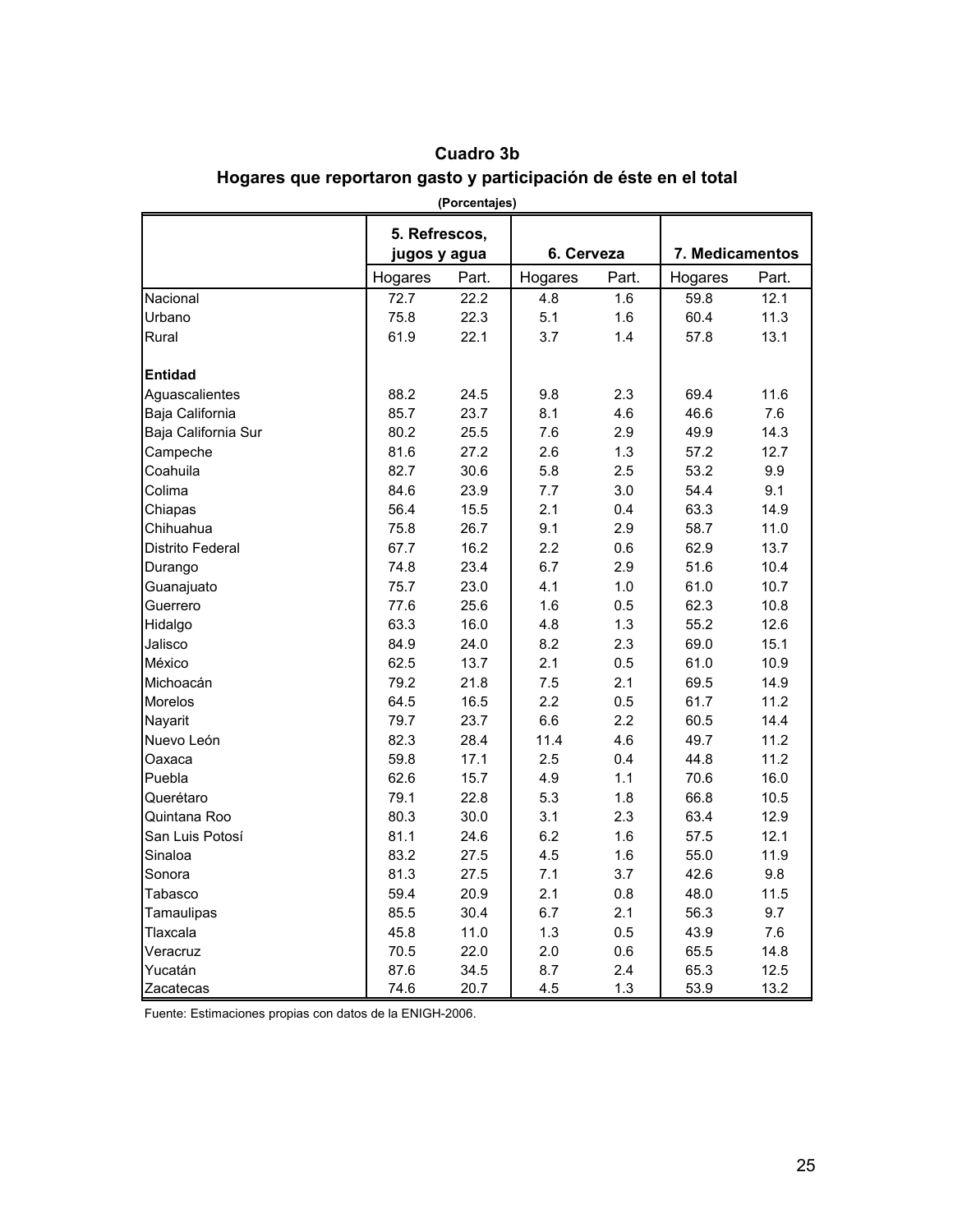## Cuadro 3b

### Hogares que reportaron gasto y participación de éste en el total

(Porcentajes)

| | 5. Refrescos, jugos y agua | | 6. Cerveza | | 7. Medicamentos | |
|---|---|---|---|---|---|---|
| | Hogares | Part. | Hogares | Part. | Hogares | Part. |
| Nacional | 72.7 | 22.2 | 4.8 | 1.6 | 59.8 | 12.1 |
| Urbano | 75.8 | 22.3 | 5.1 | 1.6 | 60.4 | 11.3 |
| Rural | 61.9 | 22.1 | 3.7 | 1.4 | 57.8 | 13.1 |
| **Entidad** | | | | | | |
| Aguascalientes | 88.2 | 24.5 | 9.8 | 2.3 | 69.4 | 11.6 |
| Baja California | 85.7 | 23.7 | 8.1 | 4.6 | 46.6 | 7.6 |
| Baja California Sur | 80.2 | 25.5 | 7.6 | 2.9 | 49.9 | 14.3 |
| Campeche | 81.6 | 27.2 | 2.6 | 1.3 | 57.2 | 12.7 |
| Coahuila | 82.7 | 30.6 | 5.8 | 2.5 | 53.2 | 9.9 |
| Colima | 84.6 | 23.9 | 7.7 | 3.0 | 54.4 | 9.1 |
| Chiapas | 56.4 | 15.5 | 2.1 | 0.4 | 63.3 | 14.9 |
| Chihuahua | 75.8 | 26.7 | 9.1 | 2.9 | 58.7 | 11.0 |
| Distrito Federal | 67.7 | 16.2 | 2.2 | 0.6 | 62.9 | 13.7 |
| Durango | 74.8 | 23.4 | 6.7 | 2.9 | 51.6 | 10.4 |
| Guanajuato | 75.7 | 23.0 | 4.1 | 1.0 | 61.0 | 10.7 |
| Guerrero | 77.6 | 25.6 | 1.6 | 0.5 | 62.3 | 10.8 |
| Hidalgo | 63.3 | 16.0 | 4.8 | 1.3 | 55.2 | 12.6 |
| Jalisco | 84.9 | 24.0 | 8.2 | 2.3 | 69.0 | 15.1 |
| México | 62.5 | 13.7 | 2.1 | 0.5 | 61.0 | 10.9 |
| Michoacán | 79.2 | 21.8 | 7.5 | 2.1 | 69.5 | 14.9 |
| Morelos | 64.5 | 16.5 | 2.2 | 0.5 | 61.7 | 11.2 |
| Nayarit | 79.7 | 23.7 | 6.6 | 2.2 | 60.5 | 14.4 |
| Nuevo León | 82.3 | 28.4 | 11.4 | 4.6 | 49.7 | 11.2 |
| Oaxaca | 59.8 | 17.1 | 2.5 | 0.4 | 44.8 | 11.2 |
| Puebla | 62.6 | 15.7 | 4.9 | 1.1 | 70.6 | 16.0 |
| Querétaro | 79.1 | 22.8 | 5.3 | 1.8 | 66.8 | 10.5 |
| Quintana Roo | 80.3 | 30.0 | 3.1 | 2.3 | 63.4 | 12.9 |
| San Luis Potosí | 81.1 | 24.6 | 6.2 | 1.6 | 57.5 | 12.1 |
| Sinaloa | 83.2 | 27.5 | 4.5 | 1.6 | 55.0 | 11.9 |
| Sonora | 81.3 | 27.5 | 7.1 | 3.7 | 42.6 | 9.8 |
| Tabasco | 59.4 | 20.9 | 2.1 | 0.8 | 48.0 | 11.5 |
| Tamaulipas | 85.5 | 30.4 | 6.7 | 2.1 | 56.3 | 9.7 |
| Tlaxcala | 45.8 | 11.0 | 1.3 | 0.5 | 43.9 | 7.6 |
| Veracruz | 70.5 | 22.0 | 2.0 | 0.6 | 65.5 | 14.8 |
| Yucatán | 87.6 | 34.5 | 8.7 | 2.4 | 65.3 | 12.5 |
| Zacatecas | 74.6 | 20.7 | 4.5 | 1.3 | 53.9 | 13.2 |

Fuente: Estimaciones propias con datos de la ENIGH-2006.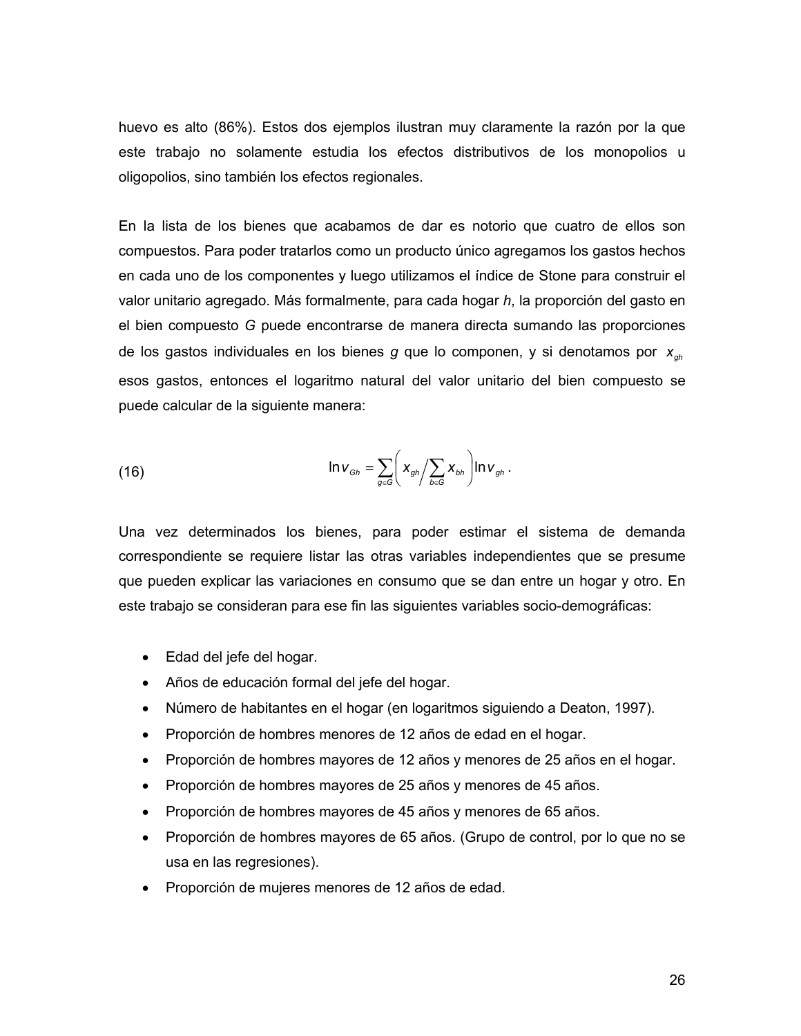huevo es alto (86%). Estos dos ejemplos ilustran muy claramente la razón por la que este trabajo no solamente estudia los efectos distributivos de los monopolios u oligopolios, sino también los efectos regionales.

En la lista de los bienes que acabamos de dar es notorio que cuatro de ellos son compuestos. Para poder tratarlos como un producto único agregamos los gastos hechos en cada uno de los componentes y luego utilizamos el índice de Stone para construir el valor unitario agregado. Más formalmente, para cada hogar *h*, la proporción del gasto en el bien compuesto *G* puede encontrarse de manera directa sumando las proporciones de los gastos individuales en los bienes *g* que lo componen, y si denotamos por $x_{gh}$ esos gastos, entonces el logaritmo natural del valor unitario del bien compuesto se puede calcular de la siguiente manera:

$$\ln v_{Gh} = \sum_{g \in G} \left( x_{gh} \Big/ \sum_{b \in G} x_{bh} \right) \ln v_{gh} . \tag{16}$$

Una vez determinados los bienes, para poder estimar el sistema de demanda correspondiente se requiere listar las otras variables independientes que se presume que pueden explicar las variaciones en consumo que se dan entre un hogar y otro. En este trabajo se consideran para ese fin las siguientes variables socio-demográficas:

- Edad del jefe del hogar.
- Años de educación formal del jefe del hogar.
- Número de habitantes en el hogar (en logaritmos siguiendo a Deaton, 1997).
- Proporción de hombres menores de 12 años de edad en el hogar.
- Proporción de hombres mayores de 12 años y menores de 25 años en el hogar.
- Proporción de hombres mayores de 25 años y menores de 45 años.
- Proporción de hombres mayores de 45 años y menores de 65 años.
- Proporción de hombres mayores de 65 años. (Grupo de control, por lo que no se usa en las regresiones).
- Proporción de mujeres menores de 12 años de edad.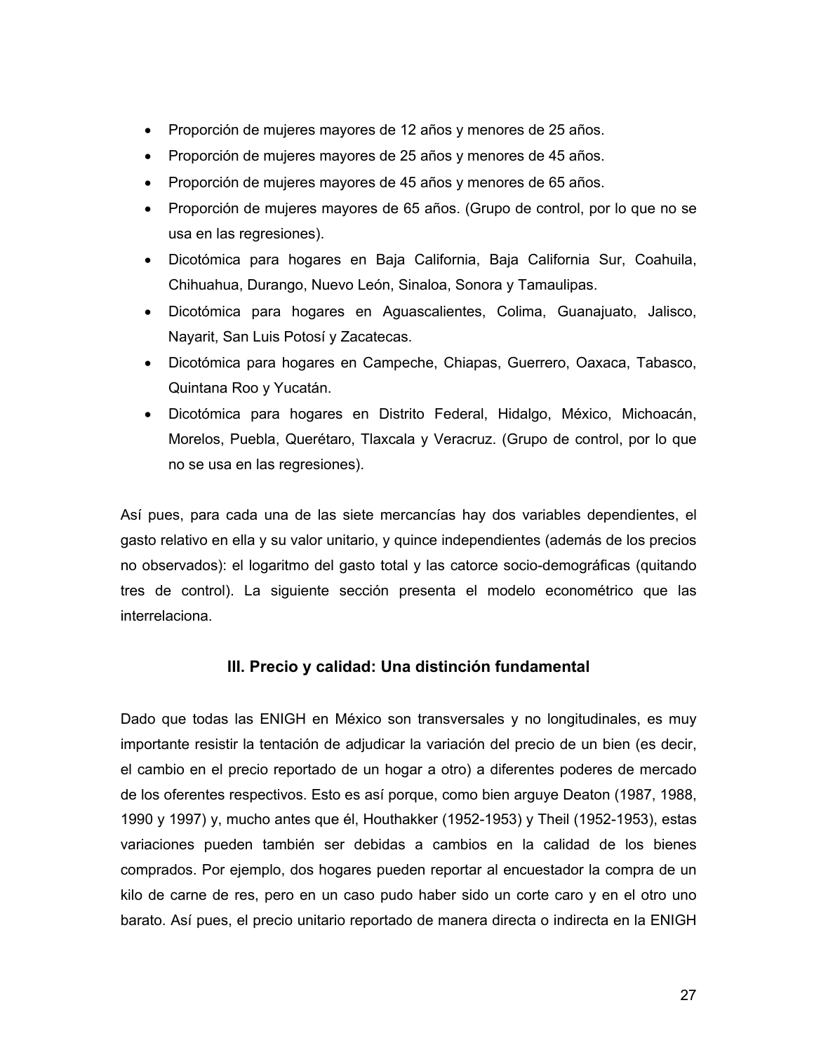- Proporción de mujeres mayores de 12 años y menores de 25 años.
- Proporción de mujeres mayores de 25 años y menores de 45 años.
- Proporción de mujeres mayores de 45 años y menores de 65 años.
- Proporción de mujeres mayores de 65 años. (Grupo de control, por lo que no se usa en las regresiones).
- Dicotómica para hogares en Baja California, Baja California Sur, Coahuila, Chihuahua, Durango, Nuevo León, Sinaloa, Sonora y Tamaulipas.
- Dicotómica para hogares en Aguascalientes, Colima, Guanajuato, Jalisco, Nayarit, San Luis Potosí y Zacatecas.
- Dicotómica para hogares en Campeche, Chiapas, Guerrero, Oaxaca, Tabasco, Quintana Roo y Yucatán.
- Dicotómica para hogares en Distrito Federal, Hidalgo, México, Michoacán, Morelos, Puebla, Querétaro, Tlaxcala y Veracruz. (Grupo de control, por lo que no se usa en las regresiones).

Así pues, para cada una de las siete mercancías hay dos variables dependientes, el gasto relativo en ella y su valor unitario, y quince independientes (además de los precios no observados): el logaritmo del gasto total y las catorce socio-demográficas (quitando tres de control). La siguiente sección presenta el modelo econométrico que las interrelaciona.

## III. Precio y calidad: Una distinción fundamental

Dado que todas las ENIGH en México son transversales y no longitudinales, es muy importante resistir la tentación de adjudicar la variación del precio de un bien (es decir, el cambio en el precio reportado de un hogar a otro) a diferentes poderes de mercado de los oferentes respectivos. Esto es así porque, como bien arguye Deaton (1987, 1988, 1990 y 1997) y, mucho antes que él, Houthakker (1952-1953) y Theil (1952-1953), estas variaciones pueden también ser debidas a cambios en la calidad de los bienes comprados. Por ejemplo, dos hogares pueden reportar al encuestador la compra de un kilo de carne de res, pero en un caso pudo haber sido un corte caro y en el otro uno barato. Así pues, el precio unitario reportado de manera directa o indirecta en la ENIGH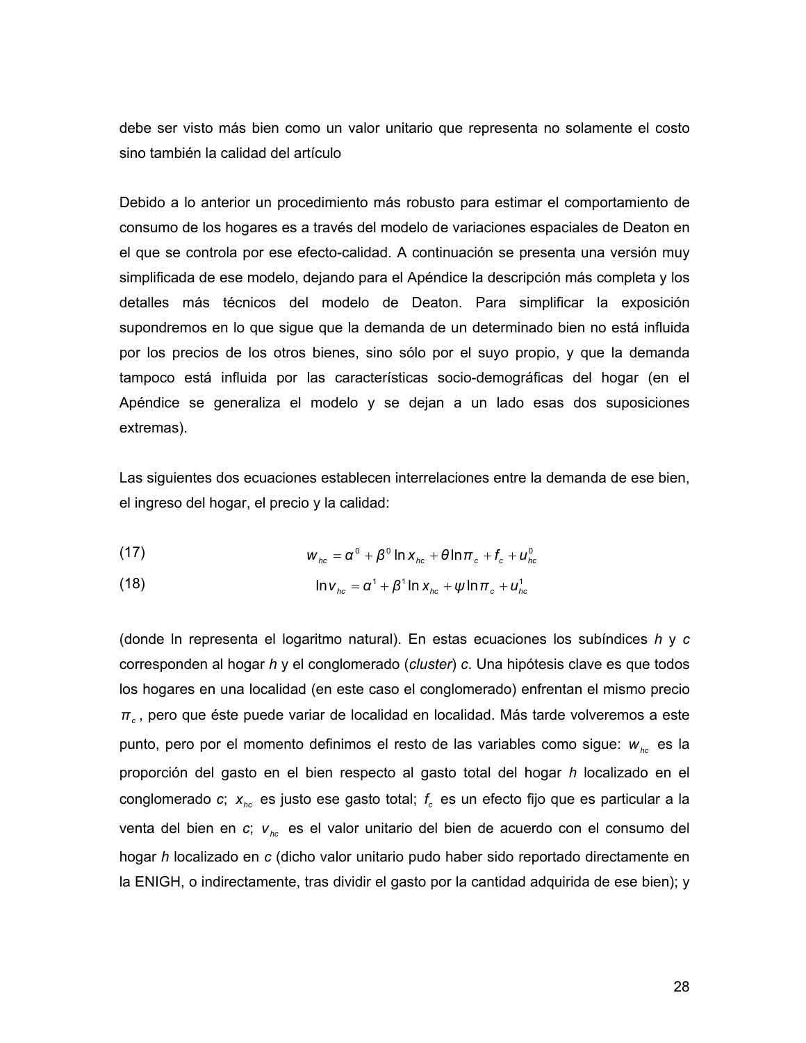debe ser visto más bien como un valor unitario que representa no solamente el costo sino también la calidad del artículo

Debido a lo anterior un procedimiento más robusto para estimar el comportamiento de consumo de los hogares es a través del modelo de variaciones espaciales de Deaton en el que se controla por ese efecto-calidad. A continuación se presenta una versión muy simplificada de ese modelo, dejando para el Apéndice la descripción más completa y los detalles más técnicos del modelo de Deaton. Para simplificar la exposición supondremos en lo que sigue que la demanda de un determinado bien no está influida por los precios de los otros bienes, sino sólo por el suyo propio, y que la demanda tampoco está influida por las características socio-demográficas del hogar (en el Apéndice se generaliza el modelo y se dejan a un lado esas dos suposiciones extremas).

Las siguientes dos ecuaciones establecen interrelaciones entre la demanda de ese bien, el ingreso del hogar, el precio y la calidad:

(17) $$w_{hc} = \alpha^0 + \beta^0 \ln x_{hc} + \theta \ln \pi_c + f_c + u_{hc}^0$$

(18) $$\ln v_{hc} = \alpha^1 + \beta^1 \ln x_{hc} + \psi \ln \pi_c + u_{hc}^1$$

(donde ln representa el logaritmo natural). En estas ecuaciones los subíndices *h* y *c* corresponden al hogar *h* y el conglomerado (*cluster*) *c*. Una hipótesis clave es que todos los hogares en una localidad (en este caso el conglomerado) enfrentan el mismo precio $\pi_c$, pero que éste puede variar de localidad en localidad. Más tarde volveremos a este punto, pero por el momento definimos el resto de las variables como sigue: $w_{hc}$ es la proporción del gasto en el bien respecto al gasto total del hogar *h* localizado en el conglomerado *c*; $x_{hc}$ es justo ese gasto total; $f_c$ es un efecto fijo que es particular a la venta del bien en *c*; $v_{hc}$ es el valor unitario del bien de acuerdo con el consumo del hogar *h* localizado en *c* (dicho valor unitario pudo haber sido reportado directamente en la ENIGH, o indirectamente, tras dividir el gasto por la cantidad adquirida de ese bien); y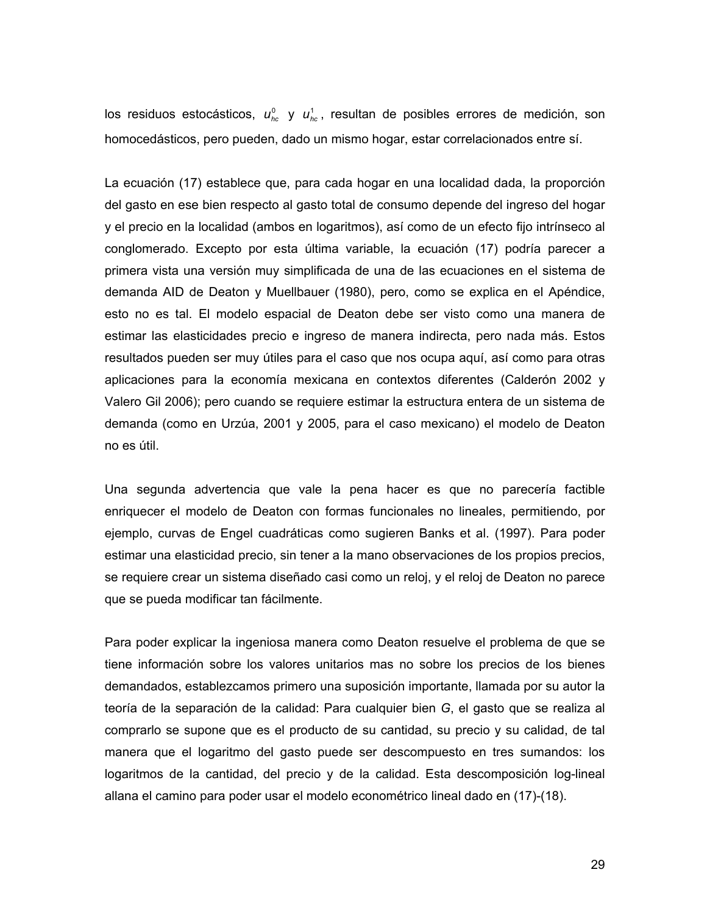los residuos estocásticos, $u_{hc}^{0}$ y $u_{hc}^{1}$, resultan de posibles errores de medición, son homocedásticos, pero pueden, dado un mismo hogar, estar correlacionados entre sí.

La ecuación (17) establece que, para cada hogar en una localidad dada, la proporción del gasto en ese bien respecto al gasto total de consumo depende del ingreso del hogar y el precio en la localidad (ambos en logaritmos), así como de un efecto fijo intrínseco al conglomerado. Excepto por esta última variable, la ecuación (17) podría parecer a primera vista una versión muy simplificada de una de las ecuaciones en el sistema de demanda AID de Deaton y Muellbauer (1980), pero, como se explica en el Apéndice, esto no es tal. El modelo espacial de Deaton debe ser visto como una manera de estimar las elasticidades precio e ingreso de manera indirecta, pero nada más. Estos resultados pueden ser muy útiles para el caso que nos ocupa aquí, así como para otras aplicaciones para la economía mexicana en contextos diferentes (Calderón 2002 y Valero Gil 2006); pero cuando se requiere estimar la estructura entera de un sistema de demanda (como en Urzúa, 2001 y 2005, para el caso mexicano) el modelo de Deaton no es útil.

Una segunda advertencia que vale la pena hacer es que no parecería factible enriquecer el modelo de Deaton con formas funcionales no lineales, permitiendo, por ejemplo, curvas de Engel cuadráticas como sugieren Banks et al. (1997). Para poder estimar una elasticidad precio, sin tener a la mano observaciones de los propios precios, se requiere crear un sistema diseñado casi como un reloj, y el reloj de Deaton no parece que se pueda modificar tan fácilmente.

Para poder explicar la ingeniosa manera como Deaton resuelve el problema de que se tiene información sobre los valores unitarios mas no sobre los precios de los bienes demandados, establezcamos primero una suposición importante, llamada por su autor la teoría de la separación de la calidad: Para cualquier bien *G*, el gasto que se realiza al comprarlo se supone que es el producto de su cantidad, su precio y su calidad, de tal manera que el logaritmo del gasto puede ser descompuesto en tres sumandos: los logaritmos de la cantidad, del precio y de la calidad. Esta descomposición log-lineal allana el camino para poder usar el modelo econométrico lineal dado en (17)-(18).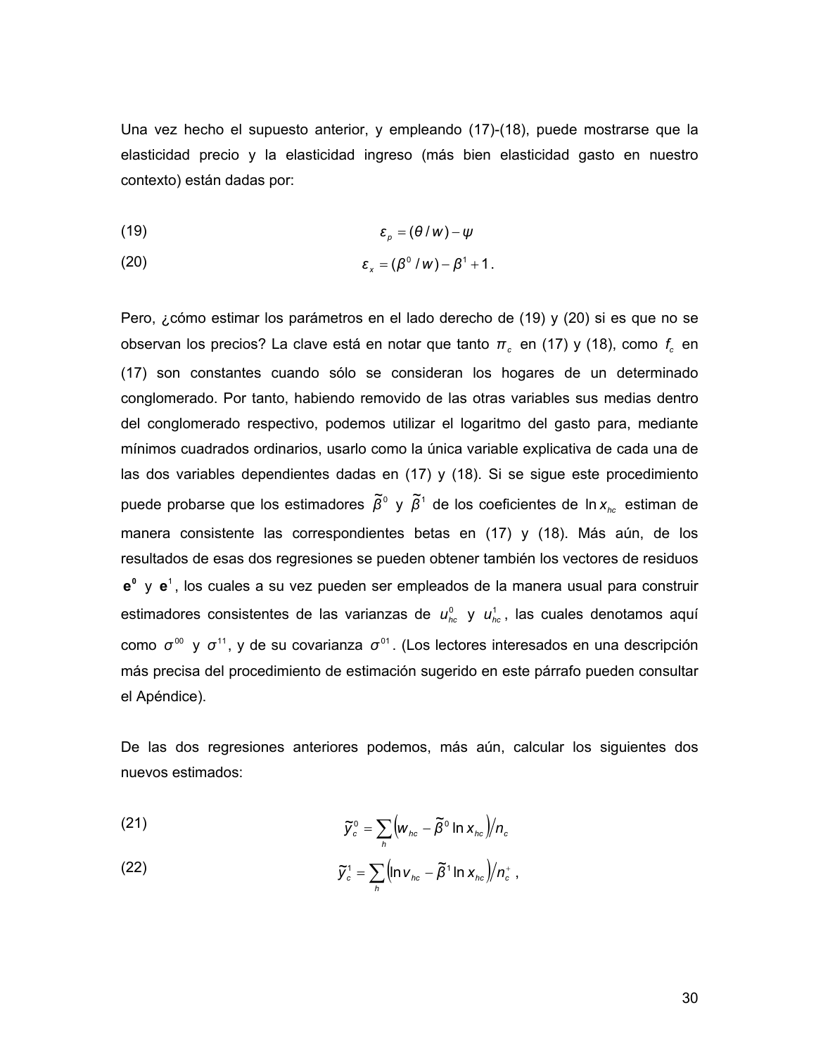Una vez hecho el supuesto anterior, y empleando (17)-(18), puede mostrarse que la elasticidad precio y la elasticidad ingreso (más bien elasticidad gasto en nuestro contexto) están dadas por:

$$\varepsilon_p = (\theta / w) - \psi \tag{19}$$

$$\varepsilon_x = (\beta^0 / w) - \beta^1 + 1 . \tag{20}$$

Pero, ¿cómo estimar los parámetros en el lado derecho de (19) y (20) si es que no se observan los precios? La clave está en notar que tanto $\pi_c$ en (17) y (18), como $f_c$ en (17) son constantes cuando sólo se consideran los hogares de un determinado conglomerado. Por tanto, habiendo removido de las otras variables sus medias dentro del conglomerado respectivo, podemos utilizar el logaritmo del gasto para, mediante mínimos cuadrados ordinarios, usarlo como la única variable explicativa de cada una de las dos variables dependientes dadas en (17) y (18). Si se sigue este procedimiento puede probarse que los estimadores $\tilde{\beta}^0$ y $\tilde{\beta}^1$ de los coeficientes de $\ln x_{hc}$ estiman de manera consistente las correspondientes betas en (17) y (18). Más aún, de los resultados de esas dos regresiones se pueden obtener también los vectores de residuos $\mathbf{e}^0$ y $\mathbf{e}^1$, los cuales a su vez pueden ser empleados de la manera usual para construir estimadores consistentes de las varianzas de $u^0_{hc}$ y $u^1_{hc}$, las cuales denotamos aquí como $\sigma^{00}$ y $\sigma^{11}$, y de su covarianza $\sigma^{01}$. (Los lectores interesados en una descripción más precisa del procedimiento de estimación sugerido en este párrafo pueden consultar el Apéndice).

De las dos regresiones anteriores podemos, más aún, calcular los siguientes dos nuevos estimados:

$$\tilde{y}^0_c = \sum_h \left( w_{hc} - \tilde{\beta}^0 \ln x_{hc} \right) \Big/ n_c \tag{21}$$

$$\tilde{y}^1_c = \sum_h \left( \ln v_{hc} - \tilde{\beta}^1 \ln x_{hc} \right) \Big/ n^+_c \ , \tag{22}$$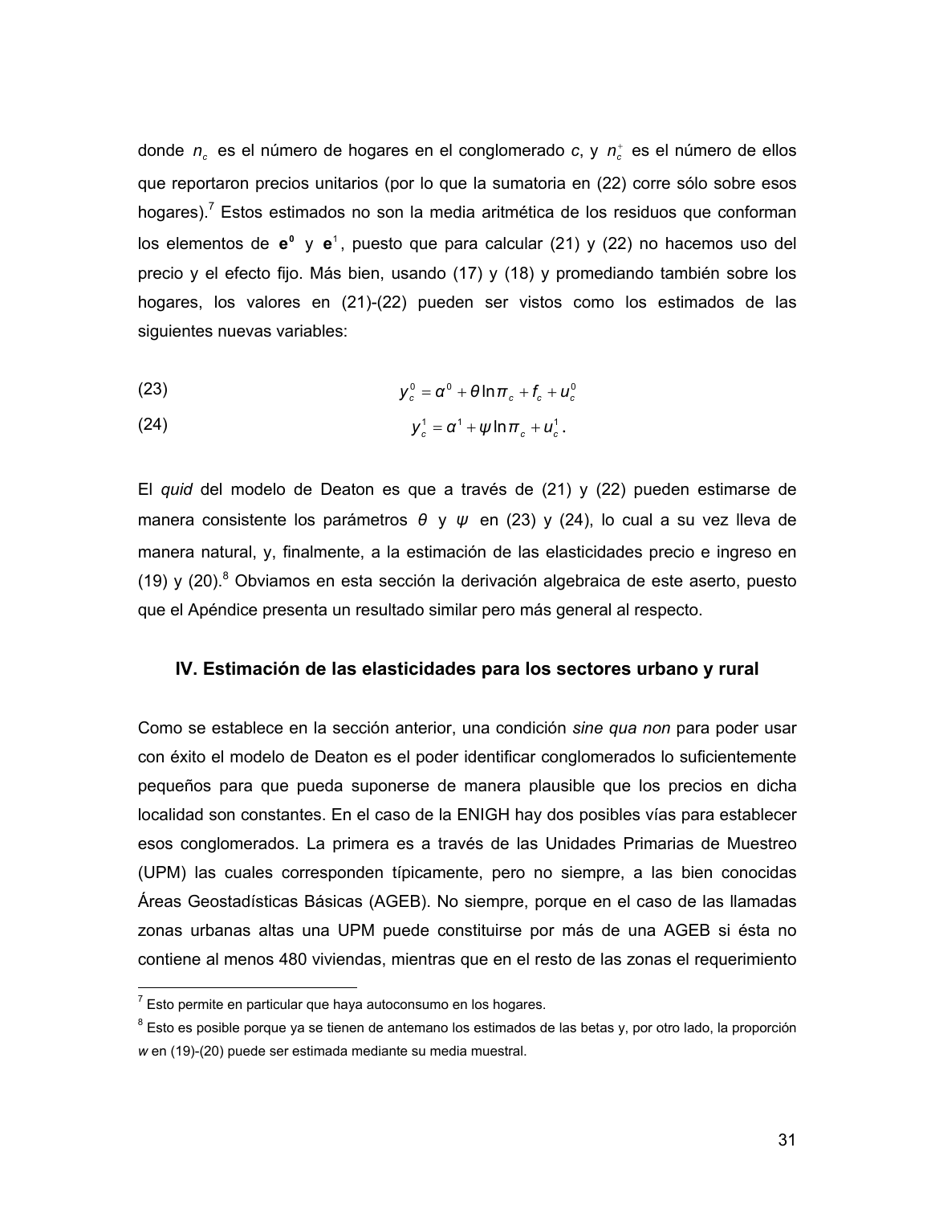donde $n_c$ es el número de hogares en el conglomerado *c*, y $n_c^+$ es el número de ellos que reportaron precios unitarios (por lo que la sumatoria en (22) corre sólo sobre esos hogares).[7] Estos estimados no son la media aritmética de los residuos que conforman los elementos de $\mathbf{e^0}$ y $\mathbf{e}^1$, puesto que para calcular (21) y (22) no hacemos uso del precio y el efecto fijo. Más bien, usando (17) y (18) y promediando también sobre los hogares, los valores en (21)-(22) pueden ser vistos como los estimados de las siguientes nuevas variables:

$$y_c^0 = \alpha^0 + \theta \ln \pi_c + f_c + u_c^0 \tag{23}$$

$$y_c^1 = \alpha^1 + \psi \ln \pi_c + u_c^1 . \tag{24}$$

El *quid* del modelo de Deaton es que a través de (21) y (22) pueden estimarse de manera consistente los parámetros $\theta$ y $\psi$ en (23) y (24), lo cual a su vez lleva de manera natural, y, finalmente, a la estimación de las elasticidades precio e ingreso en (19) y (20).[8] Obviamos en esta sección la derivación algebraica de este aserto, puesto que el Apéndice presenta un resultado similar pero más general al respecto.

## IV. Estimación de las elasticidades para los sectores urbano y rural

Como se establece en la sección anterior, una condición *sine qua non* para poder usar con éxito el modelo de Deaton es el poder identificar conglomerados lo suficientemente pequeños para que pueda suponerse de manera plausible que los precios en dicha localidad son constantes. En el caso de la ENIGH hay dos posibles vías para establecer esos conglomerados. La primera es a través de las Unidades Primarias de Muestreo (UPM) las cuales corresponden típicamente, pero no siempre, a las bien conocidas Áreas Geostadísticas Básicas (AGEB). No siempre, porque en el caso de las llamadas zonas urbanas altas una UPM puede constituirse por más de una AGEB si ésta no contiene al menos 480 viviendas, mientras que en el resto de las zonas el requerimiento

---

[7] Esto permite en particular que haya autoconsumo en los hogares.

[8] Esto es posible porque ya se tienen de antemano los estimados de las betas y, por otro lado, la proporción *w* en (19)-(20) puede ser estimada mediante su media muestral.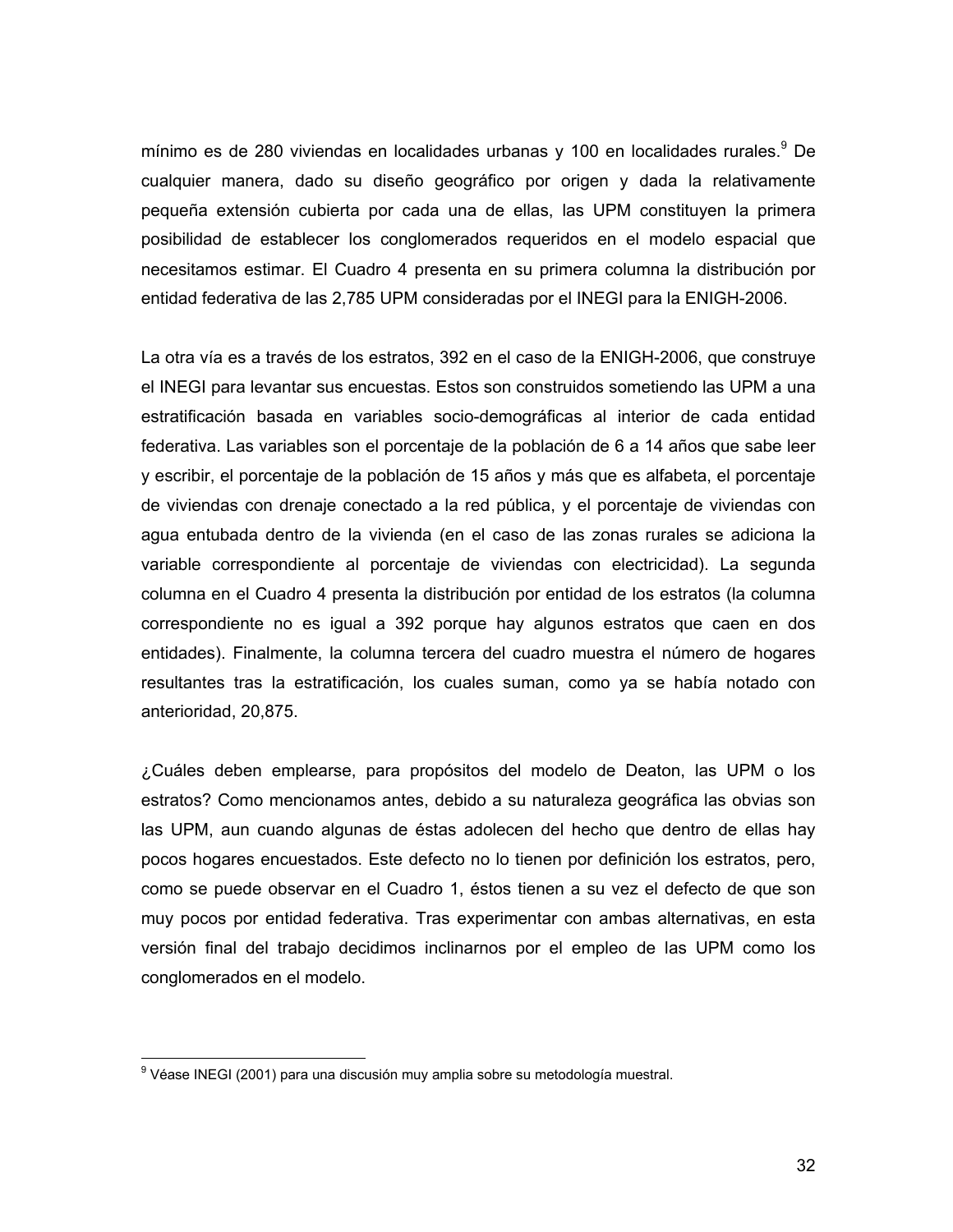mínimo es de 280 viviendas en localidades urbanas y 100 en localidades rurales.[9] De cualquier manera, dado su diseño geográfico por origen y dada la relativamente pequeña extensión cubierta por cada una de ellas, las UPM constituyen la primera posibilidad de establecer los conglomerados requeridos en el modelo espacial que necesitamos estimar. El Cuadro 4 presenta en su primera columna la distribución por entidad federativa de las 2,785 UPM consideradas por el INEGI para la ENIGH-2006.

La otra vía es a través de los estratos, 392 en el caso de la ENIGH-2006, que construye el INEGI para levantar sus encuestas. Estos son construidos sometiendo las UPM a una estratificación basada en variables socio-demográficas al interior de cada entidad federativa. Las variables son el porcentaje de la población de 6 a 14 años que sabe leer y escribir, el porcentaje de la población de 15 años y más que es alfabeta, el porcentaje de viviendas con drenaje conectado a la red pública, y el porcentaje de viviendas con agua entubada dentro de la vivienda (en el caso de las zonas rurales se adiciona la variable correspondiente al porcentaje de viviendas con electricidad). La segunda columna en el Cuadro 4 presenta la distribución por entidad de los estratos (la columna correspondiente no es igual a 392 porque hay algunos estratos que caen en dos entidades). Finalmente, la columna tercera del cuadro muestra el número de hogares resultantes tras la estratificación, los cuales suman, como ya se había notado con anterioridad, 20,875.

¿Cuáles deben emplearse, para propósitos del modelo de Deaton, las UPM o los estratos? Como mencionamos antes, debido a su naturaleza geográfica las obvias son las UPM, aun cuando algunas de éstas adolecen del hecho que dentro de ellas hay pocos hogares encuestados. Este defecto no lo tienen por definición los estratos, pero, como se puede observar en el Cuadro 1, éstos tienen a su vez el defecto de que son muy pocos por entidad federativa. Tras experimentar con ambas alternativas, en esta versión final del trabajo decidimos inclinarnos por el empleo de las UPM como los conglomerados en el modelo.

[9] Véase INEGI (2001) para una discusión muy amplia sobre su metodología muestral.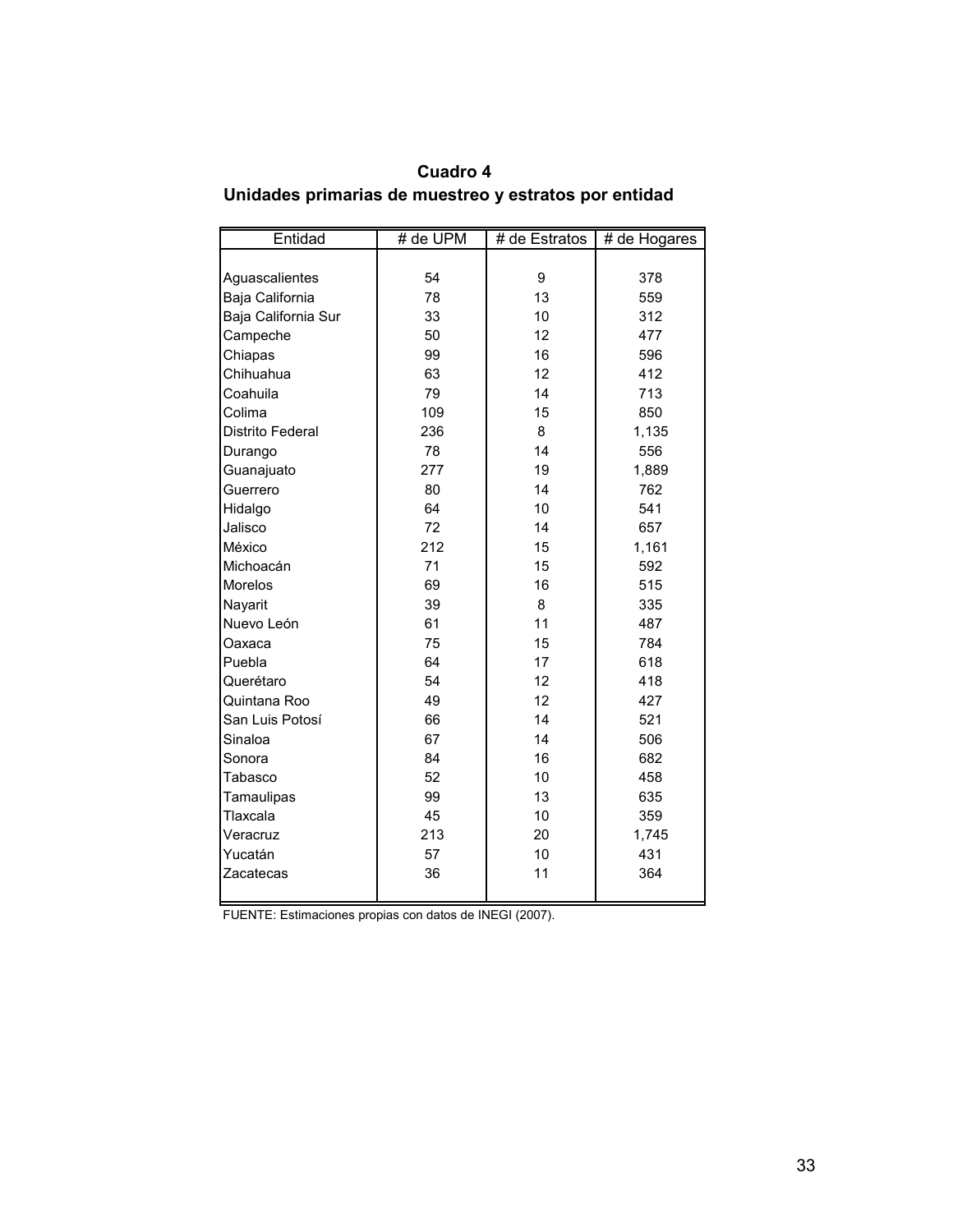**Cuadro 4**

**Unidades primarias de muestreo y estratos por entidad**

| Entidad | # de UPM | # de Estratos | # de Hogares |
|---|---|---|---|
| Aguascalientes | 54 | 9 | 378 |
| Baja California | 78 | 13 | 559 |
| Baja California Sur | 33 | 10 | 312 |
| Campeche | 50 | 12 | 477 |
| Chiapas | 99 | 16 | 596 |
| Chihuahua | 63 | 12 | 412 |
| Coahuila | 79 | 14 | 713 |
| Colima | 109 | 15 | 850 |
| Distrito Federal | 236 | 8 | 1,135 |
| Durango | 78 | 14 | 556 |
| Guanajuato | 277 | 19 | 1,889 |
| Guerrero | 80 | 14 | 762 |
| Hidalgo | 64 | 10 | 541 |
| Jalisco | 72 | 14 | 657 |
| México | 212 | 15 | 1,161 |
| Michoacán | 71 | 15 | 592 |
| Morelos | 69 | 16 | 515 |
| Nayarit | 39 | 8 | 335 |
| Nuevo León | 61 | 11 | 487 |
| Oaxaca | 75 | 15 | 784 |
| Puebla | 64 | 17 | 618 |
| Querétaro | 54 | 12 | 418 |
| Quintana Roo | 49 | 12 | 427 |
| San Luis Potosí | 66 | 14 | 521 |
| Sinaloa | 67 | 14 | 506 |
| Sonora | 84 | 16 | 682 |
| Tabasco | 52 | 10 | 458 |
| Tamaulipas | 99 | 13 | 635 |
| Tlaxcala | 45 | 10 | 359 |
| Veracruz | 213 | 20 | 1,745 |
| Yucatán | 57 | 10 | 431 |
| Zacatecas | 36 | 11 | 364 |

FUENTE: Estimaciones propias con datos de INEGI (2007).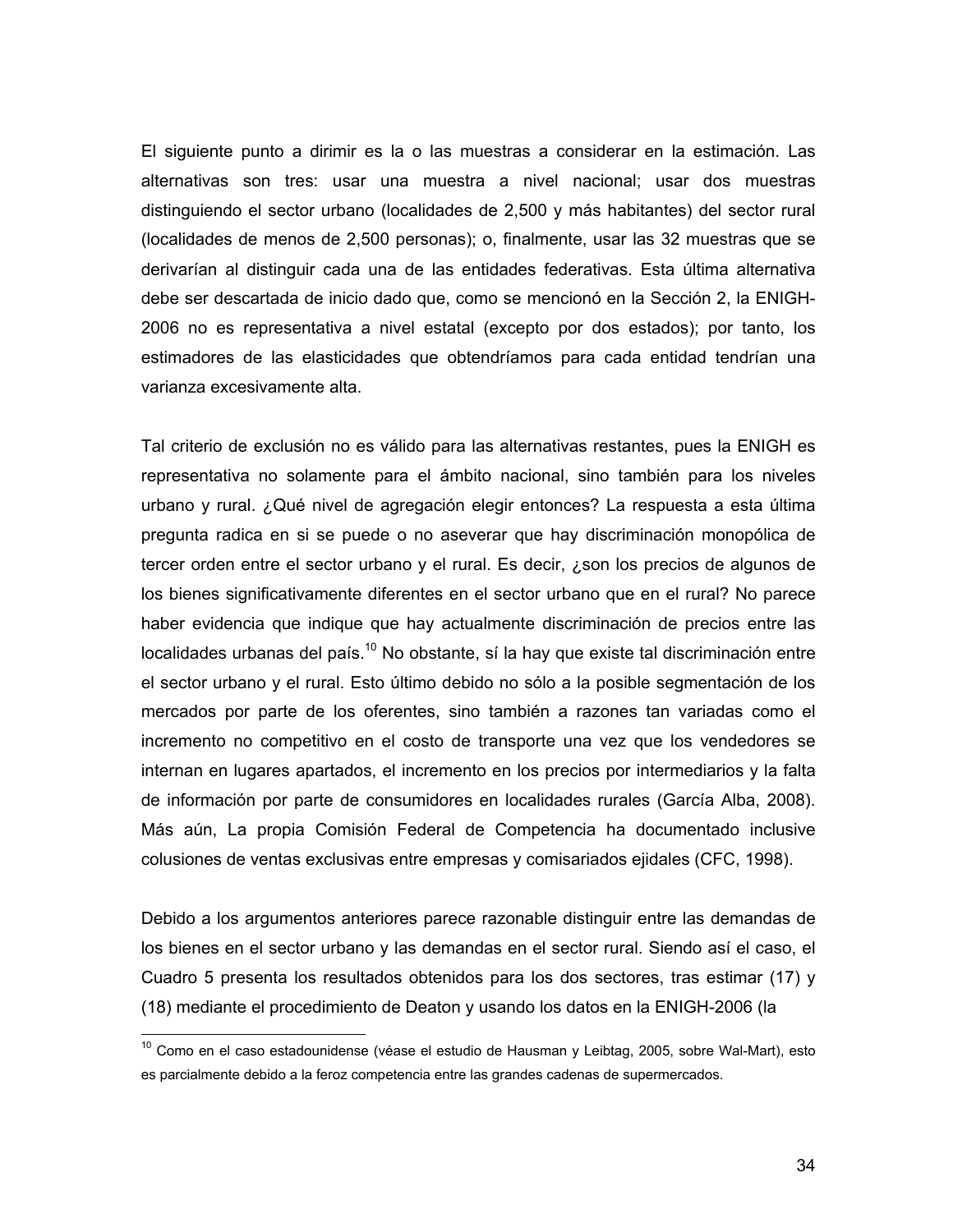El siguiente punto a dirimir es la o las muestras a considerar en la estimación. Las alternativas son tres: usar una muestra a nivel nacional; usar dos muestras distinguiendo el sector urbano (localidades de 2,500 y más habitantes) del sector rural (localidades de menos de 2,500 personas); o, finalmente, usar las 32 muestras que se derivarían al distinguir cada una de las entidades federativas. Esta última alternativa debe ser descartada de inicio dado que, como se mencionó en la Sección 2, la ENIGH-2006 no es representativa a nivel estatal (excepto por dos estados); por tanto, los estimadores de las elasticidades que obtendríamos para cada entidad tendrían una varianza excesivamente alta.

Tal criterio de exclusión no es válido para las alternativas restantes, pues la ENIGH es representativa no solamente para el ámbito nacional, sino también para los niveles urbano y rural. ¿Qué nivel de agregación elegir entonces? La respuesta a esta última pregunta radica en si se puede o no aseverar que hay discriminación monopólica de tercer orden entre el sector urbano y el rural. Es decir, ¿son los precios de algunos de los bienes significativamente diferentes en el sector urbano que en el rural? No parece haber evidencia que indique que hay actualmente discriminación de precios entre las localidades urbanas del país.[10] No obstante, sí la hay que existe tal discriminación entre el sector urbano y el rural. Esto último debido no sólo a la posible segmentación de los mercados por parte de los oferentes, sino también a razones tan variadas como el incremento no competitivo en el costo de transporte una vez que los vendedores se internan en lugares apartados, el incremento en los precios por intermediarios y la falta de información por parte de consumidores en localidades rurales (García Alba, 2008). Más aún, La propia Comisión Federal de Competencia ha documentado inclusive colusiones de ventas exclusivas entre empresas y comisariados ejidales (CFC, 1998).

Debido a los argumentos anteriores parece razonable distinguir entre las demandas de los bienes en el sector urbano y las demandas en el sector rural. Siendo así el caso, el Cuadro 5 presenta los resultados obtenidos para los dos sectores, tras estimar (17) y (18) mediante el procedimiento de Deaton y usando los datos en la ENIGH-2006 (la

[10] Como en el caso estadounidense (véase el estudio de Hausman y Leibtag, 2005, sobre Wal-Mart), esto es parcialmente debido a la feroz competencia entre las grandes cadenas de supermercados.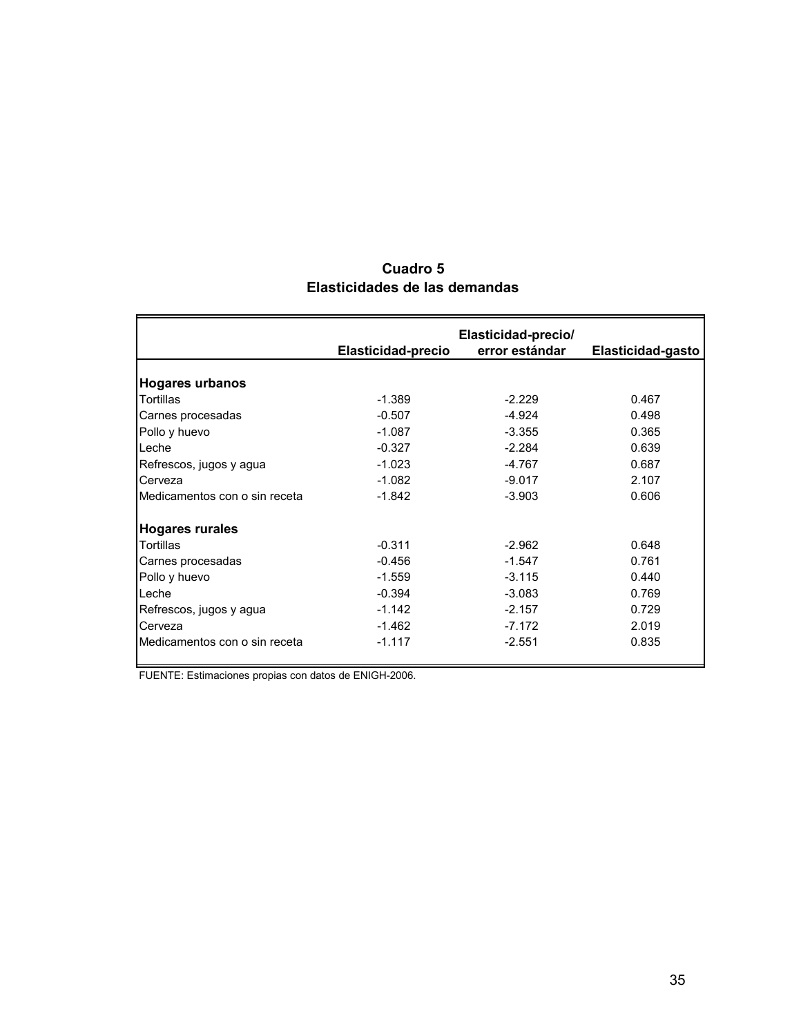**Cuadro 5**
**Elasticidades de las demandas**

| | Elasticidad-precio | Elasticidad-precio/ error estándar | Elasticidad-gasto |
|---|---|---|---|
| **Hogares urbanos** | | | |
| Tortillas | -1.389 | -2.229 | 0.467 |
| Carnes procesadas | -0.507 | -4.924 | 0.498 |
| Pollo y huevo | -1.087 | -3.355 | 0.365 |
| Leche | -0.327 | -2.284 | 0.639 |
| Refrescos, jugos y agua | -1.023 | -4.767 | 0.687 |
| Cerveza | -1.082 | -9.017 | 2.107 |
| Medicamentos con o sin receta | -1.842 | -3.903 | 0.606 |
| **Hogares rurales** | | | |
| Tortillas | -0.311 | -2.962 | 0.648 |
| Carnes procesadas | -0.456 | -1.547 | 0.761 |
| Pollo y huevo | -1.559 | -3.115 | 0.440 |
| Leche | -0.394 | -3.083 | 0.769 |
| Refrescos, jugos y agua | -1.142 | -2.157 | 0.729 |
| Cerveza | -1.462 | -7.172 | 2.019 |
| Medicamentos con o sin receta | -1.117 | -2.551 | 0.835 |

FUENTE: Estimaciones propias con datos de ENIGH-2006.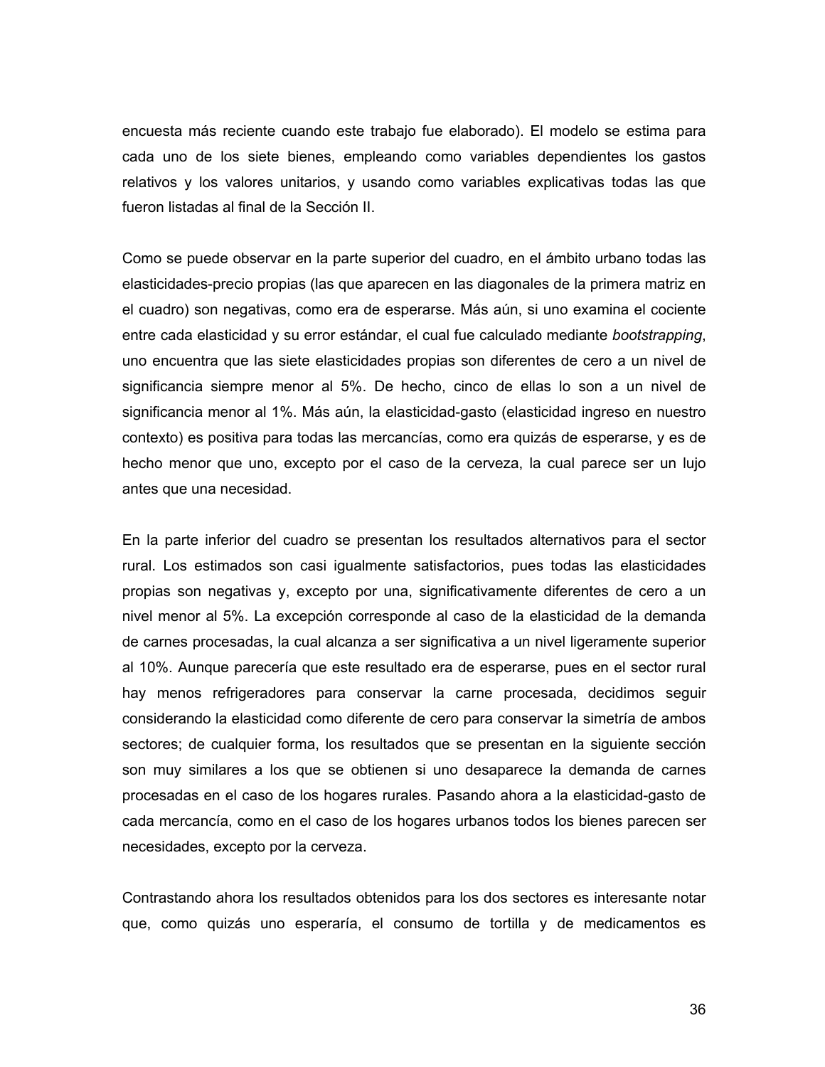encuesta más reciente cuando este trabajo fue elaborado). El modelo se estima para cada uno de los siete bienes, empleando como variables dependientes los gastos relativos y los valores unitarios, y usando como variables explicativas todas las que fueron listadas al final de la Sección II.

Como se puede observar en la parte superior del cuadro, en el ámbito urbano todas las elasticidades-precio propias (las que aparecen en las diagonales de la primera matriz en el cuadro) son negativas, como era de esperarse. Más aún, si uno examina el cociente entre cada elasticidad y su error estándar, el cual fue calculado mediante *bootstrapping*, uno encuentra que las siete elasticidades propias son diferentes de cero a un nivel de significancia siempre menor al 5%. De hecho, cinco de ellas lo son a un nivel de significancia menor al 1%. Más aún, la elasticidad-gasto (elasticidad ingreso en nuestro contexto) es positiva para todas las mercancías, como era quizás de esperarse, y es de hecho menor que uno, excepto por el caso de la cerveza, la cual parece ser un lujo antes que una necesidad.

En la parte inferior del cuadro se presentan los resultados alternativos para el sector rural. Los estimados son casi igualmente satisfactorios, pues todas las elasticidades propias son negativas y, excepto por una, significativamente diferentes de cero a un nivel menor al 5%. La excepción corresponde al caso de la elasticidad de la demanda de carnes procesadas, la cual alcanza a ser significativa a un nivel ligeramente superior al 10%. Aunque parecería que este resultado era de esperarse, pues en el sector rural hay menos refrigeradores para conservar la carne procesada, decidimos seguir considerando la elasticidad como diferente de cero para conservar la simetría de ambos sectores; de cualquier forma, los resultados que se presentan en la siguiente sección son muy similares a los que se obtienen si uno desaparece la demanda de carnes procesadas en el caso de los hogares rurales. Pasando ahora a la elasticidad-gasto de cada mercancía, como en el caso de los hogares urbanos todos los bienes parecen ser necesidades, excepto por la cerveza.

Contrastando ahora los resultados obtenidos para los dos sectores es interesante notar que, como quizás uno esperaría, el consumo de tortilla y de medicamentos es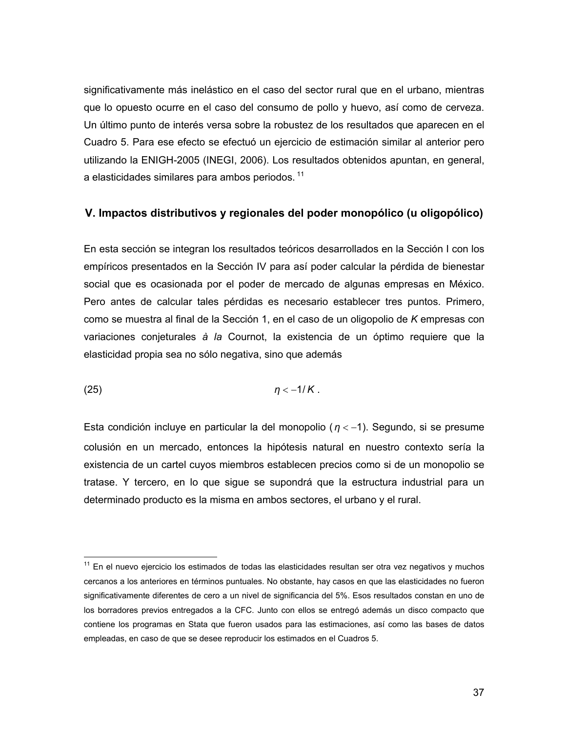significativamente más inelástico en el caso del sector rural que en el urbano, mientras que lo opuesto ocurre en el caso del consumo de pollo y huevo, así como de cerveza. Un último punto de interés versa sobre la robustez de los resultados que aparecen en el Cuadro 5. Para ese efecto se efectuó un ejercicio de estimación similar al anterior pero utilizando la ENIGH-2005 (INEGI, 2006). Los resultados obtenidos apuntan, en general, a elasticidades similares para ambos periodos.[11]

## V. Impactos distributivos y regionales del poder monopólico (u oligopólico)

En esta sección se integran los resultados teóricos desarrollados en la Sección I con los empíricos presentados en la Sección IV para así poder calcular la pérdida de bienestar social que es ocasionada por el poder de mercado de algunas empresas en México. Pero antes de calcular tales pérdidas es necesario establecer tres puntos. Primero, como se muestra al final de la Sección 1, en el caso de un oligopolio de *K* empresas con variaciones conjeturales *à la* Cournot, la existencia de un óptimo requiere que la elasticidad propia sea no sólo negativa, sino que además

$$\eta < -1/K \,. \tag{25}$$

Esta condición incluye en particular la del monopolio ($\eta < -1$). Segundo, si se presume colusión en un mercado, entonces la hipótesis natural en nuestro contexto sería la existencia de un cartel cuyos miembros establecen precios como si de un monopolio se tratase. Y tercero, en lo que sigue se supondrá que la estructura industrial para un determinado producto es la misma en ambos sectores, el urbano y el rural.

---

[11] En el nuevo ejercicio los estimados de todas las elasticidades resultan ser otra vez negativos y muchos cercanos a los anteriores en términos puntuales. No obstante, hay casos en que las elasticidades no fueron significativamente diferentes de cero a un nivel de significancia del 5%. Esos resultados constan en uno de los borradores previos entregados a la CFC. Junto con ellos se entregó además un disco compacto que contiene los programas en Stata que fueron usados para las estimaciones, así como las bases de datos empleadas, en caso de que se desee reproducir los estimados en el Cuadros 5.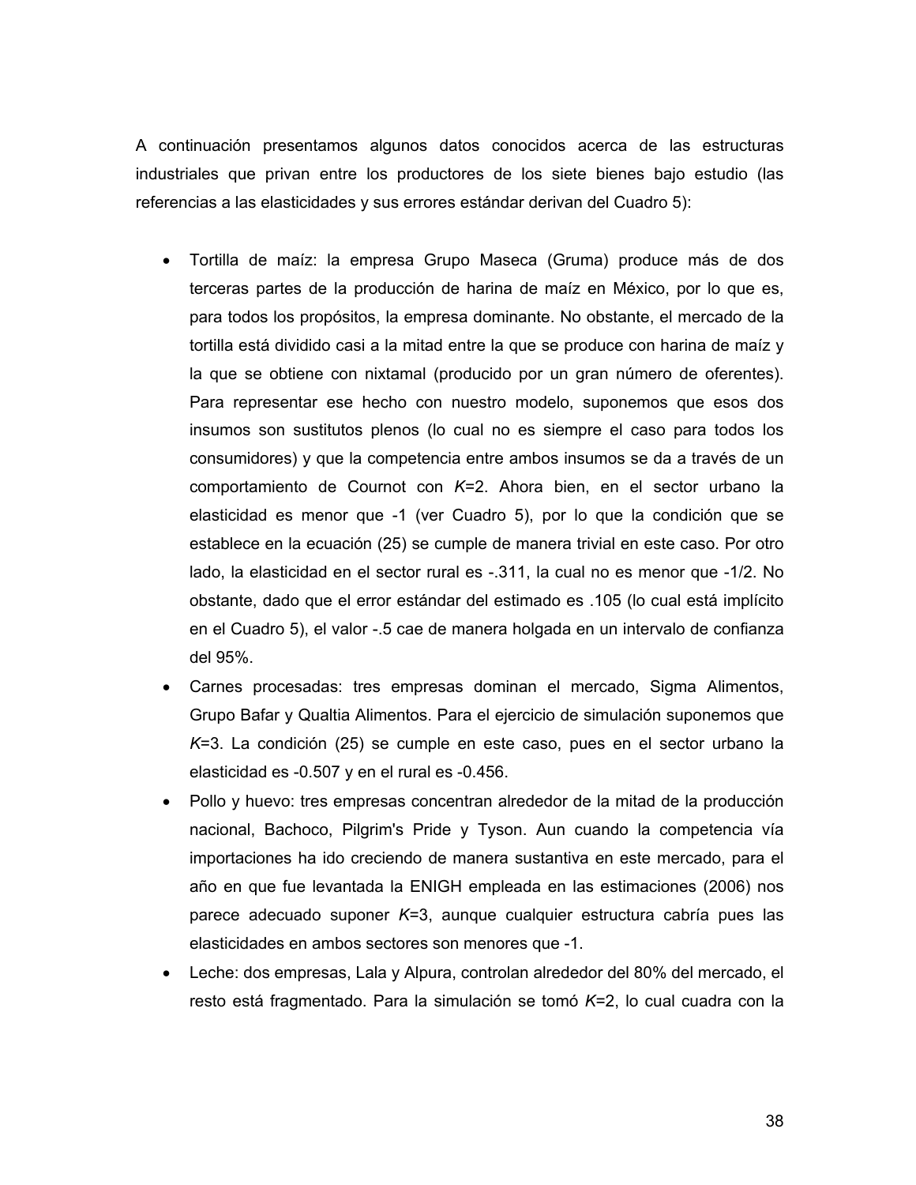A continuación presentamos algunos datos conocidos acerca de las estructuras industriales que privan entre los productores de los siete bienes bajo estudio (las referencias a las elasticidades y sus errores estándar derivan del Cuadro 5):

- Tortilla de maíz: la empresa Grupo Maseca (Gruma) produce más de dos terceras partes de la producción de harina de maíz en México, por lo que es, para todos los propósitos, la empresa dominante. No obstante, el mercado de la tortilla está dividido casi a la mitad entre la que se produce con harina de maíz y la que se obtiene con nixtamal (producido por un gran número de oferentes). Para representar ese hecho con nuestro modelo, suponemos que esos dos insumos son sustitutos plenos (lo cual no es siempre el caso para todos los consumidores) y que la competencia entre ambos insumos se da a través de un comportamiento de Cournot con $K$=2. Ahora bien, en el sector urbano la elasticidad es menor que -1 (ver Cuadro 5), por lo que la condición que se establece en la ecuación (25) se cumple de manera trivial en este caso. Por otro lado, la elasticidad en el sector rural es -.311, la cual no es menor que -1/2. No obstante, dado que el error estándar del estimado es .105 (lo cual está implícito en el Cuadro 5), el valor -.5 cae de manera holgada en un intervalo de confianza del 95%.
- Carnes procesadas: tres empresas dominan el mercado, Sigma Alimentos, Grupo Bafar y Qualtia Alimentos. Para el ejercicio de simulación suponemos que $K$=3. La condición (25) se cumple en este caso, pues en el sector urbano la elasticidad es -0.507 y en el rural es -0.456.
- Pollo y huevo: tres empresas concentran alrededor de la mitad de la producción nacional, Bachoco, Pilgrim's Pride y Tyson. Aun cuando la competencia vía importaciones ha ido creciendo de manera sustantiva en este mercado, para el año en que fue levantada la ENIGH empleada en las estimaciones (2006) nos parece adecuado suponer $K$=3, aunque cualquier estructura cabría pues las elasticidades en ambos sectores son menores que -1.
- Leche: dos empresas, Lala y Alpura, controlan alrededor del 80% del mercado, el resto está fragmentado. Para la simulación se tomó $K$=2, lo cual cuadra con la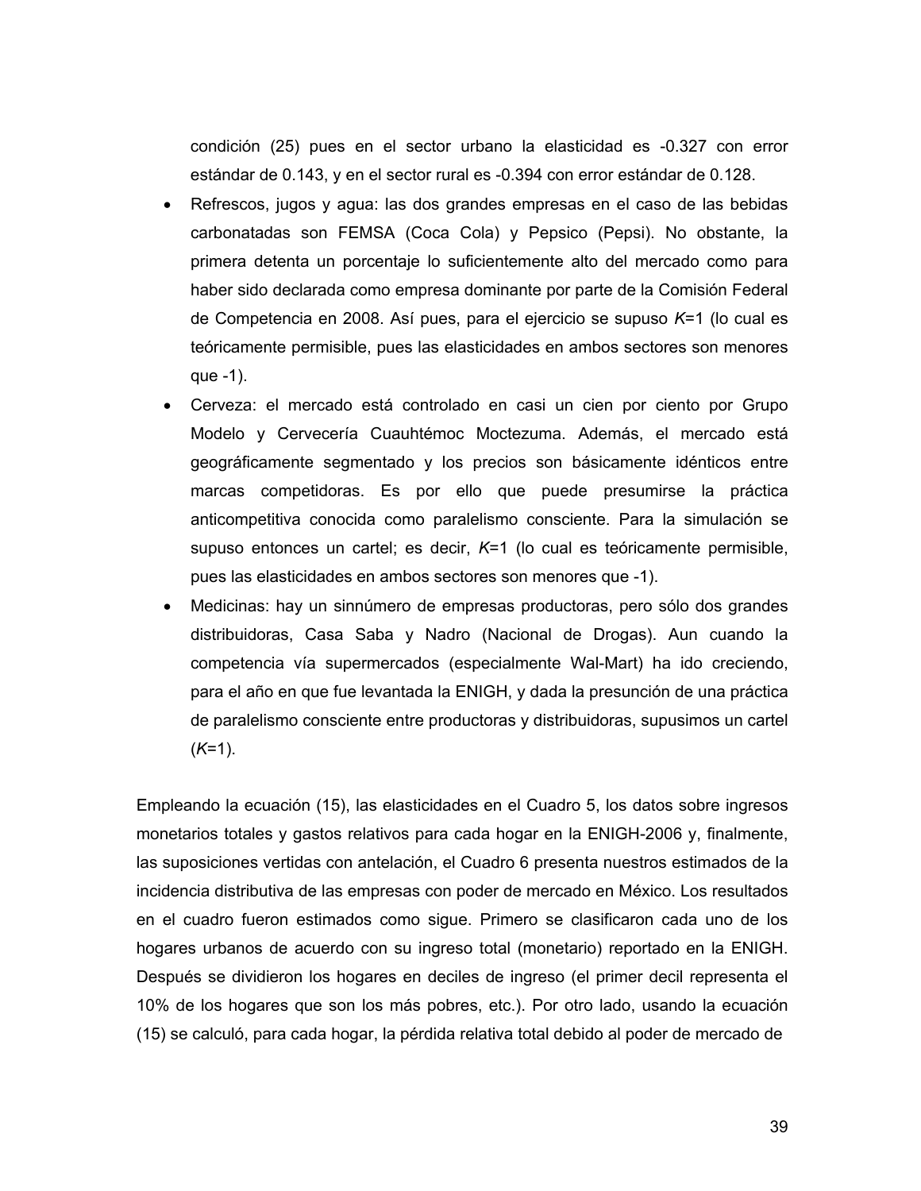condición (25) pues en el sector urbano la elasticidad es -0.327 con error estándar de 0.143, y en el sector rural es -0.394 con error estándar de 0.128.

- Refrescos, jugos y agua: las dos grandes empresas en el caso de las bebidas carbonatadas son FEMSA (Coca Cola) y Pepsico (Pepsi). No obstante, la primera detenta un porcentaje lo suficientemente alto del mercado como para haber sido declarada como empresa dominante por parte de la Comisión Federal de Competencia en 2008. Así pues, para el ejercicio se supuso $K$=1 (lo cual es teóricamente permisible, pues las elasticidades en ambos sectores son menores que -1).
- Cerveza: el mercado está controlado en casi un cien por ciento por Grupo Modelo y Cervecería Cuauhtémoc Moctezuma. Además, el mercado está geográficamente segmentado y los precios son básicamente idénticos entre marcas competidoras. Es por ello que puede presumirse la práctica anticompetitiva conocida como paralelismo consciente. Para la simulación se supuso entonces un cartel; es decir, $K$=1 (lo cual es teóricamente permisible, pues las elasticidades en ambos sectores son menores que -1).
- Medicinas: hay un sinnúmero de empresas productoras, pero sólo dos grandes distribuidoras, Casa Saba y Nadro (Nacional de Drogas). Aun cuando la competencia vía supermercados (especialmente Wal-Mart) ha ido creciendo, para el año en que fue levantada la ENIGH, y dada la presunción de una práctica de paralelismo consciente entre productoras y distribuidoras, supusimos un cartel ($K$=1).

Empleando la ecuación (15), las elasticidades en el Cuadro 5, los datos sobre ingresos monetarios totales y gastos relativos para cada hogar en la ENIGH-2006 y, finalmente, las suposiciones vertidas con antelación, el Cuadro 6 presenta nuestros estimados de la incidencia distributiva de las empresas con poder de mercado en México. Los resultados en el cuadro fueron estimados como sigue. Primero se clasificaron cada uno de los hogares urbanos de acuerdo con su ingreso total (monetario) reportado en la ENIGH. Después se dividieron los hogares en deciles de ingreso (el primer decil representa el 10% de los hogares que son los más pobres, etc.). Por otro lado, usando la ecuación (15) se calculó, para cada hogar, la pérdida relativa total debido al poder de mercado de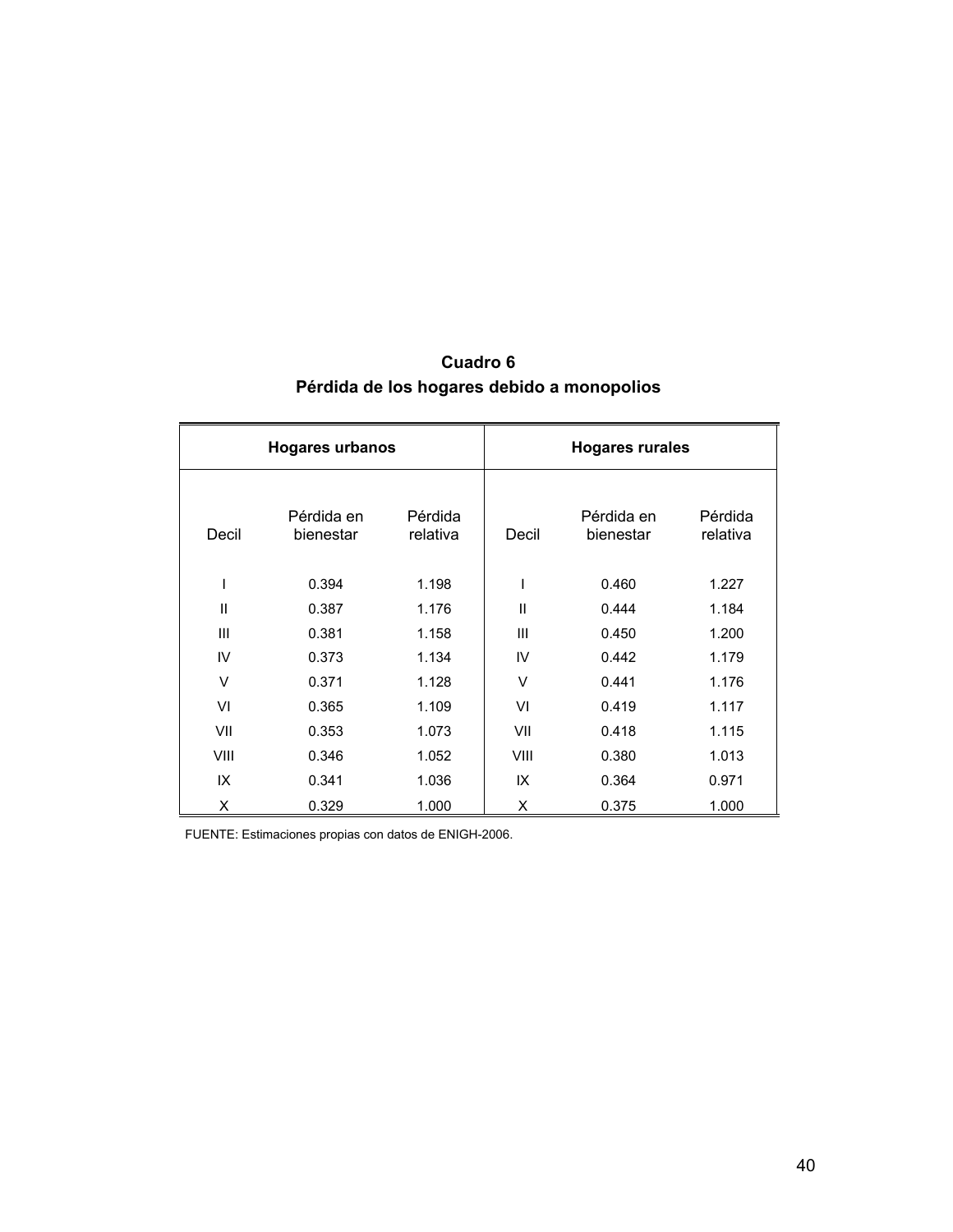**Cuadro 6**
**Pérdida de los hogares debido a monopolios**

| Hogares urbanos | | | Hogares rurales | | |
|---|---|---|---|---|---|
| Decil | Pérdida en bienestar | Pérdida relativa | Decil | Pérdida en bienestar | Pérdida relativa |
| I | 0.394 | 1.198 | I | 0.460 | 1.227 |
| II | 0.387 | 1.176 | II | 0.444 | 1.184 |
| III | 0.381 | 1.158 | III | 0.450 | 1.200 |
| IV | 0.373 | 1.134 | IV | 0.442 | 1.179 |
| V | 0.371 | 1.128 | V | 0.441 | 1.176 |
| VI | 0.365 | 1.109 | VI | 0.419 | 1.117 |
| VII | 0.353 | 1.073 | VII | 0.418 | 1.115 |
| VIII | 0.346 | 1.052 | VIII | 0.380 | 1.013 |
| IX | 0.341 | 1.036 | IX | 0.364 | 0.971 |
| X | 0.329 | 1.000 | X | 0.375 | 1.000 |

FUENTE: Estimaciones propias con datos de ENIGH-2006.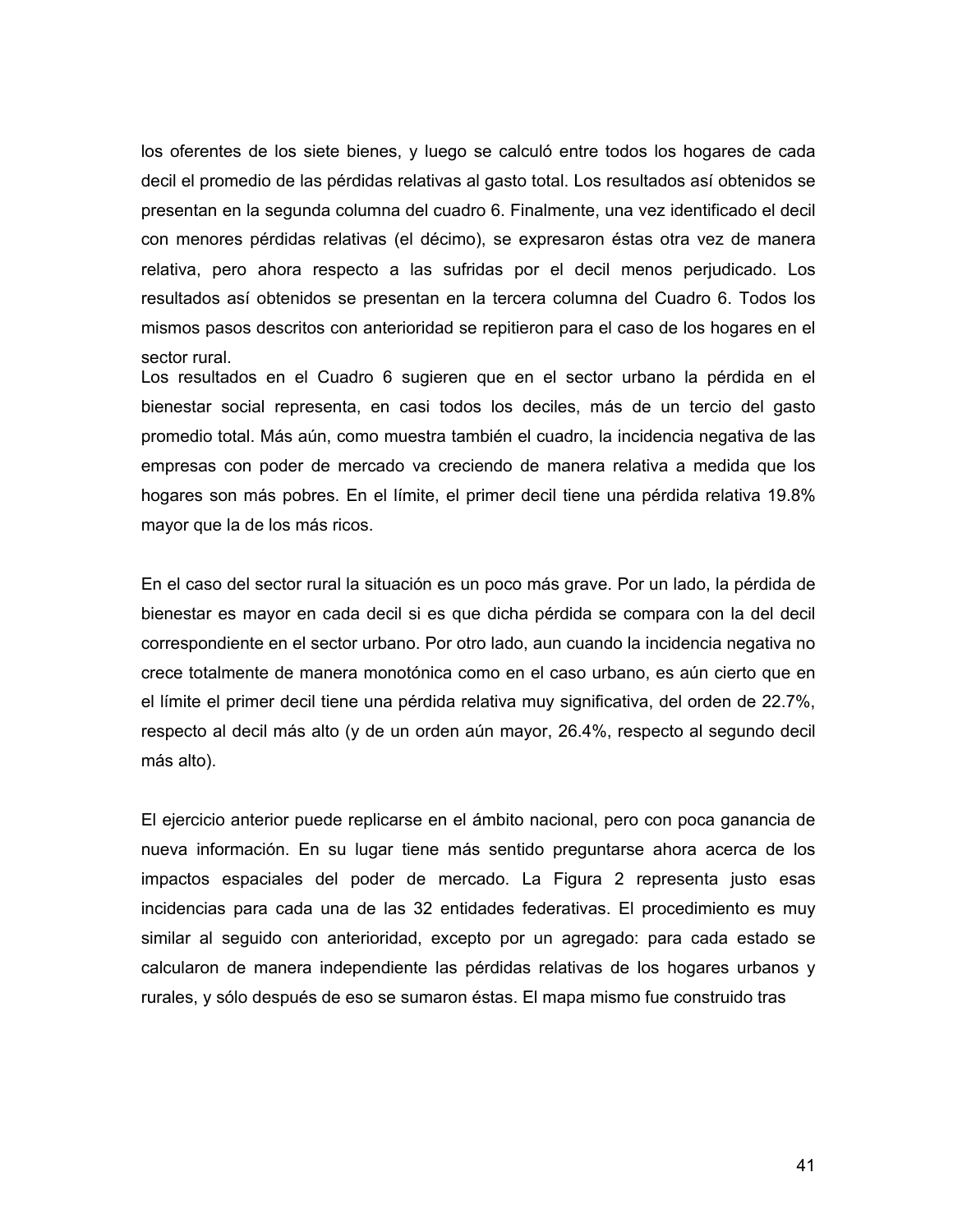los oferentes de los siete bienes, y luego se calculó entre todos los hogares de cada decil el promedio de las pérdidas relativas al gasto total. Los resultados así obtenidos se presentan en la segunda columna del cuadro 6. Finalmente, una vez identificado el decil con menores pérdidas relativas (el décimo), se expresaron éstas otra vez de manera relativa, pero ahora respecto a las sufridas por el decil menos perjudicado. Los resultados así obtenidos se presentan en la tercera columna del Cuadro 6. Todos los mismos pasos descritos con anterioridad se repitieron para el caso de los hogares en el sector rural.

Los resultados en el Cuadro 6 sugieren que en el sector urbano la pérdida en el bienestar social representa, en casi todos los deciles, más de un tercio del gasto promedio total. Más aún, como muestra también el cuadro, la incidencia negativa de las empresas con poder de mercado va creciendo de manera relativa a medida que los hogares son más pobres. En el límite, el primer decil tiene una pérdida relativa 19.8% mayor que la de los más ricos.

En el caso del sector rural la situación es un poco más grave. Por un lado, la pérdida de bienestar es mayor en cada decil si es que dicha pérdida se compara con la del decil correspondiente en el sector urbano. Por otro lado, aun cuando la incidencia negativa no crece totalmente de manera monotónica como en el caso urbano, es aún cierto que en el límite el primer decil tiene una pérdida relativa muy significativa, del orden de 22.7%, respecto al decil más alto (y de un orden aún mayor, 26.4%, respecto al segundo decil más alto).

El ejercicio anterior puede replicarse en el ámbito nacional, pero con poca ganancia de nueva información. En su lugar tiene más sentido preguntarse ahora acerca de los impactos espaciales del poder de mercado. La Figura 2 representa justo esas incidencias para cada una de las 32 entidades federativas. El procedimiento es muy similar al seguido con anterioridad, excepto por un agregado: para cada estado se calcularon de manera independiente las pérdidas relativas de los hogares urbanos y rurales, y sólo después de eso se sumaron éstas. El mapa mismo fue construido tras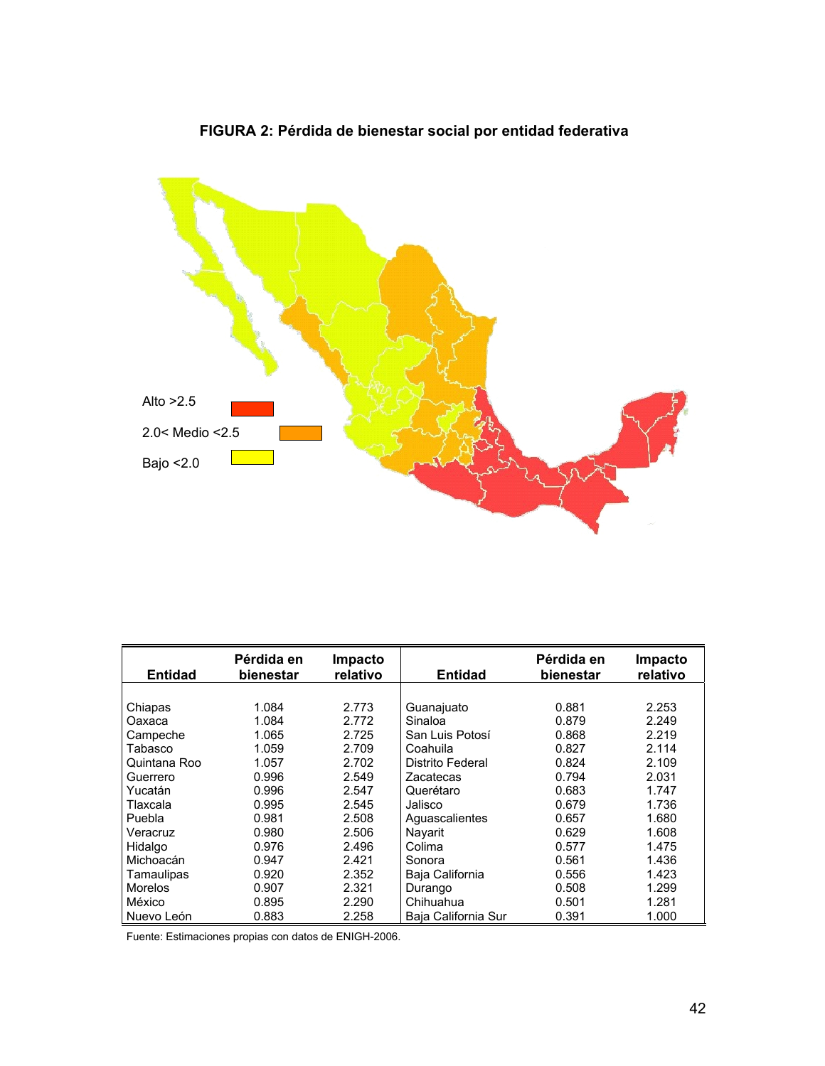**FIGURA 2: Pérdida de bienestar social por entidad federativa**

Alto >2.5

2.0< Medio <2.5

Bajo <2.0

| Entidad | Pérdida en bienestar | Impacto relativo | Entidad | Pérdida en bienestar | Impacto relativo |
|---|---|---|---|---|---|
| Chiapas | 1.084 | 2.773 | Guanajuato | 0.881 | 2.253 |
| Oaxaca | 1.084 | 2.772 | Sinaloa | 0.879 | 2.249 |
| Campeche | 1.065 | 2.725 | San Luis Potosí | 0.868 | 2.219 |
| Tabasco | 1.059 | 2.709 | Coahuila | 0.827 | 2.114 |
| Quintana Roo | 1.057 | 2.702 | Distrito Federal | 0.824 | 2.109 |
| Guerrero | 0.996 | 2.549 | Zacatecas | 0.794 | 2.031 |
| Yucatán | 0.996 | 2.547 | Querétaro | 0.683 | 1.747 |
| Tlaxcala | 0.995 | 2.545 | Jalisco | 0.679 | 1.736 |
| Puebla | 0.981 | 2.508 | Aguascalientes | 0.657 | 1.680 |
| Veracruz | 0.980 | 2.506 | Nayarit | 0.629 | 1.608 |
| Hidalgo | 0.976 | 2.496 | Colima | 0.577 | 1.475 |
| Michoacán | 0.947 | 2.421 | Sonora | 0.561 | 1.436 |
| Tamaulipas | 0.920 | 2.352 | Baja California | 0.556 | 1.423 |
| Morelos | 0.907 | 2.321 | Durango | 0.508 | 1.299 |
| México | 0.895 | 2.290 | Chihuahua | 0.501 | 1.281 |
| Nuevo León | 0.883 | 2.258 | Baja California Sur | 0.391 | 1.000 |

Fuente: Estimaciones propias con datos de ENIGH-2006.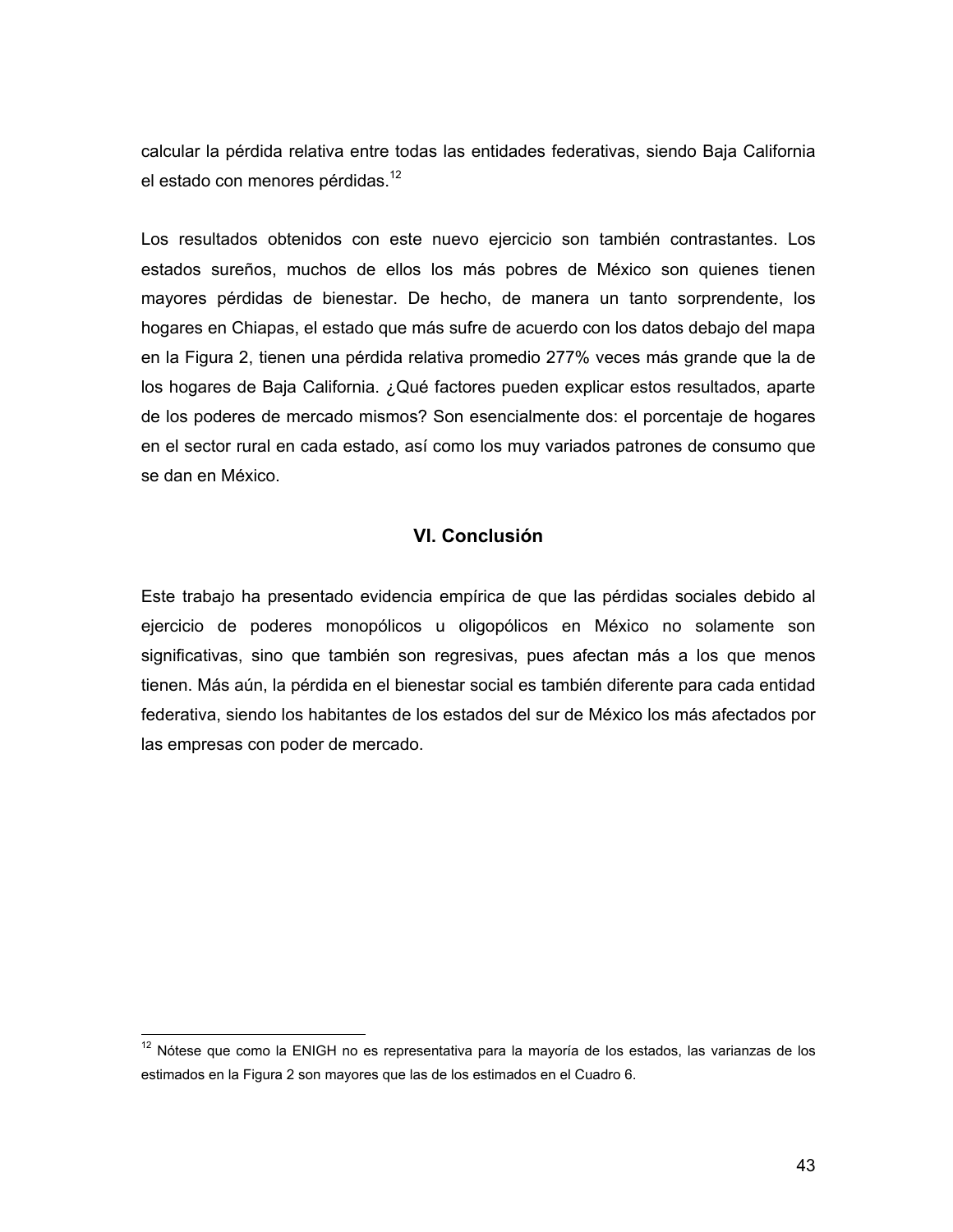calcular la pérdida relativa entre todas las entidades federativas, siendo Baja California el estado con menores pérdidas.[12]

Los resultados obtenidos con este nuevo ejercicio son también contrastantes. Los estados sureños, muchos de ellos los más pobres de México son quienes tienen mayores pérdidas de bienestar. De hecho, de manera un tanto sorprendente, los hogares en Chiapas, el estado que más sufre de acuerdo con los datos debajo del mapa en la Figura 2, tienen una pérdida relativa promedio 277% veces más grande que la de los hogares de Baja California. ¿Qué factores pueden explicar estos resultados, aparte de los poderes de mercado mismos? Son esencialmente dos: el porcentaje de hogares en el sector rural en cada estado, así como los muy variados patrones de consumo que se dan en México.

## VI. Conclusión

Este trabajo ha presentado evidencia empírica de que las pérdidas sociales debido al ejercicio de poderes monopólicos u oligopólicos en México no solamente son significativas, sino que también son regresivas, pues afectan más a los que menos tienen. Más aún, la pérdida en el bienestar social es también diferente para cada entidad federativa, siendo los habitantes de los estados del sur de México los más afectados por las empresas con poder de mercado.

---

[12] Nótese que como la ENIGH no es representativa para la mayoría de los estados, las varianzas de los estimados en la Figura 2 son mayores que las de los estimados en el Cuadro 6.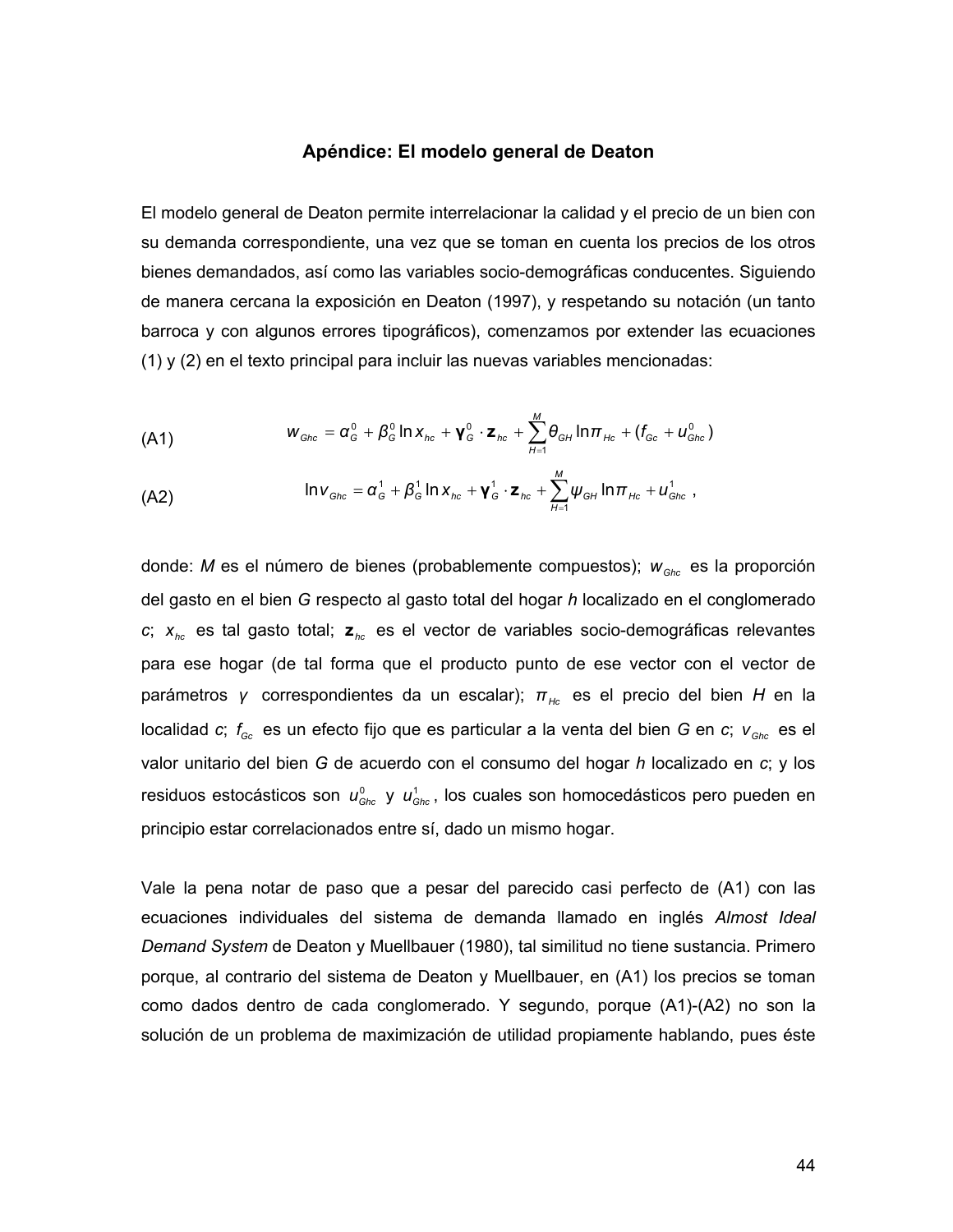### Apéndice: El modelo general de Deaton

El modelo general de Deaton permite interrelacionar la calidad y el precio de un bien con su demanda correspondiente, una vez que se toman en cuenta los precios de los otros bienes demandados, así como las variables socio-demográficas conducentes. Siguiendo de manera cercana la exposición en Deaton (1997), y respetando su notación (un tanto barroca y con algunos errores tipográficos), comenzamos por extender las ecuaciones (1) y (2) en el texto principal para incluir las nuevas variables mencionadas:

$$w_{Ghc} = \alpha_G^0 + \beta_G^0 \ln x_{hc} + \boldsymbol{\gamma}_G^0 \cdot \mathbf{z}_{hc} + \sum_{H=1}^{M} \theta_{GH} \ln \pi_{Hc} + (f_{Gc} + u_{Ghc}^0) \tag{A1}$$

$$\ln v_{Ghc} = \alpha_G^1 + \beta_G^1 \ln x_{hc} + \boldsymbol{\gamma}_G^1 \cdot \mathbf{z}_{hc} + \sum_{H=1}^{M} \psi_{GH} \ln \pi_{Hc} + u_{Ghc}^1 \,, \tag{A2}$$

donde: $M$ es el número de bienes (probablemente compuestos); $w_{Ghc}$ es la proporción del gasto en el bien $G$ respecto al gasto total del hogar $h$ localizado en el conglomerado $c$; $x_{hc}$ es tal gasto total; $\mathbf{z}_{hc}$ es el vector de variables socio-demográficas relevantes para ese hogar (de tal forma que el producto punto de ese vector con el vector de parámetros $\gamma$ correspondientes da un escalar); $\pi_{Hc}$ es el precio del bien $H$ en la localidad $c$; $f_{Gc}$ es un efecto fijo que es particular a la venta del bien $G$ en $c$; $v_{Ghc}$ es el valor unitario del bien $G$ de acuerdo con el consumo del hogar $h$ localizado en $c$; y los residuos estocásticos son $u_{Ghc}^0$ y $u_{Ghc}^1$, los cuales son homocedásticos pero pueden en principio estar correlacionados entre sí, dado un mismo hogar.

Vale la pena notar de paso que a pesar del parecido casi perfecto de (A1) con las ecuaciones individuales del sistema de demanda llamado en inglés *Almost Ideal Demand System* de Deaton y Muellbauer (1980), tal similitud no tiene sustancia. Primero porque, al contrario del sistema de Deaton y Muellbauer, en (A1) los precios se toman como dados dentro de cada conglomerado. Y segundo, porque (A1)-(A2) no son la solución de un problema de maximización de utilidad propiamente hablando, pues éste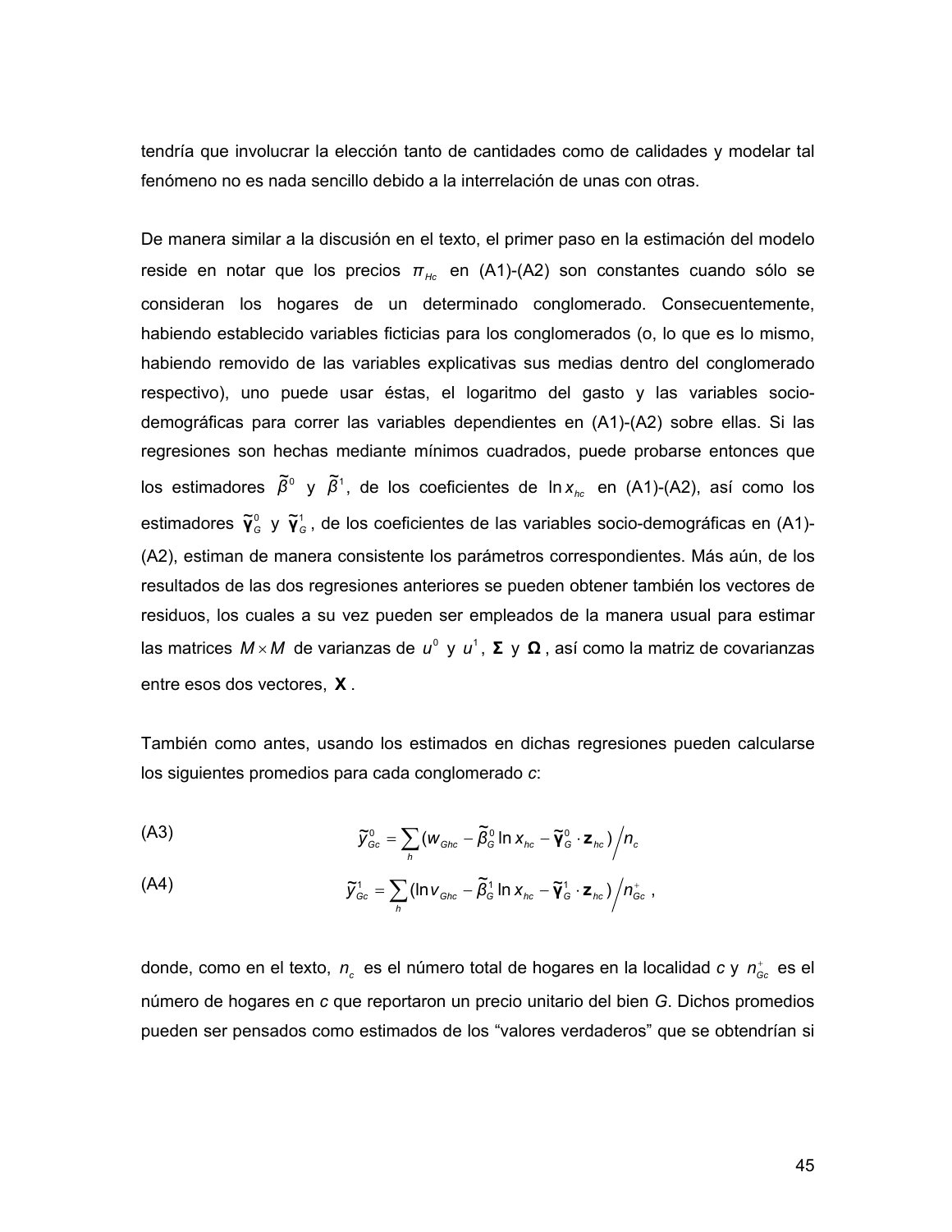tendría que involucrar la elección tanto de cantidades como de calidades y modelar tal fenómeno no es nada sencillo debido a la interrelación de unas con otras.

De manera similar a la discusión en el texto, el primer paso en la estimación del modelo reside en notar que los precios $\pi_{Hc}$ en (A1)-(A2) son constantes cuando sólo se consideran los hogares de un determinado conglomerado. Consecuentemente, habiendo establecido variables ficticias para los conglomerados (o, lo que es lo mismo, habiendo removido de las variables explicativas sus medias dentro del conglomerado respectivo), uno puede usar éstas, el logaritmo del gasto y las variables socio-demográficas para correr las variables dependientes en (A1)-(A2) sobre ellas. Si las regresiones son hechas mediante mínimos cuadrados, puede probarse entonces que los estimadores $\tilde{\beta}^0$ y $\tilde{\beta}^1$, de los coeficientes de $\ln x_{hc}$ en (A1)-(A2), así como los estimadores $\tilde{\boldsymbol{\gamma}}_G^0$ y $\tilde{\boldsymbol{\gamma}}_G^1$, de los coeficientes de las variables socio-demográficas en (A1)-(A2), estiman de manera consistente los parámetros correspondientes. Más aún, de los resultados de las dos regresiones anteriores se pueden obtener también los vectores de residuos, los cuales a su vez pueden ser empleados de la manera usual para estimar las matrices $M \times M$ de varianzas de $u^0$ y $u^1$, $\mathbf{\Sigma}$ y $\mathbf{\Omega}$, así como la matriz de covarianzas entre esos dos vectores, $\mathbf{X}$.

También como antes, usando los estimados en dichas regresiones pueden calcularse los siguientes promedios para cada conglomerado *c*:

(A3)
$$\tilde{y}_{Gc}^0 = \sum_h (w_{Ghc} - \tilde{\beta}_G^0 \ln x_{hc} - \tilde{\boldsymbol{\gamma}}_G^0 \cdot \mathbf{z}_{hc}) \Big/ n_c$$

(A4)
$$\tilde{y}_{Gc}^1 = \sum_h (\ln v_{Ghc} - \tilde{\beta}_G^1 \ln x_{hc} - \tilde{\boldsymbol{\gamma}}_G^1 \cdot \mathbf{z}_{hc}) \Big/ n_{Gc}^+ ,$$

donde, como en el texto, $n_c$ es el número total de hogares en la localidad *c* y $n_{Gc}^+$ es el número de hogares en *c* que reportaron un precio unitario del bien *G*. Dichos promedios pueden ser pensados como estimados de los "valores verdaderos" que se obtendrían si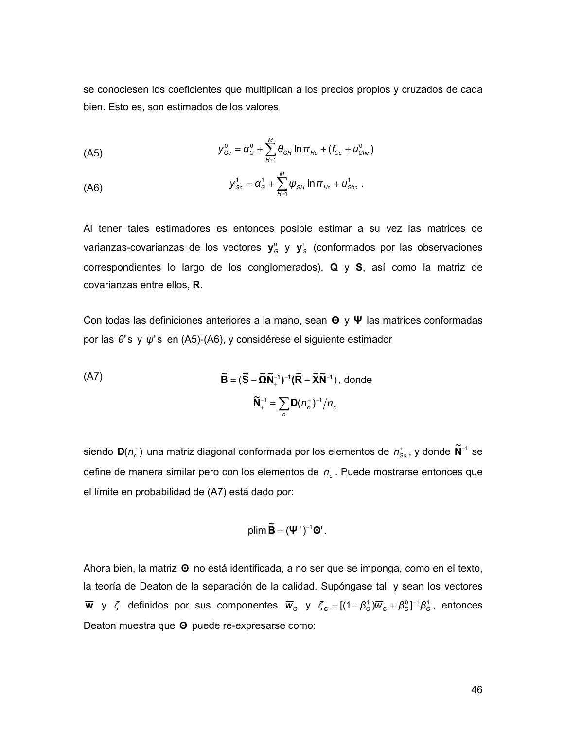se conociesen los coeficientes que multiplican a los precios propios y cruzados de cada bien. Esto es, son estimados de los valores

$$y_{Gc}^{0} = \alpha_{G}^{0} + \sum_{H=1}^{M} \theta_{GH} \ln \pi_{Hc} + (f_{Gc} + u_{Ghc}^{0}) \tag{A5}$$

$$y_{Gc}^{1} = \alpha_{G}^{1} + \sum_{H=1}^{M} \psi_{GH} \ln \pi_{Hc} + u_{Ghc}^{1} \ . \tag{A6}$$

Al tener tales estimadores es entonces posible estimar a su vez las matrices de varianzas-covarianzas de los vectores $\mathbf{y}_{G}^{0}$ y $\mathbf{y}_{G}^{1}$ (conformados por las observaciones correspondientes lo largo de los conglomerados), $\mathbf{Q}$ y $\mathbf{S}$, así como la matriz de covarianzas entre ellos, $\mathbf{R}$.

Con todas las definiciones anteriores a la mano, sean $\mathbf{\Theta}$ y $\mathbf{\Psi}$ las matrices conformadas por las $\theta$'s y $\psi$'s en (A5)-(A6), y considérese el siguiente estimador

$$\tilde{\mathbf{B}} = (\tilde{\mathbf{S}} - \tilde{\mathbf{\Omega}}\tilde{\mathbf{N}}_{+}^{-1})^{-1}(\tilde{\mathbf{R}} - \tilde{\mathbf{X}}\tilde{\mathbf{N}}^{-1}) \text{, donde} \tag{A7}$$

$$\tilde{\mathbf{N}}_{+}^{-1} = \sum_{c} \mathbf{D}(n_{c}^{+})^{-1} / n_{c}$$

siendo $\mathbf{D}(n_{c}^{+})$ una matriz diagonal conformada por los elementos de $n_{Gc}^{+}$, y donde $\tilde{\mathbf{N}}^{-1}$ se define de manera similar pero con los elementos de $n_{c}$. Puede mostrarse entonces que el límite en probabilidad de (A7) está dado por:

$$\text{plim}\, \tilde{\mathbf{B}} = (\mathbf{\Psi}')^{-1}\mathbf{\Theta}'.$$

Ahora bien, la matriz $\mathbf{\Theta}$ no está identificada, a no ser que se imponga, como en el texto, la teoría de Deaton de la separación de la calidad. Supóngase tal, y sean los vectores $\bar{\mathbf{w}}$ y $\zeta$ definidos por sus componentes $\bar{w}_{G}$ y $\zeta_{G} = [(1-\beta_{G}^{1})\bar{w}_{G} + \beta_{G}^{0}]^{-1}\beta_{G}^{1}$, entonces Deaton muestra que $\mathbf{\Theta}$ puede re-expresarse como: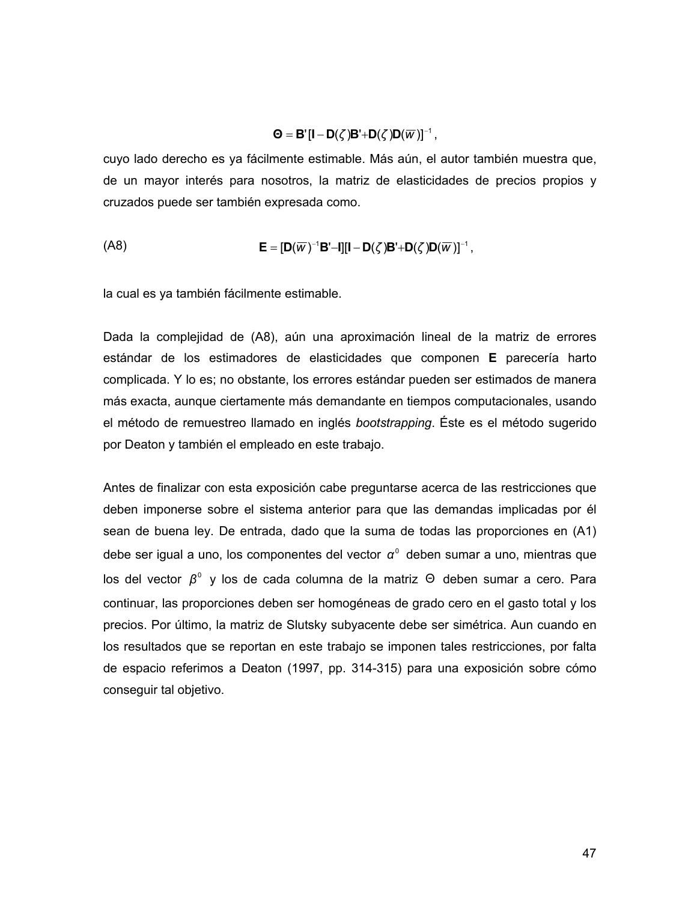$$\boldsymbol{\Theta} = \mathbf{B}'[\mathbf{I} - \mathbf{D}(\zeta)\mathbf{B}' + \mathbf{D}(\zeta)\mathbf{D}(\overline{w})]^{-1},$$

cuyo lado derecho es ya fácilmente estimable. Más aún, el autor también muestra que, de un mayor interés para nosotros, la matriz de elasticidades de precios propios y cruzados puede ser también expresada como.

$$\mathbf{E} = [\mathbf{D}(\overline{w})^{-1}\mathbf{B}' - \mathbf{I}][\mathbf{I} - \mathbf{D}(\zeta)\mathbf{B}' + \mathbf{D}(\zeta)\mathbf{D}(\overline{w})]^{-1}, \tag{A8}$$

la cual es ya también fácilmente estimable.

Dada la complejidad de (A8), aún una aproximación lineal de la matriz de errores estándar de los estimadores de elasticidades que componen **E** parecería harto complicada. Y lo es; no obstante, los errores estándar pueden ser estimados de manera más exacta, aunque ciertamente más demandante en tiempos computacionales, usando el método de remuestreo llamado en inglés *bootstrapping*. Éste es el método sugerido por Deaton y también el empleado en este trabajo.

Antes de finalizar con esta exposición cabe preguntarse acerca de las restricciones que deben imponerse sobre el sistema anterior para que las demandas implicadas por él sean de buena ley. De entrada, dado que la suma de todas las proporciones en (A1) debe ser igual a uno, los componentes del vector $\alpha^0$ deben sumar a uno, mientras que los del vector $\beta^0$ y los de cada columna de la matriz $\Theta$ deben sumar a cero. Para continuar, las proporciones deben ser homogéneas de grado cero en el gasto total y los precios. Por último, la matriz de Slutsky subyacente debe ser simétrica. Aun cuando en los resultados que se reportan en este trabajo se imponen tales restricciones, por falta de espacio referimos a Deaton (1997, pp. 314-315) para una exposición sobre cómo conseguir tal objetivo.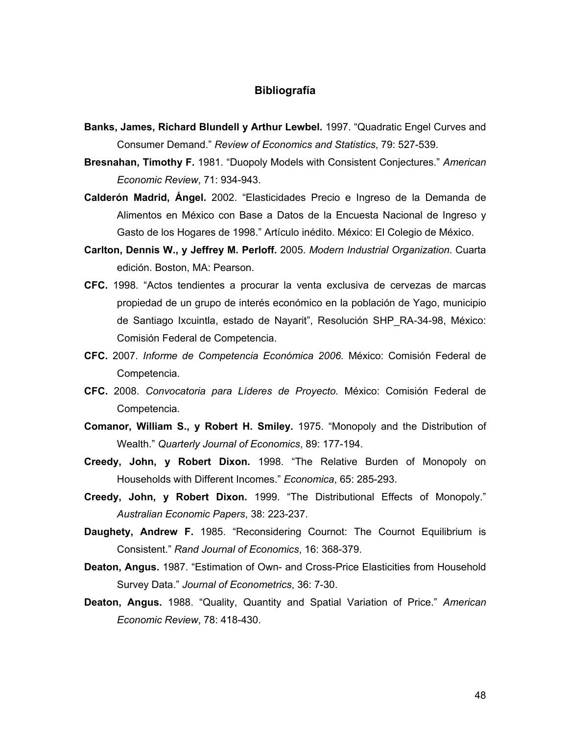# Bibliografía

**Banks, James, Richard Blundell y Arthur Lewbel.** 1997. "Quadratic Engel Curves and Consumer Demand." *Review of Economics and Statistics*, 79: 527-539.

**Bresnahan, Timothy F.** 1981. "Duopoly Models with Consistent Conjectures." *American Economic Review*, 71: 934-943.

**Calderón Madrid, Ángel.** 2002. "Elasticidades Precio e Ingreso de la Demanda de Alimentos en México con Base a Datos de la Encuesta Nacional de Ingreso y Gasto de los Hogares de 1998." Artículo inédito. México: El Colegio de México.

**Carlton, Dennis W., y Jeffrey M. Perloff.** 2005. *Modern Industrial Organization*. Cuarta edición. Boston, MA: Pearson.

**CFC.** 1998. "Actos tendientes a procurar la venta exclusiva de cervezas de marcas propiedad de un grupo de interés económico en la población de Yago, municipio de Santiago Ixcuintla, estado de Nayarit", Resolución SHP_RA-34-98, México: Comisión Federal de Competencia.

**CFC.** 2007. *Informe de Competencia Económica 2006.* México: Comisión Federal de Competencia.

**CFC.** 2008. *Convocatoria para Líderes de Proyecto.* México: Comisión Federal de Competencia.

**Comanor, William S., y Robert H. Smiley.** 1975. "Monopoly and the Distribution of Wealth." *Quarterly Journal of Economics*, 89: 177-194.

**Creedy, John, y Robert Dixon.** 1998. "The Relative Burden of Monopoly on Households with Different Incomes." *Economica*, 65: 285-293.

**Creedy, John, y Robert Dixon.** 1999. "The Distributional Effects of Monopoly." *Australian Economic Papers*, 38: 223-237.

**Daughety, Andrew F.** 1985. "Reconsidering Cournot: The Cournot Equilibrium is Consistent." *Rand Journal of Economics*, 16: 368-379.

**Deaton, Angus.** 1987. "Estimation of Own- and Cross-Price Elasticities from Household Survey Data." *Journal of Econometrics*, 36: 7-30.

**Deaton, Angus.** 1988. "Quality, Quantity and Spatial Variation of Price." *American Economic Review*, 78: 418-430.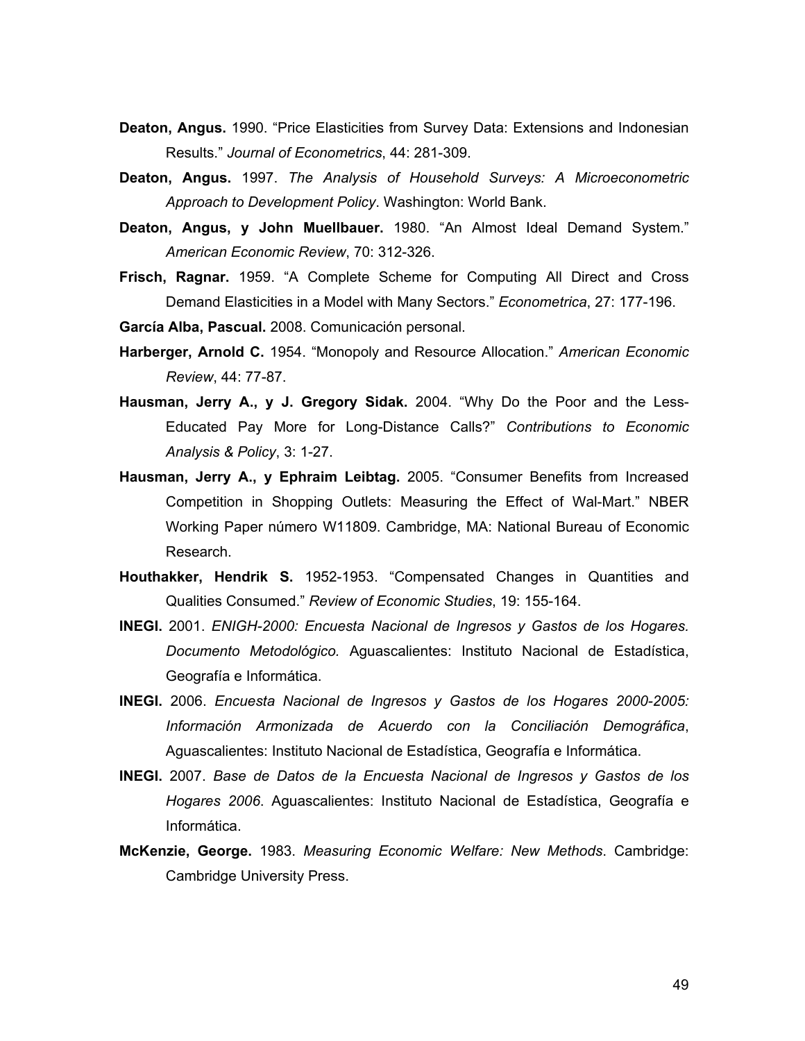**Deaton, Angus.** 1990. "Price Elasticities from Survey Data: Extensions and Indonesian Results." *Journal of Econometrics*, 44: 281-309.

**Deaton, Angus.** 1997. *The Analysis of Household Surveys: A Microeconometric Approach to Development Policy*. Washington: World Bank.

**Deaton, Angus, y John Muellbauer.** 1980. "An Almost Ideal Demand System." *American Economic Review*, 70: 312-326.

**Frisch, Ragnar.** 1959. "A Complete Scheme for Computing All Direct and Cross Demand Elasticities in a Model with Many Sectors." *Econometrica*, 27: 177-196.

**García Alba, Pascual.** 2008. Comunicación personal.

**Harberger, Arnold C.** 1954. "Monopoly and Resource Allocation." *American Economic Review*, 44: 77-87.

**Hausman, Jerry A., y J. Gregory Sidak.** 2004. "Why Do the Poor and the Less-Educated Pay More for Long-Distance Calls?" *Contributions to Economic Analysis & Policy*, 3: 1-27.

**Hausman, Jerry A., y Ephraim Leibtag.** 2005. "Consumer Benefits from Increased Competition in Shopping Outlets: Measuring the Effect of Wal-Mart." NBER Working Paper número W11809. Cambridge, MA: National Bureau of Economic Research.

**Houthakker, Hendrik S.** 1952-1953. "Compensated Changes in Quantities and Qualities Consumed." *Review of Economic Studies*, 19: 155-164.

**INEGI.** 2001. *ENIGH-2000: Encuesta Nacional de Ingresos y Gastos de los Hogares. Documento Metodológico.* Aguascalientes: Instituto Nacional de Estadística, Geografía e Informática.

**INEGI.** 2006. *Encuesta Nacional de Ingresos y Gastos de los Hogares 2000-2005: Información Armonizada de Acuerdo con la Conciliación Demográfica*, Aguascalientes: Instituto Nacional de Estadística, Geografía e Informática.

**INEGI.** 2007. *Base de Datos de la Encuesta Nacional de Ingresos y Gastos de los Hogares 2006*. Aguascalientes: Instituto Nacional de Estadística, Geografía e Informática.

**McKenzie, George.** 1983. *Measuring Economic Welfare: New Methods*. Cambridge: Cambridge University Press.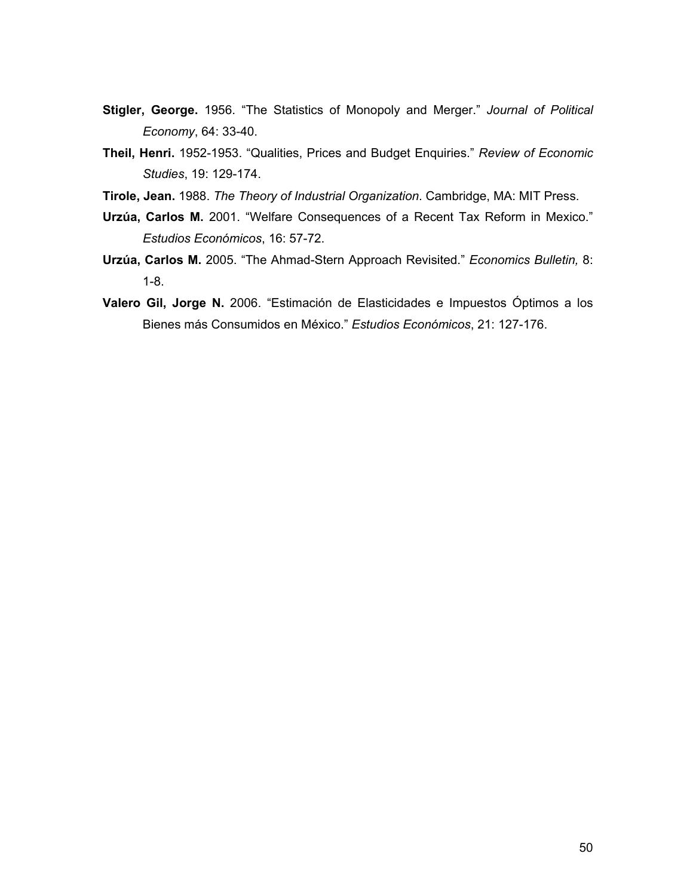**Stigler, George.** 1956. “The Statistics of Monopoly and Merger.” *Journal of Political Economy*, 64: 33-40.

**Theil, Henri.** 1952-1953. “Qualities, Prices and Budget Enquiries.” *Review of Economic Studies*, 19: 129-174.

**Tirole, Jean.** 1988. *The Theory of Industrial Organization*. Cambridge, MA: MIT Press.

**Urzúa, Carlos M.** 2001. “Welfare Consequences of a Recent Tax Reform in Mexico.” *Estudios Económicos*, 16: 57-72.

**Urzúa, Carlos M.** 2005. “The Ahmad-Stern Approach Revisited.” *Economics Bulletin,* 8: 1-8.

**Valero Gil, Jorge N.** 2006. “Estimación de Elasticidades e Impuestos Óptimos a los Bienes más Consumidos en México.” *Estudios Económicos*, 21: 127-176.